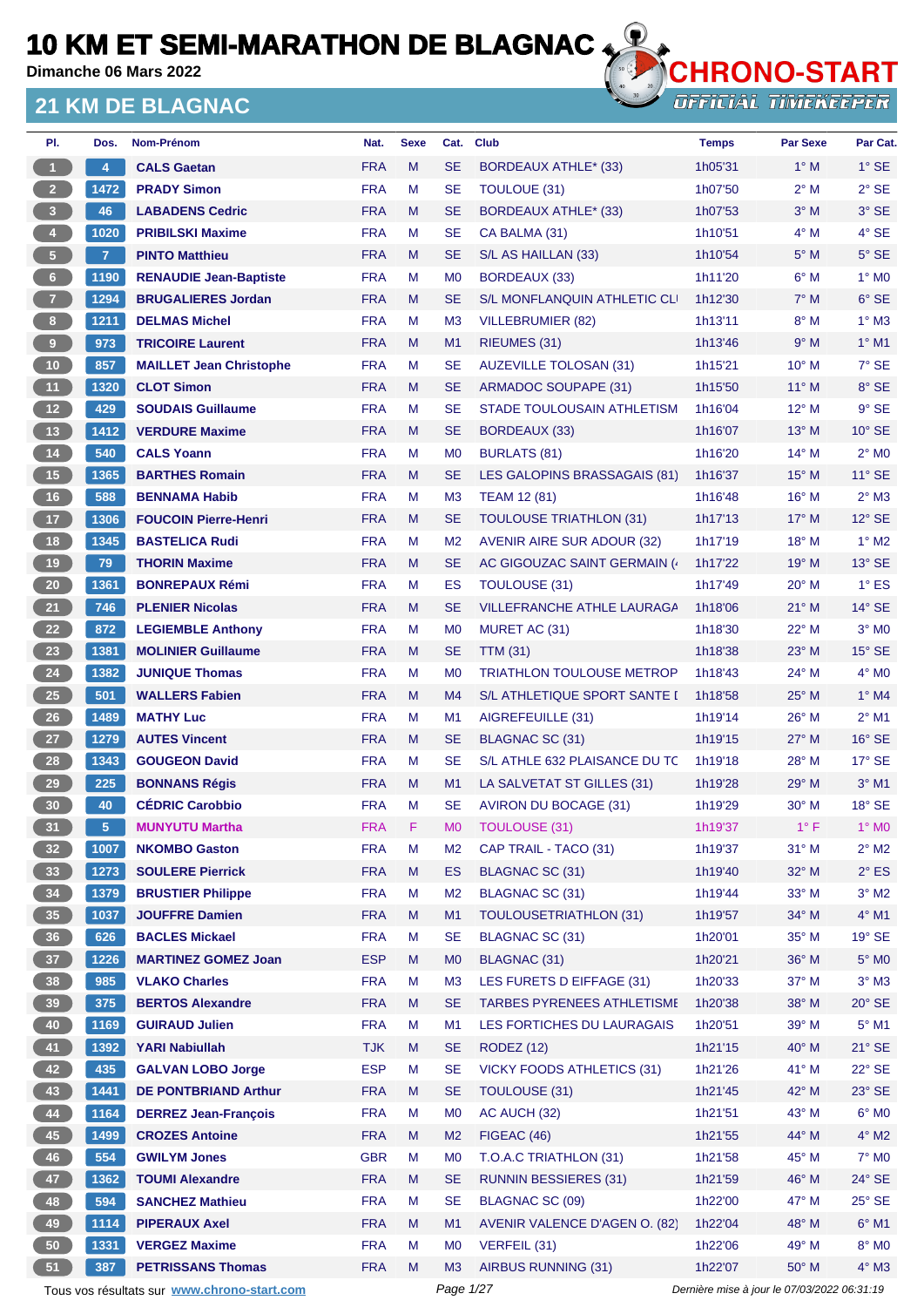# 10 KM ET SEMI-MARATHON DE BLAGNAC

Dimanche 06 Mars 2022

## 21 KM DE BLAGNAC

CHRONO-START
OFFICIAL TIMEKEEPER

| Pl. | Dos. | Nom-Prénom | Nat. | Sexe | Cat. | Club | Temps | Par Sexe | Par Cat. |
|---|---|---|---|---|---|---|---|---|---|
| 1 | 4 | CALS Gaetan | FRA | M | SE | BORDEAUX ATHLE* (33) | 1h05'31 | 1° M | 1° SE |
| 2 | 1472 | PRADY Simon | FRA | M | SE | TOULOUE (31) | 1h07'50 | 2° M | 2° SE |
| 3 | 46 | LABADENS Cedric | FRA | M | SE | BORDEAUX ATHLE* (33) | 1h07'53 | 3° M | 3° SE |
| 4 | 1020 | PRIBILSKI Maxime | FRA | M | SE | CA BALMA (31) | 1h10'51 | 4° M | 4° SE |
| 5 | 7 | PINTO Matthieu | FRA | M | SE | S/L AS HAILLAN (33) | 1h10'54 | 5° M | 5° SE |
| 6 | 1190 | RENAUDIE Jean-Baptiste | FRA | M | M0 | BORDEAUX (33) | 1h11'20 | 6° M | 1° M0 |
| 7 | 1294 | BRUGALIERES Jordan | FRA | M | SE | S/L MONFLANQUIN ATHLETIC CLI | 1h12'30 | 7° M | 6° SE |
| 8 | 1211 | DELMAS Michel | FRA | M | M3 | VILLEBRUMIER (82) | 1h13'11 | 8° M | 1° M3 |
| 9 | 973 | TRICOIRE Laurent | FRA | M | M1 | RIEUMES (31) | 1h13'46 | 9° M | 1° M1 |
| 10 | 857 | MAILLET Jean Christophe | FRA | M | SE | AUZEVILLE TOLOSAN (31) | 1h15'21 | 10° M | 7° SE |
| 11 | 1320 | CLOT Simon | FRA | M | SE | ARMADOC SOUPAPE (31) | 1h15'50 | 11° M | 8° SE |
| 12 | 429 | SOUDAIS Guillaume | FRA | M | SE | STADE TOULOUSAIN ATHLETISM | 1h16'04 | 12° M | 9° SE |
| 13 | 1412 | VERDURE Maxime | FRA | M | SE | BORDEAUX (33) | 1h16'07 | 13° M | 10° SE |
| 14 | 540 | CALS Yoann | FRA | M | M0 | BURLATS (81) | 1h16'20 | 14° M | 2° M0 |
| 15 | 1365 | BARTHES Romain | FRA | M | SE | LES GALOPINS BRASSAGAIS (81) | 1h16'37 | 15° M | 11° SE |
| 16 | 588 | BENNAMA Habib | FRA | M | M3 | TEAM 12 (81) | 1h16'48 | 16° M | 2° M3 |
| 17 | 1306 | FOUCOIN Pierre-Henri | FRA | M | SE | TOULOUSE TRIATHLON (31) | 1h17'13 | 17° M | 12° SE |
| 18 | 1345 | BASTELICA Rudi | FRA | M | M2 | AVENIR AIRE SUR ADOUR (32) | 1h17'19 | 18° M | 1° M2 |
| 19 | 79 | THORIN Maxime | FRA | M | SE | AC GIGOUZAC SAINT GERMAIN (4 | 1h17'22 | 19° M | 13° SE |
| 20 | 1361 | BONREPAUX Rémi | FRA | M | ES | TOULOUSE (31) | 1h17'49 | 20° M | 1° ES |
| 21 | 746 | PLENIER Nicolas | FRA | M | SE | VILLEFRANCHE ATHLE LAURAGA | 1h18'06 | 21° M | 14° SE |
| 22 | 872 | LEGIEMBLE Anthony | FRA | M | M0 | MURET AC (31) | 1h18'30 | 22° M | 3° M0 |
| 23 | 1381 | MOLINIER Guillaume | FRA | M | SE | TTM (31) | 1h18'38 | 23° M | 15° SE |
| 24 | 1382 | JUNIQUE Thomas | FRA | M | M0 | TRIATHLON TOULOUSE METROP | 1h18'43 | 24° M | 4° M0 |
| 25 | 501 | WALLERS Fabien | FRA | M | M4 | S/L ATHLETIQUE SPORT SANTE I | 1h18'58 | 25° M | 1° M4 |
| 26 | 1489 | MATHY Luc | FRA | M | M1 | AIGREFEUILLE (31) | 1h19'14 | 26° M | 2° M1 |
| 27 | 1279 | AUTES Vincent | FRA | M | SE | BLAGNAC SC (31) | 1h19'15 | 27° M | 16° SE |
| 28 | 1343 | GOUGEON David | FRA | M | SE | S/L ATHLE 632 PLAISANCE DU TC | 1h19'18 | 28° M | 17° SE |
| 29 | 225 | BONNANS Régis | FRA | M | M1 | LA SALVETAT ST GILLES (31) | 1h19'28 | 29° M | 3° M1 |
| 30 | 40 | CÉDRIC Carobbio | FRA | M | SE | AVIRON DU BOCAGE (31) | 1h19'29 | 30° M | 18° SE |
| 31 | 5 | MUNYUTU Martha | FRA | F | M0 | TOULOUSE (31) | 1h19'37 | 1° F | 1° M0 |
| 32 | 1007 | NKOMBO Gaston | FRA | M | M2 | CAP TRAIL - TACO (31) | 1h19'37 | 31° M | 2° M2 |
| 33 | 1273 | SOULERE Pierrick | FRA | M | ES | BLAGNAC SC (31) | 1h19'40 | 32° M | 2° ES |
| 34 | 1379 | BRUSTIER Philippe | FRA | M | M2 | BLAGNAC SC (31) | 1h19'44 | 33° M | 3° M2 |
| 35 | 1037 | JOUFFRE Damien | FRA | M | M1 | TOULOUSETRIATHLON (31) | 1h19'57 | 34° M | 4° M1 |
| 36 | 626 | BACLES Mickael | FRA | M | SE | BLAGNAC SC (31) | 1h20'01 | 35° M | 19° SE |
| 37 | 1226 | MARTINEZ GOMEZ Joan | ESP | M | M0 | BLAGNAC (31) | 1h20'21 | 36° M | 5° M0 |
| 38 | 985 | VLAKO Charles | FRA | M | M3 | LES FURETS D EIFFAGE (31) | 1h20'33 | 37° M | 3° M3 |
| 39 | 375 | BERTOS Alexandre | FRA | M | SE | TARBES PYRENEES ATHLETISME | 1h20'38 | 38° M | 20° SE |
| 40 | 1169 | GUIRAUD Julien | FRA | M | M1 | LES FORTICHES DU LAURAGAIS | 1h20'51 | 39° M | 5° M1 |
| 41 | 1392 | YARI Nabiullah | TJK | M | SE | RODEZ (12) | 1h21'15 | 40° M | 21° SE |
| 42 | 435 | GALVAN LOBO Jorge | ESP | M | SE | VICKY FOODS ATHLETICS (31) | 1h21'26 | 41° M | 22° SE |
| 43 | 1441 | DE PONTBRIAND Arthur | FRA | M | SE | TOULOUSE (31) | 1h21'45 | 42° M | 23° SE |
| 44 | 1164 | DERREZ Jean-François | FRA | M | M0 | AC AUCH (32) | 1h21'51 | 43° M | 6° M0 |
| 45 | 1499 | CROZES Antoine | FRA | M | M2 | FIGEAC (46) | 1h21'55 | 44° M | 4° M2 |
| 46 | 554 | GWILYM Jones | GBR | M | M0 | T.O.A.C TRIATHLON (31) | 1h21'58 | 45° M | 7° M0 |
| 47 | 1362 | TOUMI Alexandre | FRA | M | SE | RUNNIN BESSIERES (31) | 1h21'59 | 46° M | 24° SE |
| 48 | 594 | SANCHEZ Mathieu | FRA | M | SE | BLAGNAC SC (09) | 1h22'00 | 47° M | 25° SE |
| 49 | 1114 | PIPERAUX Axel | FRA | M | M1 | AVENIR VALENCE D'AGEN O. (82) | 1h22'04 | 48° M | 6° M1 |
| 50 | 1331 | VERGEZ Maxime | FRA | M | M0 | VERFEIL (31) | 1h22'06 | 49° M | 8° M0 |
| 51 | 387 | PETRISSANS Thomas | FRA | M | M3 | AIRBUS RUNNING (31) | 1h22'07 | 50° M | 4° M3 |

Tous vos résultats sur www.chrono-start.com

*Dernière mise à jour le 07/03/2022 06:31:19*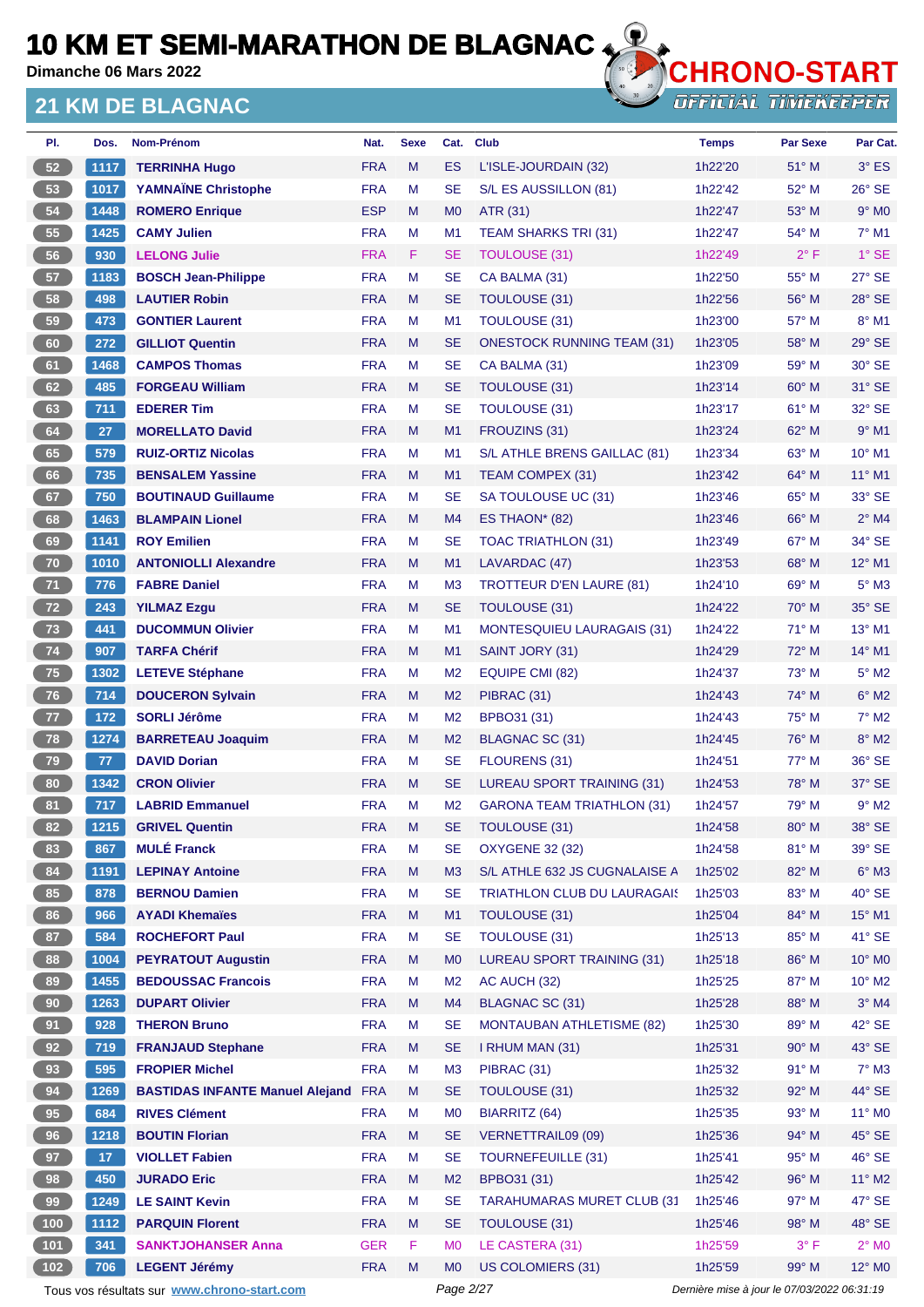# 10 KM ET SEMI-MARATHON DE BLAGNAC

**Dimanche 06 Mars 2022**

## 21 KM DE BLAGNAC

| Pl. | Dos. | Nom-Prénom | Nat. | Sexe | Cat. | Club | Temps | Par Sexe | Par Cat. |
|---|---|---|---|---|---|---|---|---|---|
| 52 | 1117 | TERRINHA Hugo | FRA | M | ES | L'ISLE-JOURDAIN (32) | 1h22'20 | 51° M | 3° ES |
| 53 | 1017 | YAMNAÏNE Christophe | FRA | M | SE | S/L ES AUSSILLON (81) | 1h22'42 | 52° M | 26° SE |
| 54 | 1448 | ROMERO Enrique | ESP | M | M0 | ATR (31) | 1h22'47 | 53° M | 9° M0 |
| 55 | 1425 | CAMY Julien | FRA | M | M1 | TEAM SHARKS TRI (31) | 1h22'47 | 54° M | 7° M1 |
| 56 | 930 | LELONG Julie | FRA | F | SE | TOULOUSE (31) | 1h22'49 | 2° F | 1° SE |
| 57 | 1183 | BOSCH Jean-Philippe | FRA | M | SE | CA BALMA (31) | 1h22'50 | 55° M | 27° SE |
| 58 | 498 | LAUTIER Robin | FRA | M | SE | TOULOUSE (31) | 1h22'56 | 56° M | 28° SE |
| 59 | 473 | GONTIER Laurent | FRA | M | M1 | TOULOUSE (31) | 1h23'00 | 57° M | 8° M1 |
| 60 | 272 | GILLIOT Quentin | FRA | M | SE | ONESTOCK RUNNING TEAM (31) | 1h23'05 | 58° M | 29° SE |
| 61 | 1468 | CAMPOS Thomas | FRA | M | SE | CA BALMA (31) | 1h23'09 | 59° M | 30° SE |
| 62 | 485 | FORGEAU William | FRA | M | SE | TOULOUSE (31) | 1h23'14 | 60° M | 31° SE |
| 63 | 711 | EDERER Tim | FRA | M | SE | TOULOUSE (31) | 1h23'17 | 61° M | 32° SE |
| 64 | 27 | MORELLATO David | FRA | M | M1 | FROUZINS (31) | 1h23'24 | 62° M | 9° M1 |
| 65 | 579 | RUIZ-ORTIZ Nicolas | FRA | M | M1 | S/L ATHLE BRENS GAILLAC (81) | 1h23'34 | 63° M | 10° M1 |
| 66 | 735 | BENSALEM Yassine | FRA | M | M1 | TEAM COMPEX (31) | 1h23'42 | 64° M | 11° M1 |
| 67 | 750 | BOUTINAUD Guillaume | FRA | M | SE | SA TOULOUSE UC (31) | 1h23'46 | 65° M | 33° SE |
| 68 | 1463 | BLAMPAIN Lionel | FRA | M | M4 | ES THAON* (82) | 1h23'46 | 66° M | 2° M4 |
| 69 | 1141 | ROY Emilien | FRA | M | SE | TOAC TRIATHLON (31) | 1h23'49 | 67° M | 34° SE |
| 70 | 1010 | ANTONIOLLI Alexandre | FRA | M | M1 | LAVARDAC (47) | 1h23'53 | 68° M | 12° M1 |
| 71 | 776 | FABRE Daniel | FRA | M | M3 | TROTTEUR D'EN LAURE (81) | 1h24'10 | 69° M | 5° M3 |
| 72 | 243 | YILMAZ Ezgu | FRA | M | SE | TOULOUSE (31) | 1h24'22 | 70° M | 35° SE |
| 73 | 441 | DUCOMMUN Olivier | FRA | M | M1 | MONTESQUIEU LAURAGAIS (31) | 1h24'22 | 71° M | 13° M1 |
| 74 | 907 | TARFA Chérif | FRA | M | M1 | SAINT JORY (31) | 1h24'29 | 72° M | 14° M1 |
| 75 | 1302 | LETEVE Stéphane | FRA | M | M2 | EQUIPE CMI (82) | 1h24'37 | 73° M | 5° M2 |
| 76 | 714 | DOUCERON Sylvain | FRA | M | M2 | PIBRAC (31) | 1h24'43 | 74° M | 6° M2 |
| 77 | 172 | SORLI Jérôme | FRA | M | M2 | BPBO31 (31) | 1h24'43 | 75° M | 7° M2 |
| 78 | 1274 | BARRETEAU Joaquim | FRA | M | M2 | BLAGNAC SC (31) | 1h24'45 | 76° M | 8° M2 |
| 79 | 77 | DAVID Dorian | FRA | M | SE | FLOURENS (31) | 1h24'51 | 77° M | 36° SE |
| 80 | 1342 | CRON Olivier | FRA | M | SE | LUREAU SPORT TRAINING (31) | 1h24'53 | 78° M | 37° SE |
| 81 | 717 | LABRID Emmanuel | FRA | M | M2 | GARONA TEAM TRIATHLON (31) | 1h24'57 | 79° M | 9° M2 |
| 82 | 1215 | GRIVEL Quentin | FRA | M | SE | TOULOUSE (31) | 1h24'58 | 80° M | 38° SE |
| 83 | 867 | MULÉ Franck | FRA | M | SE | OXYGENE 32 (32) | 1h24'58 | 81° M | 39° SE |
| 84 | 1191 | LEPINAY Antoine | FRA | M | M3 | S/L ATHLE 632 JS CUGNALAISE A | 1h25'02 | 82° M | 6° M3 |
| 85 | 878 | BERNOU Damien | FRA | M | SE | TRIATHLON CLUB DU LAURAGAIS | 1h25'03 | 83° M | 40° SE |
| 86 | 966 | AYADI Khemaïes | FRA | M | M1 | TOULOUSE (31) | 1h25'04 | 84° M | 15° M1 |
| 87 | 584 | ROCHEFORT Paul | FRA | M | SE | TOULOUSE (31) | 1h25'13 | 85° M | 41° SE |
| 88 | 1004 | PEYRATOUT Augustin | FRA | M | M0 | LUREAU SPORT TRAINING (31) | 1h25'18 | 86° M | 10° M0 |
| 89 | 1455 | BEDOUSSAC Francois | FRA | M | M2 | AC AUCH (32) | 1h25'25 | 87° M | 10° M2 |
| 90 | 1263 | DUPART Olivier | FRA | M | M4 | BLAGNAC SC (31) | 1h25'28 | 88° M | 3° M4 |
| 91 | 928 | THERON Bruno | FRA | M | SE | MONTAUBAN ATHLETISME (82) | 1h25'30 | 89° M | 42° SE |
| 92 | 719 | FRANJAUD Stephane | FRA | M | SE | I RHUM MAN (31) | 1h25'31 | 90° M | 43° SE |
| 93 | 595 | FROPIER Michel | FRA | M | M3 | PIBRAC (31) | 1h25'32 | 91° M | 7° M3 |
| 94 | 1269 | BASTIDAS INFANTE Manuel Alejand | FRA | M | SE | TOULOUSE (31) | 1h25'32 | 92° M | 44° SE |
| 95 | 684 | RIVES Clément | FRA | M | M0 | BIARRITZ (64) | 1h25'35 | 93° M | 11° M0 |
| 96 | 1218 | BOUTIN Florian | FRA | M | SE | VERNETTRAIL09 (09) | 1h25'36 | 94° M | 45° SE |
| 97 | 17 | VIOLLET Fabien | FRA | M | SE | TOURNEFEUILLE (31) | 1h25'41 | 95° M | 46° SE |
| 98 | 450 | JURADO Eric | FRA | M | M2 | BPBO31 (31) | 1h25'42 | 96° M | 11° M2 |
| 99 | 1249 | LE SAINT Kevin | FRA | M | SE | TARAHUMARAS MURET CLUB (31 | 1h25'46 | 97° M | 47° SE |
| 100 | 1112 | PARQUIN Florent | FRA | M | SE | TOULOUSE (31) | 1h25'46 | 98° M | 48° SE |
| 101 | 341 | SANKTJOHANSER Anna | GER | F | M0 | LE CASTERA (31) | 1h25'59 | 3° F | 2° M0 |
| 102 | 706 | LEGENT Jérémy | FRA | M | M0 | US COLOMIERS (31) | 1h25'59 | 99° M | 12° M0 |

Tous vos résultats sur www.chrono-start.com

Dernière mise à jour le 07/03/2022 06:31:19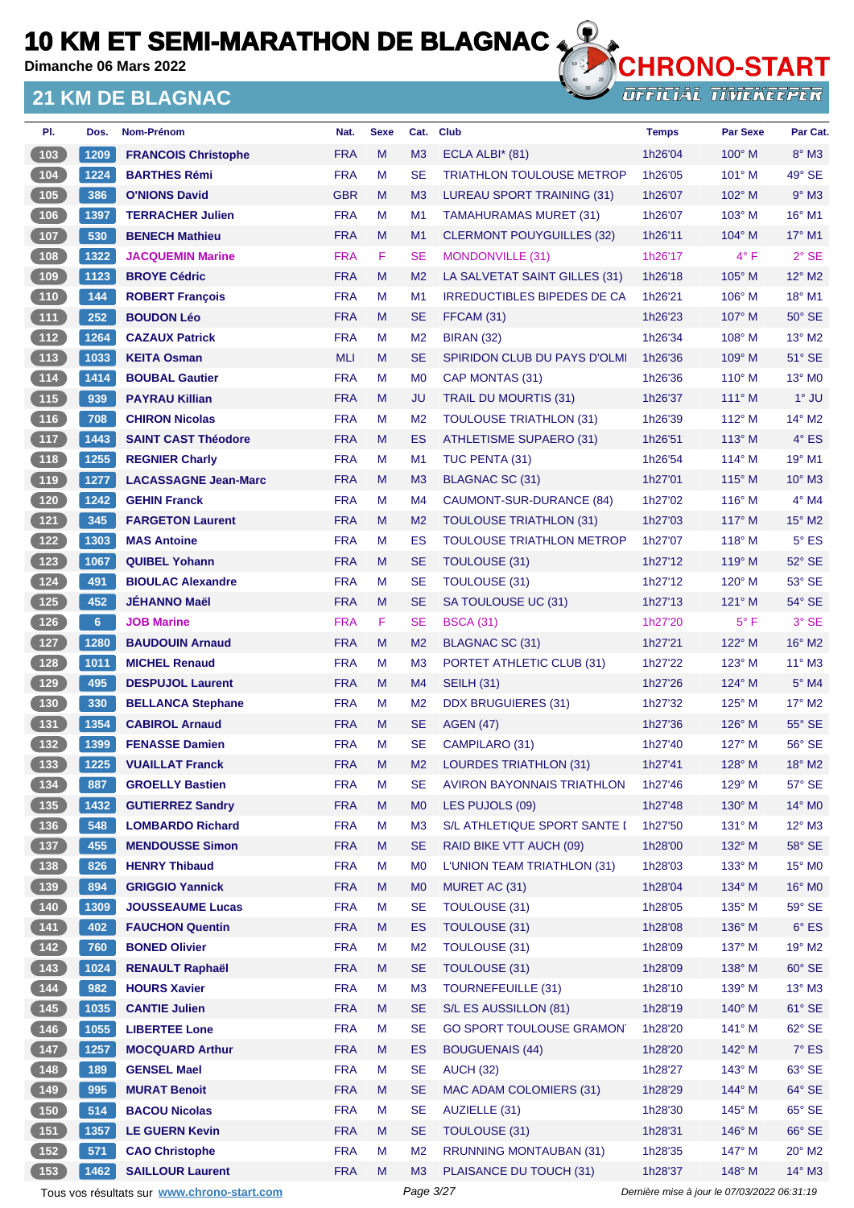# 10 KM ET SEMI-MARATHON DE BLAGNAC

**Dimanche 06 Mars 2022**

## 21 KM DE BLAGNAC

CHRONO-START
OFFICIAL TIMEKEEPER

| Pl. | Dos. | Nom-Prénom | Nat. | Sexe | Cat. | Club | Temps | Par Sexe | Par Cat. |
|---|---|---|---|---|---|---|---|---|---|
| 103 | 1209 | **FRANCOIS Christophe** | FRA | M | M3 | ECLA ALBI* (81) | 1h26'04 | 100° M | 8° M3 |
| 104 | 1224 | **BARTHES Rémi** | FRA | M | SE | TRIATHLON TOULOUSE METROP | 1h26'05 | 101° M | 49° SE |
| 105 | 386 | **O'NIONS David** | GBR | M | M3 | LUREAU SPORT TRAINING (31) | 1h26'07 | 102° M | 9° M3 |
| 106 | 1397 | **TERRACHER Julien** | FRA | M | M1 | TAMAHURAMAS MURET (31) | 1h26'07 | 103° M | 16° M1 |
| 107 | 530 | **BENECH Mathieu** | FRA | M | M1 | CLERMONT POUYGUILLES (32) | 1h26'11 | 104° M | 17° M1 |
| 108 | 1322 | **JACQUEMIN Marine** | FRA | F | SE | MONDONVILLE (31) | 1h26'17 | 4° F | 2° SE |
| 109 | 1123 | **BROYE Cédric** | FRA | M | M2 | LA SALVETAT SAINT GILLES (31) | 1h26'18 | 105° M | 12° M2 |
| 110 | 144 | **ROBERT François** | FRA | M | M1 | IRREDUCTIBLES BIPEDES DE CA | 1h26'21 | 106° M | 18° M1 |
| 111 | 252 | **BOUDON Léo** | FRA | M | SE | FFCAM (31) | 1h26'23 | 107° M | 50° SE |
| 112 | 1264 | **CAZAUX Patrick** | FRA | M | M2 | BIRAN (32) | 1h26'34 | 108° M | 13° M2 |
| 113 | 1033 | **KEITA Osman** | MLI | M | SE | SPIRIDON CLUB DU PAYS D'OLMI | 1h26'36 | 109° M | 51° SE |
| 114 | 1414 | **BOUBAL Gautier** | FRA | M | M0 | CAP MONTAS (31) | 1h26'36 | 110° M | 13° M0 |
| 115 | 939 | **PAYRAU Killian** | FRA | M | JU | TRAIL DU MOURTIS (31) | 1h26'37 | 111° M | 1° JU |
| 116 | 708 | **CHIRON Nicolas** | FRA | M | M2 | TOULOUSE TRIATHLON (31) | 1h26'39 | 112° M | 14° M2 |
| 117 | 1443 | **SAINT CAST Théodore** | FRA | M | ES | ATHLETISME SUPAERO (31) | 1h26'51 | 113° M | 4° ES |
| 118 | 1255 | **REGNIER Charly** | FRA | M | M1 | TUC PENTA (31) | 1h26'54 | 114° M | 19° M1 |
| 119 | 1277 | **LACASSAGNE Jean-Marc** | FRA | M | M3 | BLAGNAC SC (31) | 1h27'01 | 115° M | 10° M3 |
| 120 | 1242 | **GEHIN Franck** | FRA | M | M4 | CAUMONT-SUR-DURANCE (84) | 1h27'02 | 116° M | 4° M4 |
| 121 | 345 | **FARGETON Laurent** | FRA | M | M2 | TOULOUSE TRIATHLON (31) | 1h27'03 | 117° M | 15° M2 |
| 122 | 1303 | **MAS Antoine** | FRA | M | ES | TOULOUSE TRIATHLON METROP | 1h27'07 | 118° M | 5° ES |
| 123 | 1067 | **QUIBEL Yohann** | FRA | M | SE | TOULOUSE (31) | 1h27'12 | 119° M | 52° SE |
| 124 | 491 | **BIOULAC Alexandre** | FRA | M | SE | TOULOUSE (31) | 1h27'12 | 120° M | 53° SE |
| 125 | 452 | **JÉHANNO Maël** | FRA | M | SE | SA TOULOUSE UC (31) | 1h27'13 | 121° M | 54° SE |
| 126 | 6 | **JOB Marine** | FRA | F | SE | BSCA (31) | 1h27'20 | 5° F | 3° SE |
| 127 | 1280 | **BAUDOUIN Arnaud** | FRA | M | M2 | BLAGNAC SC (31) | 1h27'21 | 122° M | 16° M2 |
| 128 | 1011 | **MICHEL Renaud** | FRA | M | M3 | PORTET ATHLETIC CLUB (31) | 1h27'22 | 123° M | 11° M3 |
| 129 | 495 | **DESPUJOL Laurent** | FRA | M | M4 | SEILH (31) | 1h27'26 | 124° M | 5° M4 |
| 130 | 330 | **BELLANCA Stephane** | FRA | M | M2 | DDX BRUGUIERES (31) | 1h27'32 | 125° M | 17° M2 |
| 131 | 1354 | **CABIROL Arnaud** | FRA | M | SE | AGEN (47) | 1h27'36 | 126° M | 55° SE |
| 132 | 1399 | **FENASSE Damien** | FRA | M | SE | CAMPILARO (31) | 1h27'40 | 127° M | 56° SE |
| 133 | 1225 | **VUAILLAT Franck** | FRA | M | M2 | LOURDES TRIATHLON (31) | 1h27'41 | 128° M | 18° M2 |
| 134 | 887 | **GROELLY Bastien** | FRA | M | SE | AVIRON BAYONNAIS TRIATHLON | 1h27'46 | 129° M | 57° SE |
| 135 | 1432 | **GUTIERREZ Sandry** | FRA | M | M0 | LES PUJOLS (09) | 1h27'48 | 130° M | 14° M0 |
| 136 | 548 | **LOMBARDO Richard** | FRA | M | M3 | S/L ATHLETIQUE SPORT SANTE I | 1h27'50 | 131° M | 12° M3 |
| 137 | 455 | **MENDOUSSE Simon** | FRA | M | SE | RAID BIKE VTT AUCH (09) | 1h28'00 | 132° M | 58° SE |
| 138 | 826 | **HENRY Thibaud** | FRA | M | M0 | L'UNION TEAM TRIATHLON (31) | 1h28'03 | 133° M | 15° M0 |
| 139 | 894 | **GRIGGIO Yannick** | FRA | M | M0 | MURET AC (31) | 1h28'04 | 134° M | 16° M0 |
| 140 | 1309 | **JOUSSEAUME Lucas** | FRA | M | SE | TOULOUSE (31) | 1h28'05 | 135° M | 59° SE |
| 141 | 402 | **FAUCHON Quentin** | FRA | M | ES | TOULOUSE (31) | 1h28'08 | 136° M | 6° ES |
| 142 | 760 | **BONED Olivier** | FRA | M | M2 | TOULOUSE (31) | 1h28'09 | 137° M | 19° M2 |
| 143 | 1024 | **RENAULT Raphaël** | FRA | M | SE | TOULOUSE (31) | 1h28'09 | 138° M | 60° SE |
| 144 | 982 | **HOURS Xavier** | FRA | M | M3 | TOURNEFEUILLE (31) | 1h28'10 | 139° M | 13° M3 |
| 145 | 1035 | **CANTIE Julien** | FRA | M | SE | S/L ES AUSSILLON (81) | 1h28'19 | 140° M | 61° SE |
| 146 | 1055 | **LIBERTEE Lone** | FRA | M | SE | GO SPORT TOULOUSE GRAMON | 1h28'20 | 141° M | 62° SE |
| 147 | 1257 | **MOCQUARD Arthur** | FRA | M | ES | BOUGUENAIS (44) | 1h28'20 | 142° M | 7° ES |
| 148 | 189 | **GENSEL Mael** | FRA | M | SE | AUCH (32) | 1h28'27 | 143° M | 63° SE |
| 149 | 995 | **MURAT Benoit** | FRA | M | SE | MAC ADAM COLOMIERS (31) | 1h28'29 | 144° M | 64° SE |
| 150 | 514 | **BACOU Nicolas** | FRA | M | SE | AUZIELLE (31) | 1h28'30 | 145° M | 65° SE |
| 151 | 1357 | **LE GUERN Kevin** | FRA | M | SE | TOULOUSE (31) | 1h28'31 | 146° M | 66° SE |
| 152 | 571 | **CAO Christophe** | FRA | M | M2 | RRUNNING MONTAUBAN (31) | 1h28'35 | 147° M | 20° M2 |
| 153 | 1462 | **SAILLOUR Laurent** | FRA | M | M3 | PLAISANCE DU TOUCH (31) | 1h28'37 | 148° M | 14° M3 |

Tous vos résultats sur www.chrono-start.com

*Dernière mise à jour le 07/03/2022 06:31:19*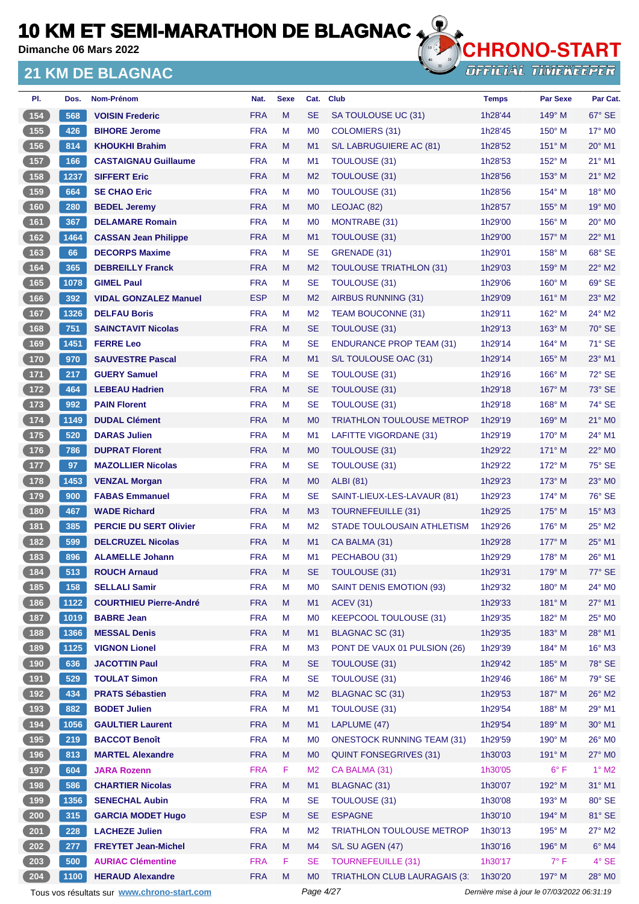# 10 KM ET SEMI-MARATHON DE BLAGNAC

**Dimanche 06 Mars 2022**

## 21 KM DE BLAGNAC

CHRONO-START — OFFICIAL TIMEKEEPER

| Pl. | Dos. | Nom-Prénom | Nat. | Sexe | Cat. | Club | Temps | Par Sexe | Par Cat. |
|---|---|---|---|---|---|---|---|---|---|
| 154 | 568 | **VOISIN Frederic** | FRA | M | SE | SA TOULOUSE UC (31) | 1h28'44 | 149° M | 67° SE |
| 155 | 426 | **BIHORE Jerome** | FRA | M | M0 | COLOMIERS (31) | 1h28'45 | 150° M | 17° M0 |
| 156 | 814 | **KHOUKHI Brahim** | FRA | M | M1 | S/L LABRUGUIERE AC (81) | 1h28'52 | 151° M | 20° M1 |
| 157 | 166 | **CASTAIGNAU Guillaume** | FRA | M | M1 | TOULOUSE (31) | 1h28'53 | 152° M | 21° M1 |
| 158 | 1237 | **SIFFERT Eric** | FRA | M | M2 | TOULOUSE (31) | 1h28'56 | 153° M | 21° M2 |
| 159 | 664 | **SE CHAO Eric** | FRA | M | M0 | TOULOUSE (31) | 1h28'56 | 154° M | 18° M0 |
| 160 | 280 | **BEDEL Jeremy** | FRA | M | M0 | LEOJAC (82) | 1h28'57 | 155° M | 19° M0 |
| 161 | 367 | **DELAMARE Romain** | FRA | M | M0 | MONTRABE (31) | 1h29'00 | 156° M | 20° M0 |
| 162 | 1464 | **CASSAN Jean Philippe** | FRA | M | M1 | TOULOUSE (31) | 1h29'00 | 157° M | 22° M1 |
| 163 | 66 | **DECORPS Maxime** | FRA | M | SE | GRENADE (31) | 1h29'01 | 158° M | 68° SE |
| 164 | 365 | **DEBREILLY Franck** | FRA | M | M2 | TOULOUSE TRIATHLON (31) | 1h29'03 | 159° M | 22° M2 |
| 165 | 1078 | **GIMEL Paul** | FRA | M | SE | TOULOUSE (31) | 1h29'06 | 160° M | 69° SE |
| 166 | 392 | **VIDAL GONZALEZ Manuel** | ESP | M | M2 | AIRBUS RUNNING (31) | 1h29'09 | 161° M | 23° M2 |
| 167 | 1326 | **DELFAU Boris** | FRA | M | M2 | TEAM BOUCONNE (31) | 1h29'11 | 162° M | 24° M2 |
| 168 | 751 | **SAINCTAVIT Nicolas** | FRA | M | SE | TOULOUSE (31) | 1h29'13 | 163° M | 70° SE |
| 169 | 1451 | **FERRE Leo** | FRA | M | SE | ENDURANCE PROP TEAM (31) | 1h29'14 | 164° M | 71° SE |
| 170 | 970 | **SAUVESTRE Pascal** | FRA | M | M1 | S/L TOULOUSE OAC (31) | 1h29'14 | 165° M | 23° M1 |
| 171 | 217 | **GUERY Samuel** | FRA | M | SE | TOULOUSE (31) | 1h29'16 | 166° M | 72° SE |
| 172 | 464 | **LEBEAU Hadrien** | FRA | M | SE | TOULOUSE (31) | 1h29'18 | 167° M | 73° SE |
| 173 | 992 | **PAIN Florent** | FRA | M | SE | TOULOUSE (31) | 1h29'18 | 168° M | 74° SE |
| 174 | 1149 | **DUDAL Clément** | FRA | M | M0 | TRIATHLON TOULOUSE METROP | 1h29'19 | 169° M | 21° M0 |
| 175 | 520 | **DARAS Julien** | FRA | M | M1 | LAFITTE VIGORDANE (31) | 1h29'19 | 170° M | 24° M1 |
| 176 | 786 | **DUPRAT Florent** | FRA | M | M0 | TOULOUSE (31) | 1h29'22 | 171° M | 22° M0 |
| 177 | 97 | **MAZOLLIER Nicolas** | FRA | M | SE | TOULOUSE (31) | 1h29'22 | 172° M | 75° SE |
| 178 | 1453 | **VENZAL Morgan** | FRA | M | M0 | ALBI (81) | 1h29'23 | 173° M | 23° M0 |
| 179 | 900 | **FABAS Emmanuel** | FRA | M | SE | SAINT-LIEUX-LES-LAVAUR (81) | 1h29'23 | 174° M | 76° SE |
| 180 | 467 | **WADE Richard** | FRA | M | M3 | TOURNEFEUILLE (31) | 1h29'25 | 175° M | 15° M3 |
| 181 | 385 | **PERCIE DU SERT Olivier** | FRA | M | M2 | STADE TOULOUSAIN ATHLETISM | 1h29'26 | 176° M | 25° M2 |
| 182 | 599 | **DELCRUZEL Nicolas** | FRA | M | M1 | CA BALMA (31) | 1h29'28 | 177° M | 25° M1 |
| 183 | 896 | **ALAMELLE Johann** | FRA | M | M1 | PECHABOU (31) | 1h29'29 | 178° M | 26° M1 |
| 184 | 513 | **ROUCH Arnaud** | FRA | M | SE | TOULOUSE (31) | 1h29'31 | 179° M | 77° SE |
| 185 | 158 | **SELLALI Samir** | FRA | M | M0 | SAINT DENIS EMOTION (93) | 1h29'32 | 180° M | 24° M0 |
| 186 | 1122 | **COURTHIEU Pierre-André** | FRA | M | M1 | ACEV (31) | 1h29'33 | 181° M | 27° M1 |
| 187 | 1019 | **BABRE Jean** | FRA | M | M0 | KEEPCOOL TOULOUSE (31) | 1h29'35 | 182° M | 25° M0 |
| 188 | 1366 | **MESSAL Denis** | FRA | M | M1 | BLAGNAC SC (31) | 1h29'35 | 183° M | 28° M1 |
| 189 | 1125 | **VIGNON Lionel** | FRA | M | M3 | PONT DE VAUX 01 PULSION (26) | 1h29'39 | 184° M | 16° M3 |
| 190 | 636 | **JACOTTIN Paul** | FRA | M | SE | TOULOUSE (31) | 1h29'42 | 185° M | 78° SE |
| 191 | 529 | **TOULAT Simon** | FRA | M | SE | TOULOUSE (31) | 1h29'46 | 186° M | 79° SE |
| 192 | 434 | **PRATS Sébastien** | FRA | M | M2 | BLAGNAC SC (31) | 1h29'53 | 187° M | 26° M2 |
| 193 | 882 | **BODET Julien** | FRA | M | M1 | TOULOUSE (31) | 1h29'54 | 188° M | 29° M1 |
| 194 | 1056 | **GAULTIER Laurent** | FRA | M | M1 | LAPLUME (47) | 1h29'54 | 189° M | 30° M1 |
| 195 | 219 | **BACCOT Benoît** | FRA | M | M0 | ONESTOCK RUNNING TEAM (31) | 1h29'59 | 190° M | 26° M0 |
| 196 | 813 | **MARTEL Alexandre** | FRA | M | M0 | QUINT FONSEGRIVES (31) | 1h30'03 | 191° M | 27° M0 |
| 197 | 604 | **JARA Rozenn** | FRA | F | M2 | CA BALMA (31) | 1h30'05 | 6° F | 1° M2 |
| 198 | 586 | **CHARTIER Nicolas** | FRA | M | M1 | BLAGNAC (31) | 1h30'07 | 192° M | 31° M1 |
| 199 | 1356 | **SENECHAL Aubin** | FRA | M | SE | TOULOUSE (31) | 1h30'08 | 193° M | 80° SE |
| 200 | 315 | **GARCIA MODET Hugo** | ESP | M | SE | ESPAGNE | 1h30'10 | 194° M | 81° SE |
| 201 | 228 | **LACHEZE Julien** | FRA | M | M2 | TRIATHLON TOULOUSE METROP | 1h30'13 | 195° M | 27° M2 |
| 202 | 277 | **FREYTET Jean-Michel** | FRA | M | M4 | S/L SU AGEN (47) | 1h30'16 | 196° M | 6° M4 |
| 203 | 500 | **AURIAC Clémentine** | FRA | F | SE | TOURNEFEUILLE (31) | 1h30'17 | 7° F | 4° SE |
| 204 | 1100 | **HERAUD Alexandre** | FRA | M | M0 | TRIATHLON CLUB LAURAGAIS (3: | 1h30'20 | 197° M | 28° M0 |

Tous vos résultats sur www.chrono-start.com — Dernière mise à jour le 07/03/2022 06:31:19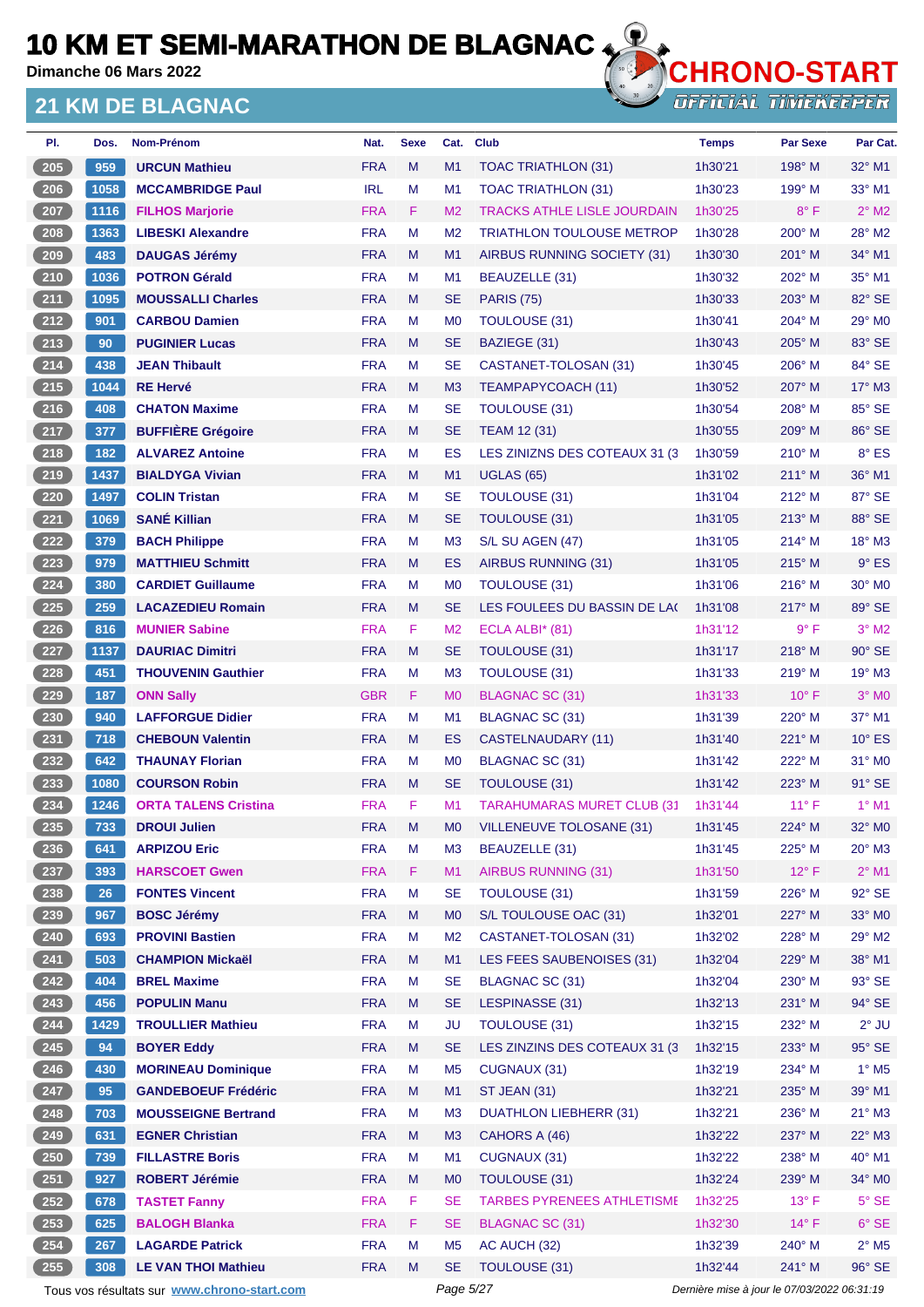# 10 KM ET SEMI-MARATHON DE BLAGNAC

Dimanche 06 Mars 2022

## 21 KM DE BLAGNAC

| Pl. | Dos. | Nom-Prénom | Nat. | Sexe | Cat. | Club | Temps | Par Sexe | Par Cat. |
|---|---|---|---|---|---|---|---|---|---|
| 205 | 959 | URCUN Mathieu | FRA | M | M1 | TOAC TRIATHLON (31) | 1h30'21 | 198° M | 32° M1 |
| 206 | 1058 | MCCAMBRIDGE Paul | IRL | M | M1 | TOAC TRIATHLON (31) | 1h30'23 | 199° M | 33° M1 |
| 207 | 1116 | FILHOS Marjorie | FRA | F | M2 | TRACKS ATHLE LISLE JOURDAIN | 1h30'25 | 8° F | 2° M2 |
| 208 | 1363 | LIBESKI Alexandre | FRA | M | M2 | TRIATHLON TOULOUSE METROP | 1h30'28 | 200° M | 28° M2 |
| 209 | 483 | DAUGAS Jérémy | FRA | M | M1 | AIRBUS RUNNING SOCIETY (31) | 1h30'30 | 201° M | 34° M1 |
| 210 | 1036 | POTRON Gérald | FRA | M | M1 | BEAUZELLE (31) | 1h30'32 | 202° M | 35° M1 |
| 211 | 1095 | MOUSSALLI Charles | FRA | M | SE | PARIS (75) | 1h30'33 | 203° M | 82° SE |
| 212 | 901 | CARBOU Damien | FRA | M | M0 | TOULOUSE (31) | 1h30'41 | 204° M | 29° M0 |
| 213 | 90 | PUGINIER Lucas | FRA | M | SE | BAZIEGE (31) | 1h30'43 | 205° M | 83° SE |
| 214 | 438 | JEAN Thibault | FRA | M | SE | CASTANET-TOLOSAN (31) | 1h30'45 | 206° M | 84° SE |
| 215 | 1044 | RE Hervé | FRA | M | M3 | TEAMPAPYCOACH (11) | 1h30'52 | 207° M | 17° M3 |
| 216 | 408 | CHATON Maxime | FRA | M | SE | TOULOUSE (31) | 1h30'54 | 208° M | 85° SE |
| 217 | 377 | BUFFIÈRE Grégoire | FRA | M | SE | TEAM 12 (31) | 1h30'55 | 209° M | 86° SE |
| 218 | 182 | ALVAREZ Antoine | FRA | M | ES | LES ZINIZNS DES COTEAUX 31 (3 | 1h30'59 | 210° M | 8° ES |
| 219 | 1437 | BIALDYGA Vivian | FRA | M | M1 | UGLAS (65) | 1h31'02 | 211° M | 36° M1 |
| 220 | 1497 | COLIN Tristan | FRA | M | SE | TOULOUSE (31) | 1h31'04 | 212° M | 87° SE |
| 221 | 1069 | SANÉ Killian | FRA | M | SE | TOULOUSE (31) | 1h31'05 | 213° M | 88° SE |
| 222 | 379 | BACH Philippe | FRA | M | M3 | S/L SU AGEN (47) | 1h31'05 | 214° M | 18° M3 |
| 223 | 979 | MATTHIEU Schmitt | FRA | M | ES | AIRBUS RUNNING (31) | 1h31'05 | 215° M | 9° ES |
| 224 | 380 | CARDIET Guillaume | FRA | M | M0 | TOULOUSE (31) | 1h31'06 | 216° M | 30° M0 |
| 225 | 259 | LACAZEDIEU Romain | FRA | M | SE | LES FOULEES DU BASSIN DE LA( | 1h31'08 | 217° M | 89° SE |
| 226 | 816 | MUNIER Sabine | FRA | F | M2 | ECLA ALBI* (81) | 1h31'12 | 9° F | 3° M2 |
| 227 | 1137 | DAURIAC Dimitri | FRA | M | SE | TOULOUSE (31) | 1h31'17 | 218° M | 90° SE |
| 228 | 451 | THOUVENIN Gauthier | FRA | M | M3 | TOULOUSE (31) | 1h31'33 | 219° M | 19° M3 |
| 229 | 187 | ONN Sally | GBR | F | M0 | BLAGNAC SC (31) | 1h31'33 | 10° F | 3° M0 |
| 230 | 940 | LAFFORGUE Didier | FRA | M | M1 | BLAGNAC SC (31) | 1h31'39 | 220° M | 37° M1 |
| 231 | 718 | CHEBOUN Valentin | FRA | M | ES | CASTELNAUDARY (11) | 1h31'40 | 221° M | 10° ES |
| 232 | 642 | THAUNAY Florian | FRA | M | M0 | BLAGNAC SC (31) | 1h31'42 | 222° M | 31° M0 |
| 233 | 1080 | COURSON Robin | FRA | M | SE | TOULOUSE (31) | 1h31'42 | 223° M | 91° SE |
| 234 | 1246 | ORTA TALENS Cristina | FRA | F | M1 | TARAHUMARAS MURET CLUB (31 | 1h31'44 | 11° F | 1° M1 |
| 235 | 733 | DROUI Julien | FRA | M | M0 | VILLENEUVE TOLOSANE (31) | 1h31'45 | 224° M | 32° M0 |
| 236 | 641 | ARPIZOU Eric | FRA | M | M3 | BEAUZELLE (31) | 1h31'45 | 225° M | 20° M3 |
| 237 | 393 | HARSCOET Gwen | FRA | F | M1 | AIRBUS RUNNING (31) | 1h31'50 | 12° F | 2° M1 |
| 238 | 26 | FONTES Vincent | FRA | M | SE | TOULOUSE (31) | 1h31'59 | 226° M | 92° SE |
| 239 | 967 | BOSC Jérémy | FRA | M | M0 | S/L TOULOUSE OAC (31) | 1h32'01 | 227° M | 33° M0 |
| 240 | 693 | PROVINI Bastien | FRA | M | M2 | CASTANET-TOLOSAN (31) | 1h32'02 | 228° M | 29° M2 |
| 241 | 503 | CHAMPION Mickaël | FRA | M | M1 | LES FEES SAUBENOISES (31) | 1h32'04 | 229° M | 38° M1 |
| 242 | 404 | BREL Maxime | FRA | M | SE | BLAGNAC SC (31) | 1h32'04 | 230° M | 93° SE |
| 243 | 456 | POPULIN Manu | FRA | M | SE | LESPINASSE (31) | 1h32'13 | 231° M | 94° SE |
| 244 | 1429 | TROULLIER Mathieu | FRA | M | JU | TOULOUSE (31) | 1h32'15 | 232° M | 2° JU |
| 245 | 94 | BOYER Eddy | FRA | M | SE | LES ZINZINS DES COTEAUX 31 (3 | 1h32'15 | 233° M | 95° SE |
| 246 | 430 | MORINEAU Dominique | FRA | M | M5 | CUGNAUX (31) | 1h32'19 | 234° M | 1° M5 |
| 247 | 95 | GANDEBOEUF Frédéric | FRA | M | M1 | ST JEAN (31) | 1h32'21 | 235° M | 39° M1 |
| 248 | 703 | MOUSSEIGNE Bertrand | FRA | M | M3 | DUATHLON LIEBHERR (31) | 1h32'21 | 236° M | 21° M3 |
| 249 | 631 | EGNER Christian | FRA | M | M3 | CAHORS A (46) | 1h32'22 | 237° M | 22° M3 |
| 250 | 739 | FILLASTRE Boris | FRA | M | M1 | CUGNAUX (31) | 1h32'22 | 238° M | 40° M1 |
| 251 | 927 | ROBERT Jérémie | FRA | M | M0 | TOULOUSE (31) | 1h32'24 | 239° M | 34° M0 |
| 252 | 678 | TASTET Fanny | FRA | F | SE | TARBES PYRENEES ATHLETISME | 1h32'25 | 13° F | 5° SE |
| 253 | 625 | BALOGH Blanka | FRA | F | SE | BLAGNAC SC (31) | 1h32'30 | 14° F | 6° SE |
| 254 | 267 | LAGARDE Patrick | FRA | M | M5 | AC AUCH (32) | 1h32'39 | 240° M | 2° M5 |
| 255 | 308 | LE VAN THOI Mathieu | FRA | M | SE | TOULOUSE (31) | 1h32'44 | 241° M | 96° SE |

Tous vos résultats sur www.chrono-start.com

Dernière mise à jour le 07/03/2022 06:31:19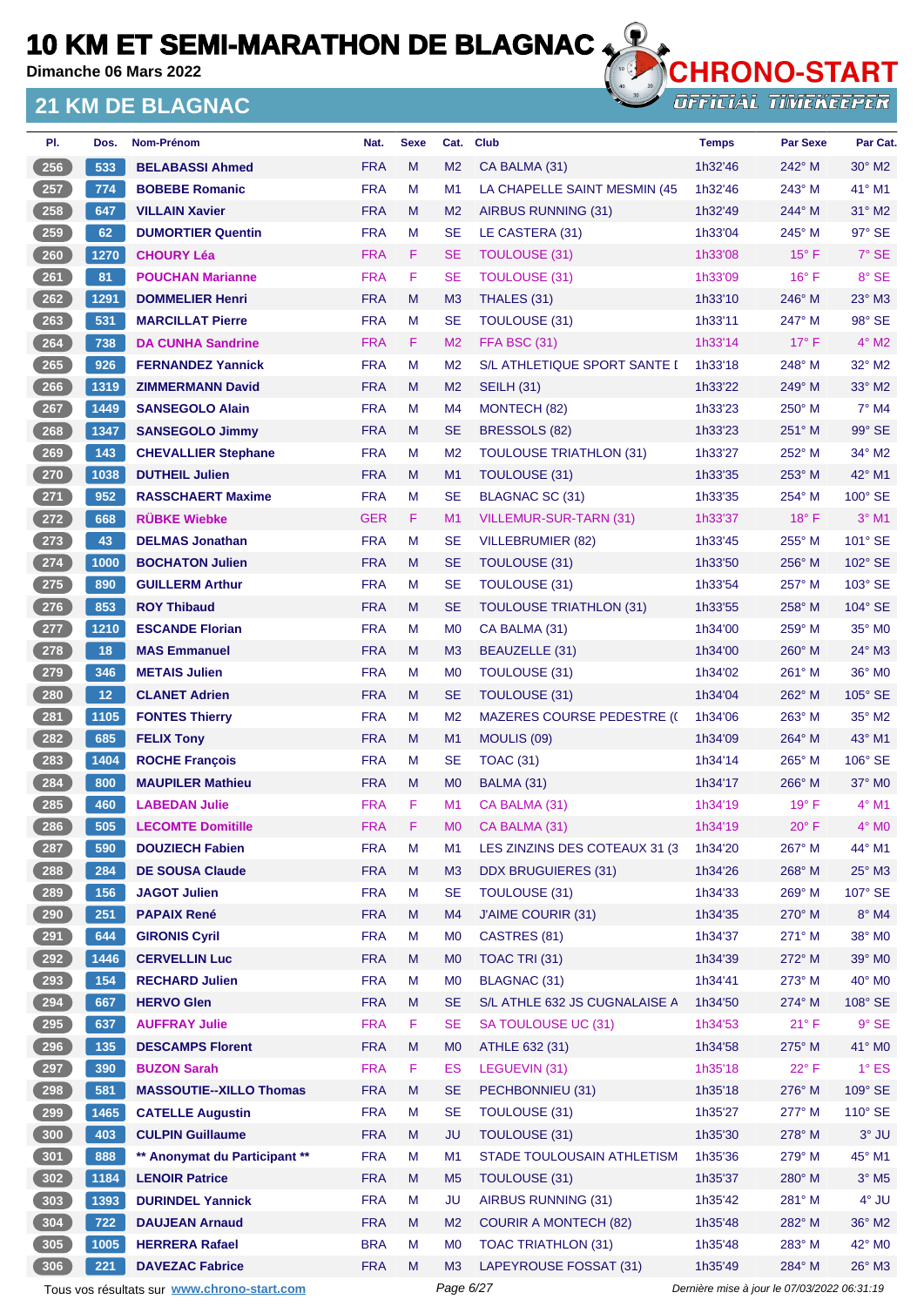# 10 KM ET SEMI-MARATHON DE BLAGNAC

**Dimanche 06 Mars 2022**

## 21 KM DE BLAGNAC

| Pl. | Dos. | Nom-Prénom | Nat. | Sexe | Cat. | Club | Temps | Par Sexe | Par Cat. |
|---|---|---|---|---|---|---|---|---|---|
| 256 | 533 | **BELABASSI Ahmed** | FRA | M | M2 | CA BALMA (31) | 1h32'46 | 242° M | 30° M2 |
| 257 | 774 | **BOBEBE Romanic** | FRA | M | M1 | LA CHAPELLE SAINT MESMIN (45 | 1h32'46 | 243° M | 41° M1 |
| 258 | 647 | **VILLAIN Xavier** | FRA | M | M2 | AIRBUS RUNNING (31) | 1h32'49 | 244° M | 31° M2 |
| 259 | 62 | **DUMORTIER Quentin** | FRA | M | SE | LE CASTERA (31) | 1h33'04 | 245° M | 97° SE |
| 260 | 1270 | **CHOURY Léa** | FRA | F | SE | TOULOUSE (31) | 1h33'08 | 15° F | 7° SE |
| 261 | 81 | **POUCHAN Marianne** | FRA | F | SE | TOULOUSE (31) | 1h33'09 | 16° F | 8° SE |
| 262 | 1291 | **DOMMELIER Henri** | FRA | M | M3 | THALES (31) | 1h33'10 | 246° M | 23° M3 |
| 263 | 531 | **MARCILLAT Pierre** | FRA | M | SE | TOULOUSE (31) | 1h33'11 | 247° M | 98° SE |
| 264 | 738 | **DA CUNHA Sandrine** | FRA | F | M2 | FFA BSC (31) | 1h33'14 | 17° F | 4° M2 |
| 265 | 926 | **FERNANDEZ Yannick** | FRA | M | M2 | S/L ATHLETIQUE SPORT SANTE [ | 1h33'18 | 248° M | 32° M2 |
| 266 | 1319 | **ZIMMERMANN David** | FRA | M | M2 | SEILH (31) | 1h33'22 | 249° M | 33° M2 |
| 267 | 1449 | **SANSEGOLO Alain** | FRA | M | M4 | MONTECH (82) | 1h33'23 | 250° M | 7° M4 |
| 268 | 1347 | **SANSEGOLO Jimmy** | FRA | M | SE | BRESSOLS (82) | 1h33'23 | 251° M | 99° SE |
| 269 | 143 | **CHEVALLIER Stephane** | FRA | M | M2 | TOULOUSE TRIATHLON (31) | 1h33'27 | 252° M | 34° M2 |
| 270 | 1038 | **DUTHEIL Julien** | FRA | M | M1 | TOULOUSE (31) | 1h33'35 | 253° M | 42° M1 |
| 271 | 952 | **RASSCHAERT Maxime** | FRA | M | SE | BLAGNAC SC (31) | 1h33'35 | 254° M | 100° SE |
| 272 | 668 | **RÜBKE Wiebke** | GER | F | M1 | VILLEMUR-SUR-TARN (31) | 1h33'37 | 18° F | 3° M1 |
| 273 | 43 | **DELMAS Jonathan** | FRA | M | SE | VILLEBRUMIER (82) | 1h33'45 | 255° M | 101° SE |
| 274 | 1000 | **BOCHATON Julien** | FRA | M | SE | TOULOUSE (31) | 1h33'50 | 256° M | 102° SE |
| 275 | 890 | **GUILLERM Arthur** | FRA | M | SE | TOULOUSE (31) | 1h33'54 | 257° M | 103° SE |
| 276 | 853 | **ROY Thibaud** | FRA | M | SE | TOULOUSE TRIATHLON (31) | 1h33'55 | 258° M | 104° SE |
| 277 | 1210 | **ESCANDE Florian** | FRA | M | M0 | CA BALMA (31) | 1h34'00 | 259° M | 35° M0 |
| 278 | 18 | **MAS Emmanuel** | FRA | M | M3 | BEAUZELLE (31) | 1h34'00 | 260° M | 24° M3 |
| 279 | 346 | **METAIS Julien** | FRA | M | M0 | TOULOUSE (31) | 1h34'02 | 261° M | 36° M0 |
| 280 | 12 | **CLANET Adrien** | FRA | M | SE | TOULOUSE (31) | 1h34'04 | 262° M | 105° SE |
| 281 | 1105 | **FONTES Thierry** | FRA | M | M2 | MAZERES COURSE PEDESTRE (( | 1h34'06 | 263° M | 35° M2 |
| 282 | 685 | **FELIX Tony** | FRA | M | M1 | MOULIS (09) | 1h34'09 | 264° M | 43° M1 |
| 283 | 1404 | **ROCHE François** | FRA | M | SE | TOAC (31) | 1h34'14 | 265° M | 106° SE |
| 284 | 800 | **MAUPILER Mathieu** | FRA | M | M0 | BALMA (31) | 1h34'17 | 266° M | 37° M0 |
| 285 | 460 | **LABEDAN Julie** | FRA | F | M1 | CA BALMA (31) | 1h34'19 | 19° F | 4° M1 |
| 286 | 505 | **LECOMTE Domitille** | FRA | F | M0 | CA BALMA (31) | 1h34'19 | 20° F | 4° M0 |
| 287 | 590 | **DOUZIECH Fabien** | FRA | M | M1 | LES ZINZINS DES COTEAUX 31 (3 | 1h34'20 | 267° M | 44° M1 |
| 288 | 284 | **DE SOUSA Claude** | FRA | M | M3 | DDX BRUGUIERES (31) | 1h34'26 | 268° M | 25° M3 |
| 289 | 156 | **JAGOT Julien** | FRA | M | SE | TOULOUSE (31) | 1h34'33 | 269° M | 107° SE |
| 290 | 251 | **PAPAIX René** | FRA | M | M4 | J'AIME COURIR (31) | 1h34'35 | 270° M | 8° M4 |
| 291 | 644 | **GIRONIS Cyril** | FRA | M | M0 | CASTRES (81) | 1h34'37 | 271° M | 38° M0 |
| 292 | 1446 | **CERVELLIN Luc** | FRA | M | M0 | TOAC TRI (31) | 1h34'39 | 272° M | 39° M0 |
| 293 | 154 | **RECHARD Julien** | FRA | M | M0 | BLAGNAC (31) | 1h34'41 | 273° M | 40° M0 |
| 294 | 667 | **HERVO Glen** | FRA | M | SE | S/L ATHLE 632 JS CUGNALAISE A | 1h34'50 | 274° M | 108° SE |
| 295 | 637 | **AUFFRAY Julie** | FRA | F | SE | SA TOULOUSE UC (31) | 1h34'53 | 21° F | 9° SE |
| 296 | 135 | **DESCAMPS Florent** | FRA | M | M0 | ATHLE 632 (31) | 1h34'58 | 275° M | 41° M0 |
| 297 | 390 | **BUZON Sarah** | FRA | F | ES | LEGUEVIN (31) | 1h35'18 | 22° F | 1° ES |
| 298 | 581 | **MASSOUTIE--XILLO Thomas** | FRA | M | SE | PECHBONNIEU (31) | 1h35'18 | 276° M | 109° SE |
| 299 | 1465 | **CATELLE Augustin** | FRA | M | SE | TOULOUSE (31) | 1h35'27 | 277° M | 110° SE |
| 300 | 403 | **CULPIN Guillaume** | FRA | M | JU | TOULOUSE (31) | 1h35'30 | 278° M | 3° JU |
| 301 | 888 | **\*\* Anonymat du Participant \*\*** | FRA | M | M1 | STADE TOULOUSAIN ATHLETISM | 1h35'36 | 279° M | 45° M1 |
| 302 | 1184 | **LENOIR Patrice** | FRA | M | M5 | TOULOUSE (31) | 1h35'37 | 280° M | 3° M5 |
| 303 | 1393 | **DURINDEL Yannick** | FRA | M | JU | AIRBUS RUNNING (31) | 1h35'42 | 281° M | 4° JU |
| 304 | 722 | **DAUJEAN Arnaud** | FRA | M | M2 | COURIR A MONTECH (82) | 1h35'48 | 282° M | 36° M2 |
| 305 | 1005 | **HERRERA Rafael** | BRA | M | M0 | TOAC TRIATHLON (31) | 1h35'48 | 283° M | 42° M0 |
| 306 | 221 | **DAVEZAC Fabrice** | FRA | M | M3 | LAPEYROUSE FOSSAT (31) | 1h35'49 | 284° M | 26° M3 |

Tous vos résultats sur www.chrono-start.com — Dernière mise à jour le 07/03/2022 06:31:19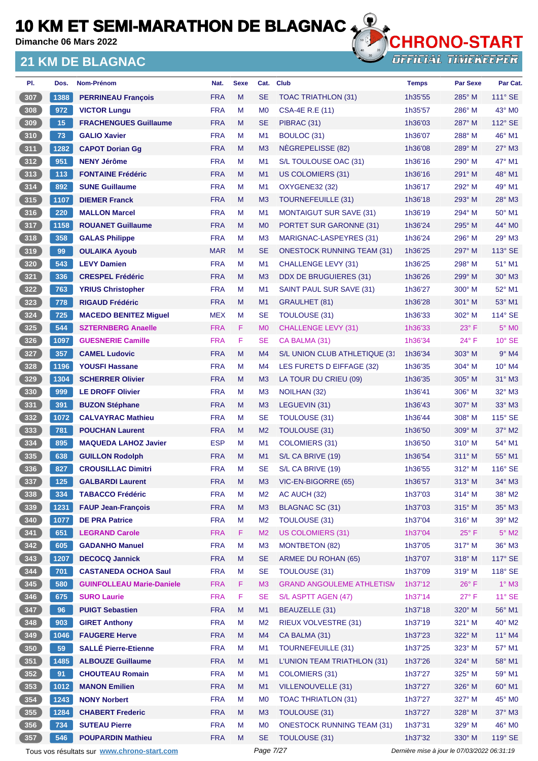# 10 KM ET SEMI-MARATHON DE BLAGNAC

Dimanche 06 Mars 2022

## 21 KM DE BLAGNAC

CHRONO-START
OFFICIAL TIMEKEEPER

| Pl. | Dos. | Nom-Prénom | Nat. | Sexe | Cat. | Club | Temps | Par Sexe | Par Cat. |
|---|---|---|---|---|---|---|---|---|---|
| 307 | 1388 | PERRINEAU François | FRA | M | SE | TOAC TRIATHLON (31) | 1h35'55 | 285° M | 111° SE |
| 308 | 972 | VICTOR Lungu | FRA | M | M0 | CSA-4E R.E (11) | 1h35'57 | 286° M | 43° M0 |
| 309 | 15 | FRACHENGUES Guillaume | FRA | M | SE | PIBRAC (31) | 1h36'03 | 287° M | 112° SE |
| 310 | 73 | GALIO Xavier | FRA | M | M1 | BOULOC (31) | 1h36'07 | 288° M | 46° M1 |
| 311 | 1282 | CAPOT Dorian Gg | FRA | M | M3 | NÈGREPELISSE (82) | 1h36'08 | 289° M | 27° M3 |
| 312 | 951 | NENY Jérôme | FRA | M | M1 | S/L TOULOUSE OAC (31) | 1h36'16 | 290° M | 47° M1 |
| 313 | 113 | FONTAINE Frédéric | FRA | M | M1 | US COLOMIERS (31) | 1h36'16 | 291° M | 48° M1 |
| 314 | 892 | SUNE Guillaume | FRA | M | M1 | OXYGENE32 (32) | 1h36'17 | 292° M | 49° M1 |
| 315 | 1107 | DIEMER Franck | FRA | M | M3 | TOURNEFEUILLE (31) | 1h36'18 | 293° M | 28° M3 |
| 316 | 220 | MALLON Marcel | FRA | M | M1 | MONTAIGUT SUR SAVE (31) | 1h36'19 | 294° M | 50° M1 |
| 317 | 1158 | ROUANET Guillaume | FRA | M | M0 | PORTET SUR GARONNE (31) | 1h36'24 | 295° M | 44° M0 |
| 318 | 358 | GALAS Philippe | FRA | M | M3 | MARIGNAC-LASPEYRES (31) | 1h36'24 | 296° M | 29° M3 |
| 319 | 99 | OULAIKA Ayoub | MAR | M | SE | ONESTOCK RUNNING TEAM (31) | 1h36'25 | 297° M | 113° SE |
| 320 | 543 | LEVY Damien | FRA | M | M1 | CHALLENGE LEVY (31) | 1h36'25 | 298° M | 51° M1 |
| 321 | 336 | CRESPEL Frédéric | FRA | M | M3 | DDX DE BRUGUIERES (31) | 1h36'26 | 299° M | 30° M3 |
| 322 | 763 | YRIUS Christopher | FRA | M | M1 | SAINT PAUL SUR SAVE (31) | 1h36'27 | 300° M | 52° M1 |
| 323 | 778 | RIGAUD Frédéric | FRA | M | M1 | GRAULHET (81) | 1h36'28 | 301° M | 53° M1 |
| 324 | 725 | MACEDO BENITEZ Miguel | MEX | M | SE | TOULOUSE (31) | 1h36'33 | 302° M | 114° SE |
| 325 | 544 | SZTERNBERG Anaelle | FRA | F | M0 | CHALLENGE LEVY (31) | 1h36'33 | 23° F | 5° M0 |
| 326 | 1097 | GUESNERIE Camille | FRA | F | SE | CA BALMA (31) | 1h36'34 | 24° F | 10° SE |
| 327 | 357 | CAMEL Ludovic | FRA | M | M4 | S/L UNION CLUB ATHLETIQUE (31 | 1h36'34 | 303° M | 9° M4 |
| 328 | 1196 | YOUSFI Hassane | FRA | M | M4 | LES FURETS D EIFFAGE (32) | 1h36'35 | 304° M | 10° M4 |
| 329 | 1304 | SCHERRER Olivier | FRA | M | M3 | LA TOUR DU CRIEU (09) | 1h36'35 | 305° M | 31° M3 |
| 330 | 999 | LE DROFF Olivier | FRA | M | M3 | NOILHAN (32) | 1h36'41 | 306° M | 32° M3 |
| 331 | 391 | BUZON Stéphane | FRA | M | M3 | LEGUEVIN (31) | 1h36'43 | 307° M | 33° M3 |
| 332 | 1072 | CALVAYRAC Mathieu | FRA | M | SE | TOULOUSE (31) | 1h36'44 | 308° M | 115° SE |
| 333 | 781 | POUCHAN Laurent | FRA | M | M2 | TOULOUSE (31) | 1h36'50 | 309° M | 37° M2 |
| 334 | 895 | MAQUEDA LAHOZ Javier | ESP | M | M1 | COLOMIERS (31) | 1h36'50 | 310° M | 54° M1 |
| 335 | 638 | GUILLON Rodolph | FRA | M | M1 | S/L CA BRIVE (19) | 1h36'54 | 311° M | 55° M1 |
| 336 | 827 | CROUSILLAC Dimitri | FRA | M | SE | S/L CA BRIVE (19) | 1h36'55 | 312° M | 116° SE |
| 337 | 125 | GALBARDI Laurent | FRA | M | M3 | VIC-EN-BIGORRE (65) | 1h36'57 | 313° M | 34° M3 |
| 338 | 334 | TABACCO Frédéric | FRA | M | M2 | AC AUCH (32) | 1h37'03 | 314° M | 38° M2 |
| 339 | 1231 | FAUP Jean-François | FRA | M | M3 | BLAGNAC SC (31) | 1h37'03 | 315° M | 35° M3 |
| 340 | 1077 | DE PRA Patrice | FRA | M | M2 | TOULOUSE (31) | 1h37'04 | 316° M | 39° M2 |
| 341 | 651 | LEGRAND Carole | FRA | F | M2 | US COLOMIERS (31) | 1h37'04 | 25° F | 5° M2 |
| 342 | 605 | GADANHO Manuel | FRA | M | M3 | MONTBETON (82) | 1h37'05 | 317° M | 36° M3 |
| 343 | 1207 | DECOCQ Jannick | FRA | M | SE | ARMEE DU ROHAN (65) | 1h37'07 | 318° M | 117° SE |
| 344 | 701 | CASTANEDA OCHOA Saul | FRA | M | SE | TOULOUSE (31) | 1h37'09 | 319° M | 118° SE |
| 345 | 580 | GUINFOLLEAU Marie-Daniele | FRA | F | M3 | GRAND ANGOULEME ATHLETISM | 1h37'12 | 26° F | 1° M3 |
| 346 | 675 | SURO Laurie | FRA | F | SE | S/L ASPTT AGEN (47) | 1h37'14 | 27° F | 11° SE |
| 347 | 96 | PUIGT Sebastien | FRA | M | M1 | BEAUZELLE (31) | 1h37'18 | 320° M | 56° M1 |
| 348 | 903 | GIRET Anthony | FRA | M | M2 | RIEUX VOLVESTRE (31) | 1h37'19 | 321° M | 40° M2 |
| 349 | 1046 | FAUGERE Herve | FRA | M | M4 | CA BALMA (31) | 1h37'23 | 322° M | 11° M4 |
| 350 | 59 | SALLÉ Pierre-Etienne | FRA | M | M1 | TOURNEFEUILLE (31) | 1h37'25 | 323° M | 57° M1 |
| 351 | 1485 | ALBOUZE Guillaume | FRA | M | M1 | L'UNION TEAM TRIATHLON (31) | 1h37'26 | 324° M | 58° M1 |
| 352 | 91 | CHOUTEAU Romain | FRA | M | M1 | COLOMIERS (31) | 1h37'27 | 325° M | 59° M1 |
| 353 | 1012 | MANON Emilien | FRA | M | M1 | VILLENOUVELLE (31) | 1h37'27 | 326° M | 60° M1 |
| 354 | 1243 | NONY Norbert | FRA | M | M0 | TOAC TRHIATLON (31) | 1h37'27 | 327° M | 45° M0 |
| 355 | 1284 | CHABERT Frederic | FRA | M | M3 | TOULOUSE (31) | 1h37'27 | 328° M | 37° M3 |
| 356 | 734 | SUTEAU Pierre | FRA | M | M0 | ONESTOCK RUNNING TEAM (31) | 1h37'31 | 329° M | 46° M0 |
| 357 | 546 | POUPARDIN Mathieu | FRA | M | SE | TOULOUSE (31) | 1h37'32 | 330° M | 119° SE |

Tous vos résultats sur www.chrono-start.com — Dernière mise à jour le 07/03/2022 06:31:19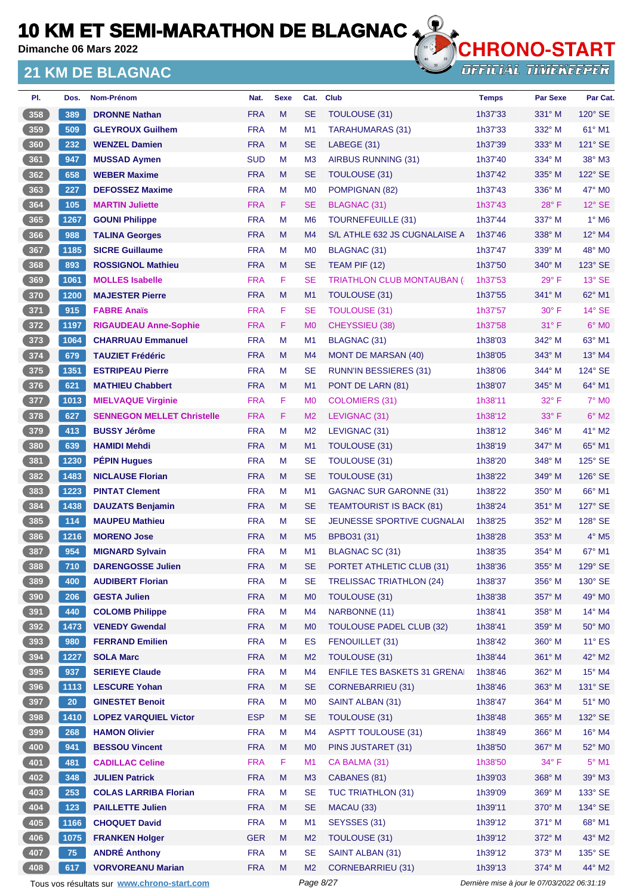# 10 KM ET SEMI-MARATHON DE BLAGNAC

Dimanche 06 Mars 2022

## 21 KM DE BLAGNAC

CHRONO-START OFFICIAL TIMEKEEPER

| Pl. | Dos. | Nom-Prénom | Nat. | Sexe | Cat. | Club | Temps | Par Sexe | Par Cat. |
|---|---|---|---|---|---|---|---|---|---|
| 358 | 389 | DRONNE Nathan | FRA | M | SE | TOULOUSE (31) | 1h37'33 | 331° M | 120° SE |
| 359 | 509 | GLEYROUX Guilhem | FRA | M | M1 | TARAHUMARAS (31) | 1h37'33 | 332° M | 61° M1 |
| 360 | 232 | WENZEL Damien | FRA | M | SE | LABEGE (31) | 1h37'39 | 333° M | 121° SE |
| 361 | 947 | MUSSAD Aymen | SUD | M | M3 | AIRBUS RUNNING (31) | 1h37'40 | 334° M | 38° M3 |
| 362 | 658 | WEBER Maxime | FRA | M | SE | TOULOUSE (31) | 1h37'42 | 335° M | 122° SE |
| 363 | 227 | DEFOSSEZ Maxime | FRA | M | M0 | POMPIGNAN (82) | 1h37'43 | 336° M | 47° M0 |
| 364 | 105 | MARTIN Juliette | FRA | F | SE | BLAGNAC (31) | 1h37'43 | 28° F | 12° SE |
| 365 | 1267 | GOUNI Philippe | FRA | M | M6 | TOURNEFEUILLE (31) | 1h37'44 | 337° M | 1° M6 |
| 366 | 988 | TALINA Georges | FRA | M | M4 | S/L ATHLE 632 JS CUGNALAISE A | 1h37'46 | 338° M | 12° M4 |
| 367 | 1185 | SICRE Guillaume | FRA | M | M0 | BLAGNAC (31) | 1h37'47 | 339° M | 48° M0 |
| 368 | 893 | ROSSIGNOL Mathieu | FRA | M | SE | TEAM PIF (12) | 1h37'50 | 340° M | 123° SE |
| 369 | 1061 | MOLLES Isabelle | FRA | F | SE | TRIATHLON CLUB MONTAUBAN ( | 1h37'53 | 29° F | 13° SE |
| 370 | 1200 | MAJESTER Pierre | FRA | M | M1 | TOULOUSE (31) | 1h37'55 | 341° M | 62° M1 |
| 371 | 915 | FABRE Anaïs | FRA | F | SE | TOULOUSE (31) | 1h37'57 | 30° F | 14° SE |
| 372 | 1197 | RIGAUDEAU Anne-Sophie | FRA | F | M0 | CHEYSSIEU (38) | 1h37'58 | 31° F | 6° M0 |
| 373 | 1064 | CHARRUAU Emmanuel | FRA | M | M1 | BLAGNAC (31) | 1h38'03 | 342° M | 63° M1 |
| 374 | 679 | TAUZIET Frédéric | FRA | M | M4 | MONT DE MARSAN (40) | 1h38'05 | 343° M | 13° M4 |
| 375 | 1351 | ESTRIPEAU Pierre | FRA | M | SE | RUNN'IN BESSIERES (31) | 1h38'06 | 344° M | 124° SE |
| 376 | 621 | MATHIEU Chabbert | FRA | M | M1 | PONT DE LARN (81) | 1h38'07 | 345° M | 64° M1 |
| 377 | 1013 | MIELVAQUE Virginie | FRA | F | M0 | COLOMIERS (31) | 1h38'11 | 32° F | 7° M0 |
| 378 | 627 | SENNEGON MELLET Christelle | FRA | F | M2 | LEVIGNAC (31) | 1h38'12 | 33° F | 6° M2 |
| 379 | 413 | BUSSY Jérôme | FRA | M | M2 | LEVIGNAC (31) | 1h38'12 | 346° M | 41° M2 |
| 380 | 639 | HAMIDI Mehdi | FRA | M | M1 | TOULOUSE (31) | 1h38'19 | 347° M | 65° M1 |
| 381 | 1230 | PÉPIN Hugues | FRA | M | SE | TOULOUSE (31) | 1h38'20 | 348° M | 125° SE |
| 382 | 1483 | NICLAUSE Florian | FRA | M | SE | TOULOUSE (31) | 1h38'22 | 349° M | 126° SE |
| 383 | 1223 | PINTAT Clement | FRA | M | M1 | GAGNAC SUR GARONNE (31) | 1h38'22 | 350° M | 66° M1 |
| 384 | 1438 | DAUZATS Benjamin | FRA | M | SE | TEAMTOURIST IS BACK (81) | 1h38'24 | 351° M | 127° SE |
| 385 | 114 | MAUPEU Mathieu | FRA | M | SE | JEUNESSE SPORTIVE CUGNALAI | 1h38'25 | 352° M | 128° SE |
| 386 | 1216 | MORENO Jose | FRA | M | M5 | BPBO31 (31) | 1h38'28 | 353° M | 4° M5 |
| 387 | 954 | MIGNARD Sylvain | FRA | M | M1 | BLAGNAC SC (31) | 1h38'35 | 354° M | 67° M1 |
| 388 | 710 | DARENGOSSE Julien | FRA | M | SE | PORTET ATHLETIC CLUB (31) | 1h38'36 | 355° M | 129° SE |
| 389 | 400 | AUDIBERT Florian | FRA | M | SE | TRELISSAC TRIATHLON (24) | 1h38'37 | 356° M | 130° SE |
| 390 | 206 | GESTA Julien | FRA | M | M0 | TOULOUSE (31) | 1h38'38 | 357° M | 49° M0 |
| 391 | 440 | COLOMB Philippe | FRA | M | M4 | NARBONNE (11) | 1h38'41 | 358° M | 14° M4 |
| 392 | 1473 | VENEDY Gwendal | FRA | M | M0 | TOULOUSE PADEL CLUB (32) | 1h38'41 | 359° M | 50° M0 |
| 393 | 980 | FERRAND Emilien | FRA | M | ES | FENOUILLET (31) | 1h38'42 | 360° M | 11° ES |
| 394 | 1227 | SOLA Marc | FRA | M | M2 | TOULOUSE (31) | 1h38'44 | 361° M | 42° M2 |
| 395 | 937 | SERIEYE Claude | FRA | M | M4 | ENFILE TES BASKETS 31 GRENA | 1h38'46 | 362° M | 15° M4 |
| 396 | 1113 | LESCURE Yohan | FRA | M | SE | CORNEBARRIEU (31) | 1h38'46 | 363° M | 131° SE |
| 397 | 20 | GINESTET Benoit | FRA | M | M0 | SAINT ALBAN (31) | 1h38'47 | 364° M | 51° M0 |
| 398 | 1410 | LOPEZ VARQUIEL Victor | ESP | M | SE | TOULOUSE (31) | 1h38'48 | 365° M | 132° SE |
| 399 | 268 | HAMON Olivier | FRA | M | M4 | ASPTT TOULOUSE (31) | 1h38'49 | 366° M | 16° M4 |
| 400 | 941 | BESSOU Vincent | FRA | M | M0 | PINS JUSTARET (31) | 1h38'50 | 367° M | 52° M0 |
| 401 | 481 | CADILLAC Celine | FRA | F | M1 | CA BALMA (31) | 1h38'50 | 34° F | 5° M1 |
| 402 | 348 | JULIEN Patrick | FRA | M | M3 | CABANES (81) | 1h39'03 | 368° M | 39° M3 |
| 403 | 253 | COLAS LARRIBA Florian | FRA | M | SE | TUC TRIATHLON (31) | 1h39'09 | 369° M | 133° SE |
| 404 | 123 | PAILLETTE Julien | FRA | M | SE | MACAU (33) | 1h39'11 | 370° M | 134° SE |
| 405 | 1166 | CHOQUET David | FRA | M | M1 | SEYSSES (31) | 1h39'12 | 371° M | 68° M1 |
| 406 | 1075 | FRANKEN Holger | GER | M | M2 | TOULOUSE (31) | 1h39'12 | 372° M | 43° M2 |
| 407 | 75 | ANDRÉ Anthony | FRA | M | SE | SAINT ALBAN (31) | 1h39'12 | 373° M | 135° SE |
| 408 | 617 | VORVOREANU Marian | FRA | M | M2 | CORNEBARRIEU (31) | 1h39'13 | 374° M | 44° M2 |

Tous vos résultats sur www.chrono-start.com

Dernière mise à jour le 07/03/2022 06:31:19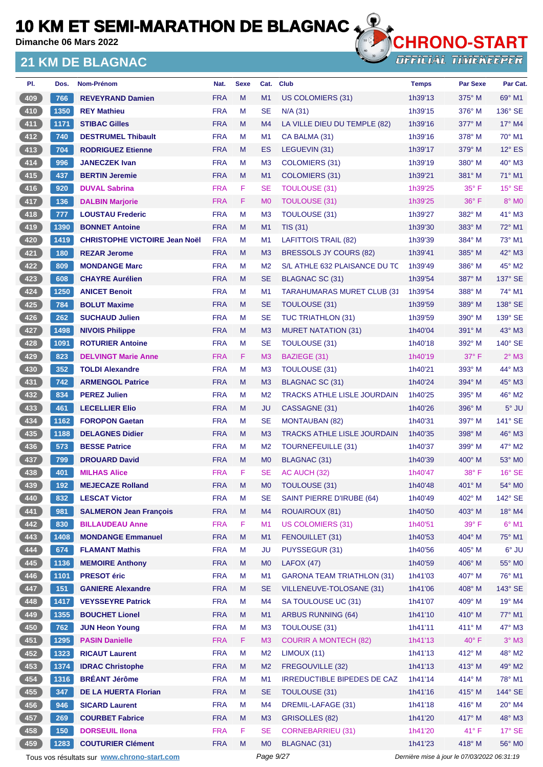# 10 KM ET SEMI-MARATHON DE BLAGNAC

**Dimanche 06 Mars 2022**

## 21 KM DE BLAGNAC

CHRONO-START
OFFICIAL TIMEKEEPER

| Pl. | Dos. | Nom-Prénom | Nat. | Sexe | Cat. | Club | Temps | Par Sexe | Par Cat. |
|---|---|---|---|---|---|---|---|---|---|
| 409 | 766 | REYEYRAND Damien | FRA | M | M1 | US COLOMIERS (31) | 1h39'13 | 375° M | 69° M1 |
| 410 | 1350 | REY Mathieu | FRA | M | SE | N/A (31) | 1h39'15 | 376° M | 136° SE |
| 411 | 1171 | STIBAC Gilles | FRA | M | M4 | LA VILLE DIEU DU TEMPLE (82) | 1h39'16 | 377° M | 17° M4 |
| 412 | 740 | DESTRUMEL Thibault | FRA | M | M1 | CA BALMA (31) | 1h39'16 | 378° M | 70° M1 |
| 413 | 704 | RODRIGUEZ Etienne | FRA | M | ES | LEGUEVIN (31) | 1h39'17 | 379° M | 12° ES |
| 414 | 996 | JANECZEK Ivan | FRA | M | M3 | COLOMIERS (31) | 1h39'19 | 380° M | 40° M3 |
| 415 | 437 | BERTIN Jeremie | FRA | M | M1 | COLOMIERS (31) | 1h39'21 | 381° M | 71° M1 |
| 416 | 920 | DUVAL Sabrina | FRA | F | SE | TOULOUSE (31) | 1h39'25 | 35° F | 15° SE |
| 417 | 136 | DALBIN Marjorie | FRA | F | M0 | TOULOUSE (31) | 1h39'25 | 36° F | 8° M0 |
| 418 | 777 | LOUSTAU Frederic | FRA | M | M3 | TOULOUSE (31) | 1h39'27 | 382° M | 41° M3 |
| 419 | 1390 | BONNET Antoine | FRA | M | M1 | TIS (31) | 1h39'30 | 383° M | 72° M1 |
| 420 | 1419 | CHRISTOPHE VICTOIRE Jean Noël | FRA | M | M1 | LAFITTOIS TRAIL (82) | 1h39'39 | 384° M | 73° M1 |
| 421 | 180 | REZAR Jerome | FRA | M | M3 | BRESSOLS JY COURS (82) | 1h39'41 | 385° M | 42° M3 |
| 422 | 809 | MONDANGE Marc | FRA | M | M2 | S/L ATHLE 632 PLAISANCE DU TC | 1h39'49 | 386° M | 45° M2 |
| 423 | 608 | CHAYRE Aurélien | FRA | M | SE | BLAGNAC SC (31) | 1h39'54 | 387° M | 137° SE |
| 424 | 1250 | ANICET Benoit | FRA | M | M1 | TARAHUMARAS MURET CLUB (31 | 1h39'54 | 388° M | 74° M1 |
| 425 | 784 | BOLUT Maxime | FRA | M | SE | TOULOUSE (31) | 1h39'59 | 389° M | 138° SE |
| 426 | 262 | SUCHAUD Julien | FRA | M | SE | TUC TRIATHLON (31) | 1h39'59 | 390° M | 139° SE |
| 427 | 1498 | NIVOIS Philippe | FRA | M | M3 | MURET NATATION (31) | 1h40'04 | 391° M | 43° M3 |
| 428 | 1091 | ROTURIER Antoine | FRA | M | SE | TOULOUSE (31) | 1h40'18 | 392° M | 140° SE |
| 429 | 823 | DELVINGT Marie Anne | FRA | F | M3 | BAZIEGE (31) | 1h40'19 | 37° F | 2° M3 |
| 430 | 352 | TOLDI Alexandre | FRA | M | M3 | TOULOUSE (31) | 1h40'21 | 393° M | 44° M3 |
| 431 | 742 | ARMENGOL Patrice | FRA | M | M3 | BLAGNAC SC (31) | 1h40'24 | 394° M | 45° M3 |
| 432 | 834 | PEREZ Julien | FRA | M | M2 | TRACKS ATHLE LISLE JOURDAIN | 1h40'25 | 395° M | 46° M2 |
| 433 | 461 | LECELLIER Elio | FRA | M | JU | CASSAGNE (31) | 1h40'26 | 396° M | 5° JU |
| 434 | 1162 | FOROPON Gaetan | FRA | M | SE | MONTAUBAN (82) | 1h40'31 | 397° M | 141° SE |
| 435 | 1188 | DELAGNES Didier | FRA | M | M3 | TRACKS ATHLE LISLE JOURDAIN | 1h40'35 | 398° M | 46° M3 |
| 436 | 573 | BESSE Patrice | FRA | M | M2 | TOURNEFEUILLE (31) | 1h40'37 | 399° M | 47° M2 |
| 437 | 799 | DROUARD David | FRA | M | M0 | BLAGNAC (31) | 1h40'39 | 400° M | 53° M0 |
| 438 | 401 | MILHAS Alice | FRA | F | SE | AC AUCH (32) | 1h40'47 | 38° F | 16° SE |
| 439 | 192 | MEJECAZE Rolland | FRA | M | M0 | TOULOUSE (31) | 1h40'48 | 401° M | 54° M0 |
| 440 | 832 | LESCAT Victor | FRA | M | SE | SAINT PIERRE D'IRUBE (64) | 1h40'49 | 402° M | 142° SE |
| 441 | 981 | SALMERON Jean François | FRA | M | M4 | ROUAIROUX (81) | 1h40'50 | 403° M | 18° M4 |
| 442 | 830 | BILLAUDEAU Anne | FRA | F | M1 | US COLOMIERS (31) | 1h40'51 | 39° F | 6° M1 |
| 443 | 1408 | MONDANGE Emmanuel | FRA | M | M1 | FENOUILLET (31) | 1h40'53 | 404° M | 75° M1 |
| 444 | 674 | FLAMANT Mathis | FRA | M | JU | PUYSSEGUR (31) | 1h40'56 | 405° M | 6° JU |
| 445 | 1136 | MEMOIRE Anthony | FRA | M | M0 | LAFOX (47) | 1h40'59 | 406° M | 55° M0 |
| 446 | 1101 | PRESOT éric | FRA | M | M1 | GARONA TEAM TRIATHLON (31) | 1h41'03 | 407° M | 76° M1 |
| 447 | 151 | GANIERE Alexandre | FRA | M | SE | VILLENEUVE-TOLOSANE (31) | 1h41'06 | 408° M | 143° SE |
| 448 | 1417 | VEYSSEYRE Patrick | FRA | M | M4 | SA TOULOUSE UC (31) | 1h41'07 | 409° M | 19° M4 |
| 449 | 1355 | BOUCHET Lionel | FRA | M | M1 | ARBUS RUNNING (64) | 1h41'10 | 410° M | 77° M1 |
| 450 | 762 | JUN Heon Young | FRA | M | M3 | TOULOUSE (31) | 1h41'11 | 411° M | 47° M3 |
| 451 | 1295 | PASIN Danielle | FRA | F | M3 | COURIR A MONTECH (82) | 1h41'13 | 40° F | 3° M3 |
| 452 | 1323 | RICAUT Laurent | FRA | M | M2 | LIMOUX (11) | 1h41'13 | 412° M | 48° M2 |
| 453 | 1374 | IDRAC Christophe | FRA | M | M2 | FREGOUVILLE (32) | 1h41'13 | 413° M | 49° M2 |
| 454 | 1316 | BRÉANT Jérôme | FRA | M | M1 | IRREDUCTIBLE BIPEDES DE CAZ | 1h41'14 | 414° M | 78° M1 |
| 455 | 347 | DE LA HUERTA Florian | FRA | M | SE | TOULOUSE (31) | 1h41'16 | 415° M | 144° SE |
| 456 | 946 | SICARD Laurent | FRA | M | M4 | DREMIL-LAFAGE (31) | 1h41'18 | 416° M | 20° M4 |
| 457 | 269 | COURBET Fabrice | FRA | M | M3 | GRISOLLES (82) | 1h41'20 | 417° M | 48° M3 |
| 458 | 150 | DORSEUIL Ilona | FRA | F | SE | CORNEBARRIEU (31) | 1h41'20 | 41° F | 17° SE |
| 459 | 1283 | COUTURIER Clément | FRA | M | M0 | BLAGNAC (31) | 1h41'23 | 418° M | 56° M0 |

Tous vos résultats sur www.chrono-start.com — Dernière mise à jour le 07/03/2022 06:31:19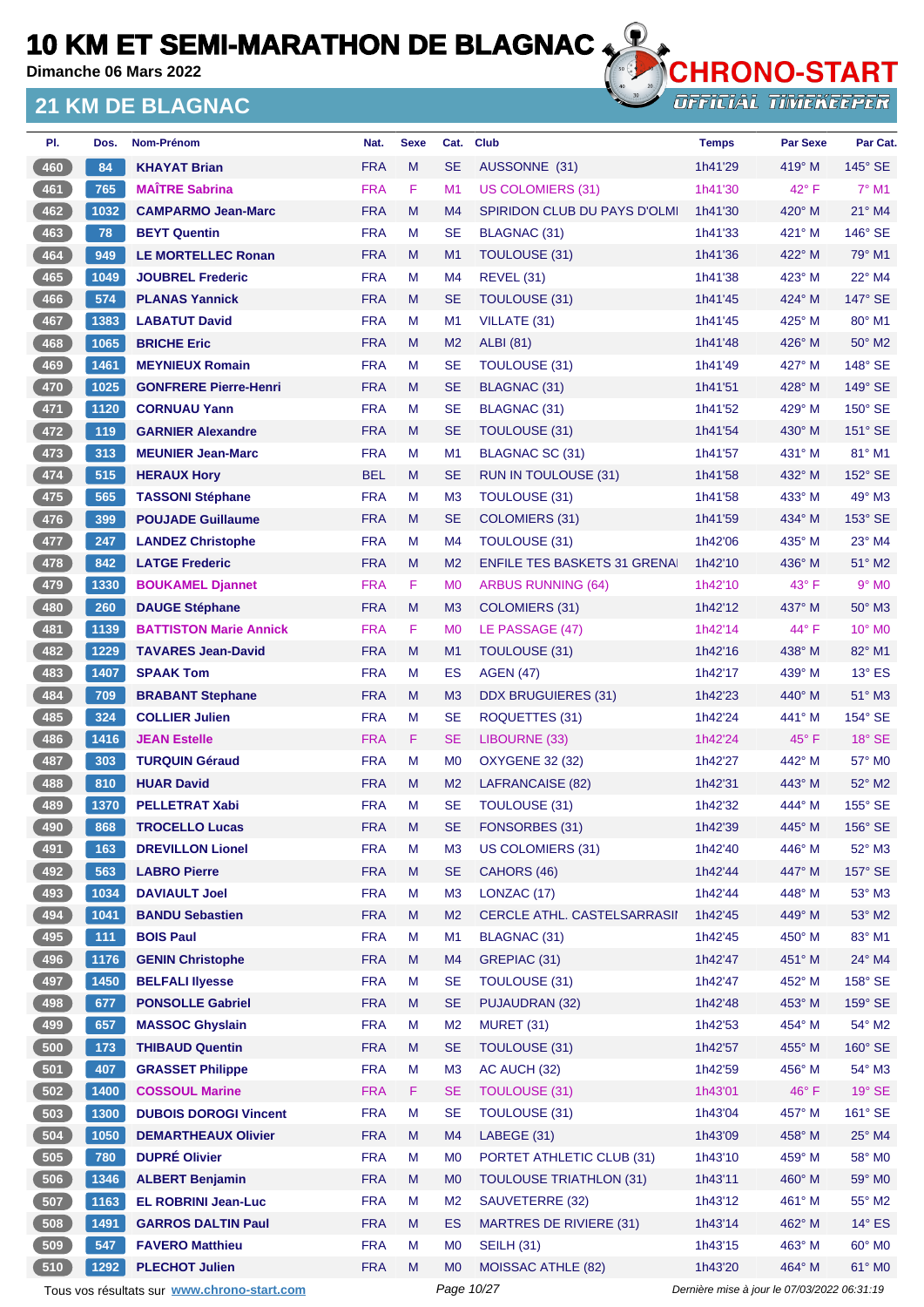# 10 KM ET SEMI-MARATHON DE BLAGNAC

**Dimanche 06 Mars 2022**

## 21 KM DE BLAGNAC

| Pl. | Dos. | Nom-Prénom | Nat. | Sexe | Cat. | Club | Temps | Par Sexe | Par Cat. |
|---|---|---|---|---|---|---|---|---|---|
| 460 | 84 | **KHAYAT Brian** | FRA | M | SE | AUSSONNE (31) | 1h41'29 | 419° M | 145° SE |
| 461 | 765 | **MAÎTRE Sabrina** | FRA | F | M1 | US COLOMIERS (31) | 1h41'30 | 42° F | 7° M1 |
| 462 | 1032 | **CAMPARMO Jean-Marc** | FRA | M | M4 | SPIRIDON CLUB DU PAYS D'OLMI | 1h41'30 | 420° M | 21° M4 |
| 463 | 78 | **BEYT Quentin** | FRA | M | SE | BLAGNAC (31) | 1h41'33 | 421° M | 146° SE |
| 464 | 949 | **LE MORTELLEC Ronan** | FRA | M | M1 | TOULOUSE (31) | 1h41'36 | 422° M | 79° M1 |
| 465 | 1049 | **JOUBREL Frederic** | FRA | M | M4 | REVEL (31) | 1h41'38 | 423° M | 22° M4 |
| 466 | 574 | **PLANAS Yannick** | FRA | M | SE | TOULOUSE (31) | 1h41'45 | 424° M | 147° SE |
| 467 | 1383 | **LABATUT David** | FRA | M | M1 | VILLATE (31) | 1h41'45 | 425° M | 80° M1 |
| 468 | 1065 | **BRICHE Eric** | FRA | M | M2 | ALBI (81) | 1h41'48 | 426° M | 50° M2 |
| 469 | 1461 | **MEYNIEUX Romain** | FRA | M | SE | TOULOUSE (31) | 1h41'49 | 427° M | 148° SE |
| 470 | 1025 | **GONFRERE Pierre-Henri** | FRA | M | SE | BLAGNAC (31) | 1h41'51 | 428° M | 149° SE |
| 471 | 1120 | **CORNUAU Yann** | FRA | M | SE | BLAGNAC (31) | 1h41'52 | 429° M | 150° SE |
| 472 | 119 | **GARNIER Alexandre** | FRA | M | SE | TOULOUSE (31) | 1h41'54 | 430° M | 151° SE |
| 473 | 313 | **MEUNIER Jean-Marc** | FRA | M | M1 | BLAGNAC SC (31) | 1h41'57 | 431° M | 81° M1 |
| 474 | 515 | **HERAUX Hory** | BEL | M | SE | RUN IN TOULOUSE (31) | 1h41'58 | 432° M | 152° SE |
| 475 | 565 | **TASSONI Stéphane** | FRA | M | M3 | TOULOUSE (31) | 1h41'58 | 433° M | 49° M3 |
| 476 | 399 | **POUJADE Guillaume** | FRA | M | SE | COLOMIERS (31) | 1h41'59 | 434° M | 153° SE |
| 477 | 247 | **LANDEZ Christophe** | FRA | M | M4 | TOULOUSE (31) | 1h42'06 | 435° M | 23° M4 |
| 478 | 842 | **LATGE Frederic** | FRA | M | M2 | ENFILE TES BASKETS 31 GRENA | 1h42'10 | 436° M | 51° M2 |
| 479 | 1330 | **BOUKAMEL Djannet** | FRA | F | M0 | ARBUS RUNNING (64) | 1h42'10 | 43° F | 9° M0 |
| 480 | 260 | **DAUGE Stéphane** | FRA | M | M3 | COLOMIERS (31) | 1h42'12 | 437° M | 50° M3 |
| 481 | 1139 | **BATTISTON Marie Annick** | FRA | F | M0 | LE PASSAGE (47) | 1h42'14 | 44° F | 10° M0 |
| 482 | 1229 | **TAVARES Jean-David** | FRA | M | M1 | TOULOUSE (31) | 1h42'16 | 438° M | 82° M1 |
| 483 | 1407 | **SPAAK Tom** | FRA | M | ES | AGEN (47) | 1h42'17 | 439° M | 13° ES |
| 484 | 709 | **BRABANT Stephane** | FRA | M | M3 | DDX BRUGUIERES (31) | 1h42'23 | 440° M | 51° M3 |
| 485 | 324 | **COLLIER Julien** | FRA | M | SE | ROQUETTES (31) | 1h42'24 | 441° M | 154° SE |
| 486 | 1416 | **JEAN Estelle** | FRA | F | SE | LIBOURNE (33) | 1h42'24 | 45° F | 18° SE |
| 487 | 303 | **TURQUIN Géraud** | FRA | M | M0 | OXYGENE 32 (32) | 1h42'27 | 442° M | 57° M0 |
| 488 | 810 | **HUAR David** | FRA | M | M2 | LAFRANCAISE (82) | 1h42'31 | 443° M | 52° M2 |
| 489 | 1370 | **PELLETRAT Xabi** | FRA | M | SE | TOULOUSE (31) | 1h42'32 | 444° M | 155° SE |
| 490 | 868 | **TROCELLO Lucas** | FRA | M | SE | FONSORBES (31) | 1h42'39 | 445° M | 156° SE |
| 491 | 163 | **DREVILLON Lionel** | FRA | M | M3 | US COLOMIERS (31) | 1h42'40 | 446° M | 52° M3 |
| 492 | 563 | **LABRO Pierre** | FRA | M | SE | CAHORS (46) | 1h42'44 | 447° M | 157° SE |
| 493 | 1034 | **DAVIAULT Joel** | FRA | M | M3 | LONZAC (17) | 1h42'44 | 448° M | 53° M3 |
| 494 | 1041 | **BANDU Sebastien** | FRA | M | M2 | CERCLE ATHL. CASTELSARRASII | 1h42'45 | 449° M | 53° M2 |
| 495 | 111 | **BOIS Paul** | FRA | M | M1 | BLAGNAC (31) | 1h42'45 | 450° M | 83° M1 |
| 496 | 1176 | **GENIN Christophe** | FRA | M | M4 | GREPIAC (31) | 1h42'47 | 451° M | 24° M4 |
| 497 | 1450 | **BELFALI Ilyesse** | FRA | M | SE | TOULOUSE (31) | 1h42'47 | 452° M | 158° SE |
| 498 | 677 | **PONSOLLE Gabriel** | FRA | M | SE | PUJAUDRAN (32) | 1h42'48 | 453° M | 159° SE |
| 499 | 657 | **MASSOC Ghyslain** | FRA | M | M2 | MURET (31) | 1h42'53 | 454° M | 54° M2 |
| 500 | 173 | **THIBAUD Quentin** | FRA | M | SE | TOULOUSE (31) | 1h42'57 | 455° M | 160° SE |
| 501 | 407 | **GRASSET Philippe** | FRA | M | M3 | AC AUCH (32) | 1h42'59 | 456° M | 54° M3 |
| 502 | 1400 | **COSSOUL Marine** | FRA | F | SE | TOULOUSE (31) | 1h43'01 | 46° F | 19° SE |
| 503 | 1300 | **DUBOIS DOROGI Vincent** | FRA | M | SE | TOULOUSE (31) | 1h43'04 | 457° M | 161° SE |
| 504 | 1050 | **DEMARTHEAUX Olivier** | FRA | M | M4 | LABEGE (31) | 1h43'09 | 458° M | 25° M4 |
| 505 | 780 | **DUPRÉ Olivier** | FRA | M | M0 | PORTET ATHLETIC CLUB (31) | 1h43'10 | 459° M | 58° M0 |
| 506 | 1346 | **ALBERT Benjamin** | FRA | M | M0 | TOULOUSE TRIATHLON (31) | 1h43'11 | 460° M | 59° M0 |
| 507 | 1163 | **EL ROBRINI Jean-Luc** | FRA | M | M2 | SAUVETERRE (32) | 1h43'12 | 461° M | 55° M2 |
| 508 | 1491 | **GARROS DALTIN Paul** | FRA | M | ES | MARTRES DE RIVIERE (31) | 1h43'14 | 462° M | 14° ES |
| 509 | 547 | **FAVERO Matthieu** | FRA | M | M0 | SEILH (31) | 1h43'15 | 463° M | 60° M0 |
| 510 | 1292 | **PLECHOT Julien** | FRA | M | M0 | MOISSAC ATHLE (82) | 1h43'20 | 464° M | 61° M0 |

Tous vos résultats sur www.chrono-start.com

Dernière mise à jour le 07/03/2022 06:31:19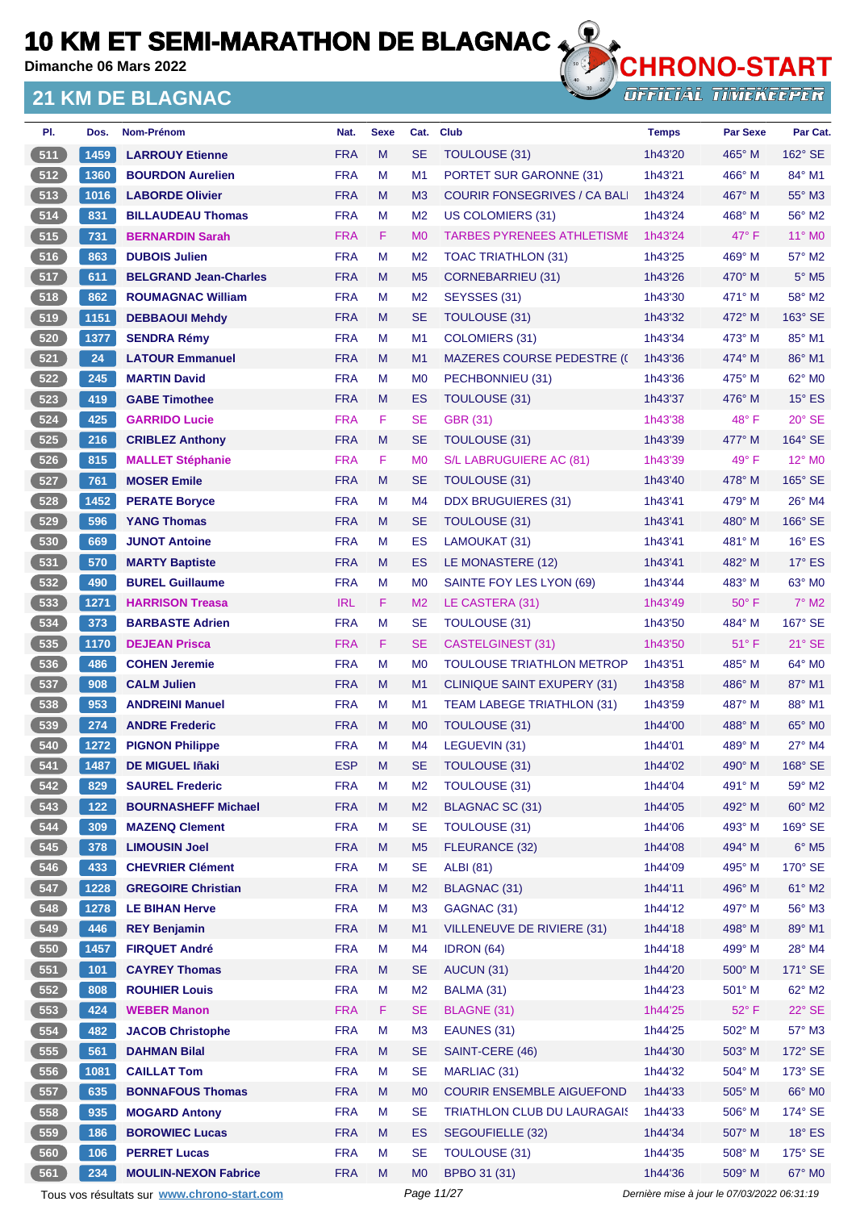# 10 KM ET SEMI-MARATHON DE BLAGNAC

**Dimanche 06 Mars 2022**

## 21 KM DE BLAGNAC

CHRONO-START
OFFICIAL TIMEKEEPER

| Pl. | Dos. | Nom-Prénom | Nat. | Sexe | Cat. | Club | Temps | Par Sexe | Par Cat. |
|---|---|---|---|---|---|---|---|---|---|
| 511 | 1459 | **LARROUY Etienne** | FRA | M | SE | TOULOUSE (31) | 1h43'20 | 465° M | 162° SE |
| 512 | 1360 | **BOURDON Aurelien** | FRA | M | M1 | PORTET SUR GARONNE (31) | 1h43'21 | 466° M | 84° M1 |
| 513 | 1016 | **LABORDE Olivier** | FRA | M | M3 | COURIR FONSEGRIVES / CA BALI | 1h43'24 | 467° M | 55° M3 |
| 514 | 831 | **BILLAUDEAU Thomas** | FRA | M | M2 | US COLOMIERS (31) | 1h43'24 | 468° M | 56° M2 |
| 515 | 731 | **BERNARDIN Sarah** | FRA | F | M0 | TARBES PYRENEES ATHLETISME | 1h43'24 | 47° F | 11° M0 |
| 516 | 863 | **DUBOIS Julien** | FRA | M | M2 | TOAC TRIATHLON (31) | 1h43'25 | 469° M | 57° M2 |
| 517 | 611 | **BELGRAND Jean-Charles** | FRA | M | M5 | CORNEBARRIEU (31) | 1h43'26 | 470° M | 5° M5 |
| 518 | 862 | **ROUMAGNAC William** | FRA | M | M2 | SEYSSES (31) | 1h43'30 | 471° M | 58° M2 |
| 519 | 1151 | **DEBBAOUI Mehdy** | FRA | M | SE | TOULOUSE (31) | 1h43'32 | 472° M | 163° SE |
| 520 | 1377 | **SENDRA Rémy** | FRA | M | M1 | COLOMIERS (31) | 1h43'34 | 473° M | 85° M1 |
| 521 | 24 | **LATOUR Emmanuel** | FRA | M | M1 | MAZERES COURSE PEDESTRE (( | 1h43'36 | 474° M | 86° M1 |
| 522 | 245 | **MARTIN David** | FRA | M | M0 | PECHBONNIEU (31) | 1h43'36 | 475° M | 62° M0 |
| 523 | 419 | **GABE Timothee** | FRA | M | ES | TOULOUSE (31) | 1h43'37 | 476° M | 15° ES |
| 524 | 425 | **GARRIDO Lucie** | FRA | F | SE | GBR (31) | 1h43'38 | 48° F | 20° SE |
| 525 | 216 | **CRIBLEZ Anthony** | FRA | M | SE | TOULOUSE (31) | 1h43'39 | 477° M | 164° SE |
| 526 | 815 | **MALLET Stéphanie** | FRA | F | M0 | S/L LABRUGUIERE AC (81) | 1h43'39 | 49° F | 12° M0 |
| 527 | 761 | **MOSER Emile** | FRA | M | SE | TOULOUSE (31) | 1h43'40 | 478° M | 165° SE |
| 528 | 1452 | **PERATE Boryce** | FRA | M | M4 | DDX BRUGUIERES (31) | 1h43'41 | 479° M | 26° M4 |
| 529 | 596 | **YANG Thomas** | FRA | M | SE | TOULOUSE (31) | 1h43'41 | 480° M | 166° SE |
| 530 | 669 | **JUNOT Antoine** | FRA | M | ES | LAMOUKAT (31) | 1h43'41 | 481° M | 16° ES |
| 531 | 570 | **MARTY Baptiste** | FRA | M | ES | LE MONASTERE (12) | 1h43'41 | 482° M | 17° ES |
| 532 | 490 | **BUREL Guillaume** | FRA | M | M0 | SAINTE FOY LES LYON (69) | 1h43'44 | 483° M | 63° M0 |
| 533 | 1271 | **HARRISON Treasa** | IRL | F | M2 | LE CASTERA (31) | 1h43'49 | 50° F | 7° M2 |
| 534 | 373 | **BARBASTE Adrien** | FRA | M | SE | TOULOUSE (31) | 1h43'50 | 484° M | 167° SE |
| 535 | 1170 | **DEJEAN Prisca** | FRA | F | SE | CASTELGINEST (31) | 1h43'50 | 51° F | 21° SE |
| 536 | 486 | **COHEN Jeremie** | FRA | M | M0 | TOULOUSE TRIATHLON METROP | 1h43'51 | 485° M | 64° M0 |
| 537 | 908 | **CALM Julien** | FRA | M | M1 | CLINIQUE SAINT EXUPERY (31) | 1h43'58 | 486° M | 87° M1 |
| 538 | 953 | **ANDREINI Manuel** | FRA | M | M1 | TEAM LABEGE TRIATHLON (31) | 1h43'59 | 487° M | 88° M1 |
| 539 | 274 | **ANDRE Frederic** | FRA | M | M0 | TOULOUSE (31) | 1h44'00 | 488° M | 65° M0 |
| 540 | 1272 | **PIGNON Philippe** | FRA | M | M4 | LEGUEVIN (31) | 1h44'01 | 489° M | 27° M4 |
| 541 | 1487 | **DE MIGUEL Iñaki** | ESP | M | SE | TOULOUSE (31) | 1h44'02 | 490° M | 168° SE |
| 542 | 829 | **SAUREL Frederic** | FRA | M | M2 | TOULOUSE (31) | 1h44'04 | 491° M | 59° M2 |
| 543 | 122 | **BOURNASHEFF Michael** | FRA | M | M2 | BLAGNAC SC (31) | 1h44'05 | 492° M | 60° M2 |
| 544 | 309 | **MAZENQ Clement** | FRA | M | SE | TOULOUSE (31) | 1h44'06 | 493° M | 169° SE |
| 545 | 378 | **LIMOUSIN Joel** | FRA | M | M5 | FLEURANCE (32) | 1h44'08 | 494° M | 6° M5 |
| 546 | 433 | **CHEVRIER Clément** | FRA | M | SE | ALBI (81) | 1h44'09 | 495° M | 170° SE |
| 547 | 1228 | **GREGOIRE Christian** | FRA | M | M2 | BLAGNAC (31) | 1h44'11 | 496° M | 61° M2 |
| 548 | 1278 | **LE BIHAN Herve** | FRA | M | M3 | GAGNAC (31) | 1h44'12 | 497° M | 56° M3 |
| 549 | 446 | **REY Benjamin** | FRA | M | M1 | VILLENEUVE DE RIVIERE (31) | 1h44'18 | 498° M | 89° M1 |
| 550 | 1457 | **FIRQUET André** | FRA | M | M4 | IDRON (64) | 1h44'18 | 499° M | 28° M4 |
| 551 | 101 | **CAYREY Thomas** | FRA | M | SE | AUCUN (31) | 1h44'20 | 500° M | 171° SE |
| 552 | 808 | **ROUHIER Louis** | FRA | M | M2 | BALMA (31) | 1h44'23 | 501° M | 62° M2 |
| 553 | 424 | **WEBER Manon** | FRA | F | SE | BLAGNE (31) | 1h44'25 | 52° F | 22° SE |
| 554 | 482 | **JACOB Christophe** | FRA | M | M3 | EAUNES (31) | 1h44'25 | 502° M | 57° M3 |
| 555 | 561 | **DAHMAN Bilal** | FRA | M | SE | SAINT-CERE (46) | 1h44'30 | 503° M | 172° SE |
| 556 | 1081 | **CAILLAT Tom** | FRA | M | SE | MARLIAC (31) | 1h44'32 | 504° M | 173° SE |
| 557 | 635 | **BONNAFOUS Thomas** | FRA | M | M0 | COURIR ENSEMBLE AIGUEFOND | 1h44'33 | 505° M | 66° M0 |
| 558 | 935 | **MOGARD Antony** | FRA | M | SE | TRIATHLON CLUB DU LAURAGAIS | 1h44'33 | 506° M | 174° SE |
| 559 | 186 | **BOROWIEC Lucas** | FRA | M | ES | SEGOUFIELLE (32) | 1h44'34 | 507° M | 18° ES |
| 560 | 106 | **PERRET Lucas** | FRA | M | SE | TOULOUSE (31) | 1h44'35 | 508° M | 175° SE |
| 561 | 234 | **MOULIN-NEXON Fabrice** | FRA | M | M0 | BPBO 31 (31) | 1h44'36 | 509° M | 67° M0 |

Tous vos résultats sur www.chrono-start.com

*Dernière mise à jour le 07/03/2022 06:31:19*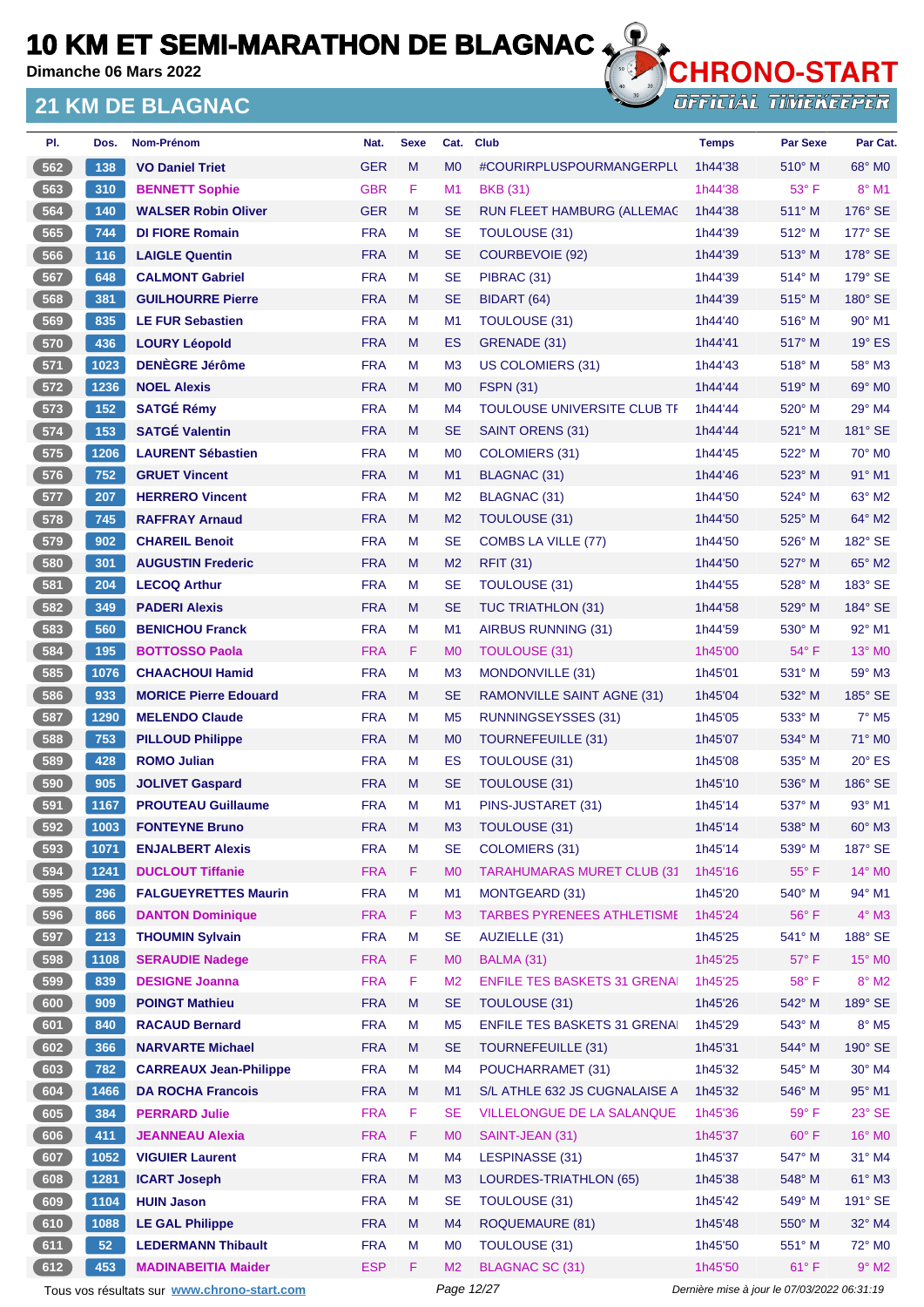# 10 KM ET SEMI-MARATHON DE BLAGNAC

Dimanche 06 Mars 2022

## 21 KM DE BLAGNAC

CHRONO-START OFFICIAL TIMEKEEPER

| Pl. | Dos. | Nom-Prénom | Nat. | Sexe | Cat. | Club | Temps | Par Sexe | Par Cat. |
|---|---|---|---|---|---|---|---|---|---|
| 562 | 138 | VO Daniel Triet | GER | M | M0 | #COURIRPLUSPOURMANGERPLU | 1h44'38 | 510° M | 68° M0 |
| 563 | 310 | BENNETT Sophie | GBR | F | M1 | BKB (31) | 1h44'38 | 53° F | 8° M1 |
| 564 | 140 | WALSER Robin Oliver | GER | M | SE | RUN FLEET HAMBURG (ALLEMAG | 1h44'38 | 511° M | 176° SE |
| 565 | 744 | DI FIORE Romain | FRA | M | SE | TOULOUSE (31) | 1h44'39 | 512° M | 177° SE |
| 566 | 116 | LAIGLE Quentin | FRA | M | SE | COURBEVOIE (92) | 1h44'39 | 513° M | 178° SE |
| 567 | 648 | CALMONT Gabriel | FRA | M | SE | PIBRAC (31) | 1h44'39 | 514° M | 179° SE |
| 568 | 381 | GUILHOURRE Pierre | FRA | M | SE | BIDART (64) | 1h44'39 | 515° M | 180° SE |
| 569 | 835 | LE FUR Sebastien | FRA | M | M1 | TOULOUSE (31) | 1h44'40 | 516° M | 90° M1 |
| 570 | 436 | LOURY Léopold | FRA | M | ES | GRENADE (31) | 1h44'41 | 517° M | 19° ES |
| 571 | 1023 | DENÈGRE Jérôme | FRA | M | M3 | US COLOMIERS (31) | 1h44'43 | 518° M | 58° M3 |
| 572 | 1236 | NOEL Alexis | FRA | M | M0 | FSPN (31) | 1h44'44 | 519° M | 69° M0 |
| 573 | 152 | SATGÉ Rémy | FRA | M | M4 | TOULOUSE UNIVERSITE CLUB TF | 1h44'44 | 520° M | 29° M4 |
| 574 | 153 | SATGÉ Valentin | FRA | M | SE | SAINT ORENS (31) | 1h44'44 | 521° M | 181° SE |
| 575 | 1206 | LAURENT Sébastien | FRA | M | M0 | COLOMIERS (31) | 1h44'45 | 522° M | 70° M0 |
| 576 | 752 | GRUET Vincent | FRA | M | M1 | BLAGNAC (31) | 1h44'46 | 523° M | 91° M1 |
| 577 | 207 | HERRERO Vincent | FRA | M | M2 | BLAGNAC (31) | 1h44'50 | 524° M | 63° M2 |
| 578 | 745 | RAFFRAY Arnaud | FRA | M | M2 | TOULOUSE (31) | 1h44'50 | 525° M | 64° M2 |
| 579 | 902 | CHAREIL Benoit | FRA | M | SE | COMBS LA VILLE (77) | 1h44'50 | 526° M | 182° SE |
| 580 | 301 | AUGUSTIN Frederic | FRA | M | M2 | RFIT (31) | 1h44'50 | 527° M | 65° M2 |
| 581 | 204 | LECOQ Arthur | FRA | M | SE | TOULOUSE (31) | 1h44'55 | 528° M | 183° SE |
| 582 | 349 | PADERI Alexis | FRA | M | SE | TUC TRIATHLON (31) | 1h44'58 | 529° M | 184° SE |
| 583 | 560 | BENICHOU Franck | FRA | M | M1 | AIRBUS RUNNING (31) | 1h44'59 | 530° M | 92° M1 |
| 584 | 195 | BOTTOSSO Paola | FRA | F | M0 | TOULOUSE (31) | 1h45'00 | 54° F | 13° M0 |
| 585 | 1076 | CHACHOUI Hamid | FRA | M | M3 | MONDONVILLE (31) | 1h45'01 | 531° M | 59° M3 |
| 586 | 933 | MORICE Pierre Edouard | FRA | M | SE | RAMONVILLE SAINT AGNE (31) | 1h45'04 | 532° M | 185° SE |
| 587 | 1290 | MELENDO Claude | FRA | M | M5 | RUNNINGSEYSSES (31) | 1h45'05 | 533° M | 7° M5 |
| 588 | 753 | PILLOUD Philippe | FRA | M | M0 | TOURNEFEUILLE (31) | 1h45'07 | 534° M | 71° M0 |
| 589 | 428 | ROMO Julian | FRA | M | ES | TOULOUSE (31) | 1h45'08 | 535° M | 20° ES |
| 590 | 905 | JOLIVET Gaspard | FRA | M | SE | TOULOUSE (31) | 1h45'10 | 536° M | 186° SE |
| 591 | 1167 | PROUTEAU Guillaume | FRA | M | M1 | PINS-JUSTARET (31) | 1h45'14 | 537° M | 93° M1 |
| 592 | 1003 | FONTEYNE Bruno | FRA | M | M3 | TOULOUSE (31) | 1h45'14 | 538° M | 60° M3 |
| 593 | 1071 | ENJALBERT Alexis | FRA | M | SE | COLOMIERS (31) | 1h45'14 | 539° M | 187° SE |
| 594 | 1241 | DUCLOUT Tiffanie | FRA | F | M0 | TARAHUMARAS MURET CLUB (31 | 1h45'16 | 55° F | 14° M0 |
| 595 | 296 | FALGUEYRETTES Maurin | FRA | M | M1 | MONTGEARD (31) | 1h45'20 | 540° M | 94° M1 |
| 596 | 866 | DANTON Dominique | FRA | F | M3 | TARBES PYRENEES ATHLETISME | 1h45'24 | 56° F | 4° M3 |
| 597 | 213 | THOUMIN Sylvain | FRA | M | SE | AUZIELLE (31) | 1h45'25 | 541° M | 188° SE |
| 598 | 1108 | SERAUDIE Nadege | FRA | F | M0 | BALMA (31) | 1h45'25 | 57° F | 15° M0 |
| 599 | 839 | DESIGNE Joanna | FRA | F | M2 | ENFILE TES BASKETS 31 GRENA | 1h45'25 | 58° F | 8° M2 |
| 600 | 909 | POINGT Mathieu | FRA | M | SE | TOULOUSE (31) | 1h45'26 | 542° M | 189° SE |
| 601 | 840 | RACAUD Bernard | FRA | M | M5 | ENFILE TES BASKETS 31 GRENA | 1h45'29 | 543° M | 8° M5 |
| 602 | 366 | NARVARTE Michael | FRA | M | SE | TOURNEFEUILLE (31) | 1h45'31 | 544° M | 190° SE |
| 603 | 782 | CARREAUX Jean-Philippe | FRA | M | M4 | POUCHARRAMET (31) | 1h45'32 | 545° M | 30° M4 |
| 604 | 1466 | DA ROCHA Francois | FRA | M | M1 | S/L ATHLE 632 JS CUGNALAISE A | 1h45'32 | 546° M | 95° M1 |
| 605 | 384 | PERRARD Julie | FRA | F | SE | VILLELONGUE DE LA SALANQUE | 1h45'36 | 59° F | 23° SE |
| 606 | 411 | JEANNEAU Alexia | FRA | F | M0 | SAINT-JEAN (31) | 1h45'37 | 60° F | 16° M0 |
| 607 | 1052 | VIGUIER Laurent | FRA | M | M4 | LESPINASSE (31) | 1h45'37 | 547° M | 31° M4 |
| 608 | 1281 | ICART Joseph | FRA | M | M3 | LOURDES-TRIATHLON (65) | 1h45'38 | 548° M | 61° M3 |
| 609 | 1104 | HUIN Jason | FRA | M | SE | TOULOUSE (31) | 1h45'42 | 549° M | 191° SE |
| 610 | 1088 | LE GAL Philippe | FRA | M | M4 | ROQUEMAURE (81) | 1h45'48 | 550° M | 32° M4 |
| 611 | 52 | LEDERMANN Thibault | FRA | M | M0 | TOULOUSE (31) | 1h45'50 | 551° M | 72° M0 |
| 612 | 453 | MADINABEITIA Maider | ESP | F | M2 | BLAGNAC SC (31) | 1h45'50 | 61° F | 9° M2 |

Tous vos résultats sur www.chrono-start.com — Dernière mise à jour le 07/03/2022 06:31:19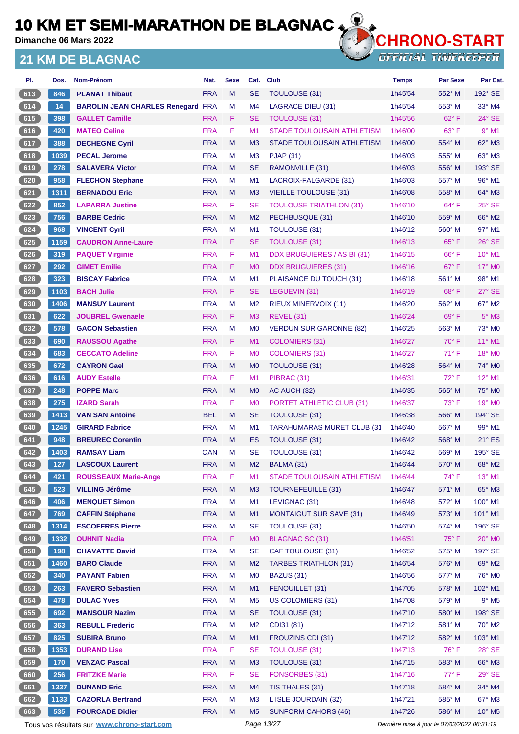# 10 KM ET SEMI-MARATHON DE BLAGNAC

**Dimanche 06 Mars 2022**

## 21 KM DE BLAGNAC

CHRONO-START OFFICIAL TIMEKEEPER

| Pl. | Dos. | Nom-Prénom | Nat. | Sexe | Cat. | Club | Temps | Par Sexe | Par Cat. |
|---|---|---|---|---|---|---|---|---|---|
| 613 | 846 | **PLANAT Thibaut** | FRA | M | SE | TOULOUSE (31) | 1h45'54 | 552° M | 192° SE |
| 614 | 14 | **BAROLIN JEAN CHARLES Renegard** | FRA | M | M4 | LAGRACE DIEU (31) | 1h45'54 | 553° M | 33° M4 |
| 615 | 398 | **GALLET Camille** | FRA | F | SE | TOULOUSE (31) | 1h45'56 | 62° F | 24° SE |
| 616 | 420 | **MATEO Celine** | FRA | F | M1 | STADE TOULOUSAIN ATHLETISM | 1h46'00 | 63° F | 9° M1 |
| 617 | 388 | **DECHEGNE Cyril** | FRA | M | M3 | STADE TOULOUSAIN ATHLETISM | 1h46'00 | 554° M | 62° M3 |
| 618 | 1039 | **PECAL Jerome** | FRA | M | M3 | PJAP (31) | 1h46'03 | 555° M | 63° M3 |
| 619 | 278 | **SALAVERA Victor** | FRA | M | SE | RAMONVILLE (31) | 1h46'03 | 556° M | 193° SE |
| 620 | 958 | **FLECHON Stephane** | FRA | M | M1 | LACROIX-FALGARDE (31) | 1h46'03 | 557° M | 96° M1 |
| 621 | 1311 | **BERNADOU Eric** | FRA | M | M3 | VIEILLE TOULOUSE (31) | 1h46'08 | 558° M | 64° M3 |
| 622 | 852 | **LAPARRA Justine** | FRA | F | SE | TOULOUSE TRIATHLON (31) | 1h46'10 | 64° F | 25° SE |
| 623 | 756 | **BARBE Cedric** | FRA | M | M2 | PECHBUSQUE (31) | 1h46'10 | 559° M | 66° M2 |
| 624 | 968 | **VINCENT Cyril** | FRA | M | M1 | TOULOUSE (31) | 1h46'12 | 560° M | 97° M1 |
| 625 | 1159 | **CAUDRON Anne-Laure** | FRA | F | SE | TOULOUSE (31) | 1h46'13 | 65° F | 26° SE |
| 626 | 319 | **PAQUET Virginie** | FRA | F | M1 | DDX BRUGUIERES / AS BI (31) | 1h46'15 | 66° F | 10° M1 |
| 627 | 292 | **GIMET Emilie** | FRA | F | M0 | DDX BRUGUIERES (31) | 1h46'16 | 67° F | 17° M0 |
| 628 | 323 | **BISCAY Fabrice** | FRA | M | M1 | PLAISANCE DU TOUCH (31) | 1h46'18 | 561° M | 98° M1 |
| 629 | 1103 | **BACH Julie** | FRA | F | SE | LEGUEVIN (31) | 1h46'19 | 68° F | 27° SE |
| 630 | 1406 | **MANSUY Laurent** | FRA | M | M2 | RIEUX MINERVOIX (11) | 1h46'20 | 562° M | 67° M2 |
| 631 | 622 | **JOUBREL Gwenaele** | FRA | F | M3 | REVEL (31) | 1h46'24 | 69° F | 5° M3 |
| 632 | 578 | **GACON Sebastien** | FRA | M | M0 | VERDUN SUR GARONNE (82) | 1h46'25 | 563° M | 73° M0 |
| 633 | 690 | **RAUSSOU Agathe** | FRA | F | M1 | COLOMIERS (31) | 1h46'27 | 70° F | 11° M1 |
| 634 | 683 | **CECCATO Adeline** | FRA | F | M0 | COLOMIERS (31) | 1h46'27 | 71° F | 18° M0 |
| 635 | 672 | **CAYRON Gael** | FRA | M | M0 | TOULOUSE (31) | 1h46'28 | 564° M | 74° M0 |
| 636 | 616 | **AUDY Estelle** | FRA | F | M1 | PIBRAC (31) | 1h46'31 | 72° F | 12° M1 |
| 637 | 248 | **POPPE Marc** | FRA | M | M0 | AC AUCH (32) | 1h46'35 | 565° M | 75° M0 |
| 638 | 275 | **IZARD Sarah** | FRA | F | M0 | PORTET ATHLETIC CLUB (31) | 1h46'37 | 73° F | 19° M0 |
| 639 | 1413 | **VAN SAN Antoine** | BEL | M | SE | TOULOUSE (31) | 1h46'38 | 566° M | 194° SE |
| 640 | 1245 | **GIRARD Fabrice** | FRA | M | M1 | TARAHUMARAS MURET CLUB (31 | 1h46'40 | 567° M | 99° M1 |
| 641 | 948 | **BREUREC Corentin** | FRA | M | ES | TOULOUSE (31) | 1h46'42 | 568° M | 21° ES |
| 642 | 1403 | **RAMSAY Liam** | CAN | M | SE | TOULOUSE (31) | 1h46'42 | 569° M | 195° SE |
| 643 | 127 | **LASCOUX Laurent** | FRA | M | M2 | BALMA (31) | 1h46'44 | 570° M | 68° M2 |
| 644 | 421 | **ROUSSEAUX Marie-Ange** | FRA | F | M1 | STADE TOULOUSAIN ATHLETISM | 1h46'44 | 74° F | 13° M1 |
| 645 | 523 | **VILLING Jérôme** | FRA | M | M3 | TOURNEFEUILLE (31) | 1h46'47 | 571° M | 65° M3 |
| 646 | 406 | **MENQUET Simon** | FRA | M | M1 | LEVIGNAC (31) | 1h46'48 | 572° M | 100° M1 |
| 647 | 769 | **CAFFIN Stéphane** | FRA | M | M1 | MONTAIGUT SUR SAVE (31) | 1h46'49 | 573° M | 101° M1 |
| 648 | 1314 | **ESCOFFRES Pierre** | FRA | M | SE | TOULOUSE (31) | 1h46'50 | 574° M | 196° SE |
| 649 | 1332 | **OUHNIT Nadia** | FRA | F | M0 | BLAGNAC SC (31) | 1h46'51 | 75° F | 20° M0 |
| 650 | 198 | **CHAVATTE David** | FRA | M | SE | CAF TOULOUSE (31) | 1h46'52 | 575° M | 197° SE |
| 651 | 1460 | **BARO Claude** | FRA | M | M2 | TARBES TRIATHLON (31) | 1h46'54 | 576° M | 69° M2 |
| 652 | 340 | **PAYANT Fabien** | FRA | M | M0 | BAZUS (31) | 1h46'56 | 577° M | 76° M0 |
| 653 | 263 | **FAVERO Sebastien** | FRA | M | M1 | FENOUILLET (31) | 1h47'05 | 578° M | 102° M1 |
| 654 | 478 | **DULAC Yves** | FRA | M | M5 | US COLOMIERS (31) | 1h47'08 | 579° M | 9° M5 |
| 655 | 692 | **MANSOUR Nazim** | FRA | M | SE | TOULOUSE (31) | 1h47'10 | 580° M | 198° SE |
| 656 | 363 | **REBULL Frederic** | FRA | M | M2 | CDI31 (81) | 1h47'12 | 581° M | 70° M2 |
| 657 | 825 | **SUBIRA Bruno** | FRA | M | M1 | FROUZINS CDI (31) | 1h47'12 | 582° M | 103° M1 |
| 658 | 1353 | **DURAND Lise** | FRA | F | SE | TOULOUSE (31) | 1h47'13 | 76° F | 28° SE |
| 659 | 170 | **VENZAC Pascal** | FRA | M | M3 | TOULOUSE (31) | 1h47'15 | 583° M | 66° M3 |
| 660 | 256 | **FRITZKE Marie** | FRA | F | SE | FONSORBES (31) | 1h47'16 | 77° F | 29° SE |
| 661 | 1337 | **DUNAND Eric** | FRA | M | M4 | TIS THALES (31) | 1h47'18 | 584° M | 34° M4 |
| 662 | 1133 | **CAZORLA Bertrand** | FRA | M | M3 | L ISLE JOURDAIN (32) | 1h47'21 | 585° M | 67° M3 |
| 663 | 535 | **FOURCADE Didier** | FRA | M | M5 | SUNFORM CAHORS (46) | 1h47'26 | 586° M | 10° M5 |

Tous vos résultats sur www.chrono-start.com — Dernière mise à jour le 07/03/2022 06:31:19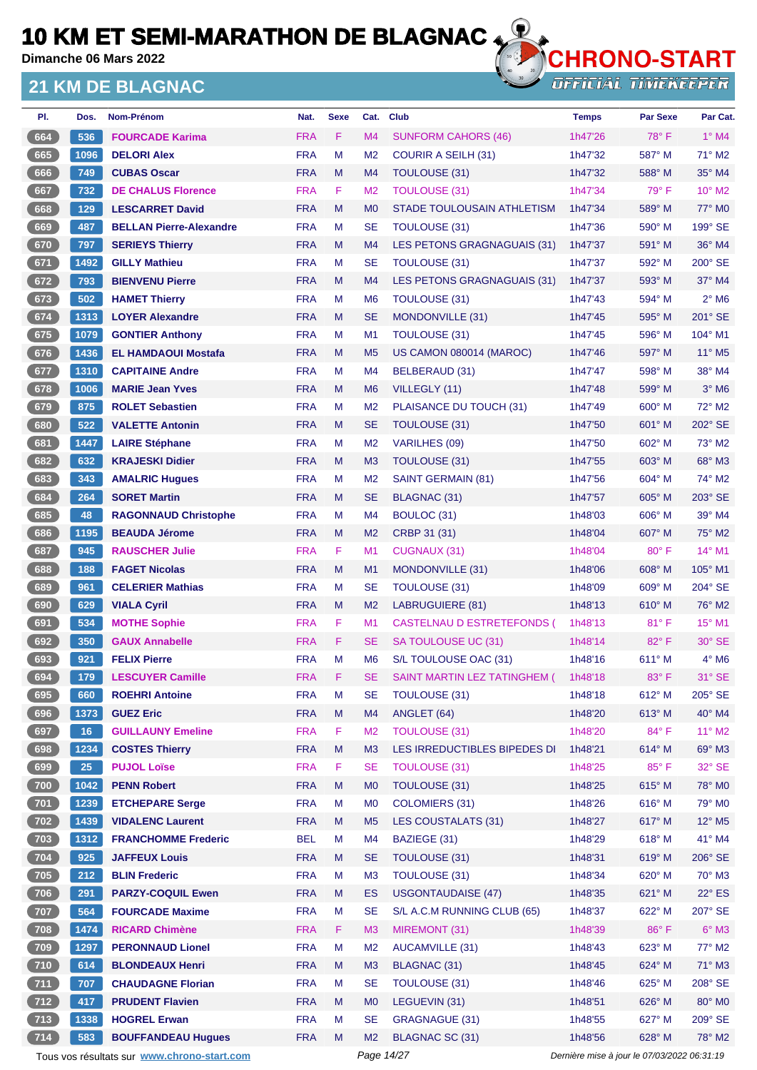# 10 KM ET SEMI-MARATHON DE BLAGNAC

**Dimanche 06 Mars 2022**

## 21 KM DE BLAGNAC

CHRONO-START
OFFICIAL TIMEKEEPER

| Pl. | Dos. | Nom-Prénom | Nat. | Sexe | Cat. | Club | Temps | Par Sexe | Par Cat. |
|---|---|---|---|---|---|---|---|---|---|
| 664 | 536 | FOURCADE Karima | FRA | F | M4 | SUNFORM CAHORS (46) | 1h47'26 | 78° F | 1° M4 |
| 665 | 1096 | DELORI Alex | FRA | M | M2 | COURIR A SEILH (31) | 1h47'32 | 587° M | 71° M2 |
| 666 | 749 | CUBAS Oscar | FRA | M | M4 | TOULOUSE (31) | 1h47'32 | 588° M | 35° M4 |
| 667 | 732 | DE CHALUS Florence | FRA | F | M2 | TOULOUSE (31) | 1h47'34 | 79° F | 10° M2 |
| 668 | 129 | LESCARRET David | FRA | M | M0 | STADE TOULOUSAIN ATHLETISM | 1h47'34 | 589° M | 77° M0 |
| 669 | 487 | BELLAN Pierre-Alexandre | FRA | M | SE | TOULOUSE (31) | 1h47'36 | 590° M | 199° SE |
| 670 | 797 | SERIEYS Thierry | FRA | M | M4 | LES PETONS GRAGNAGUAIS (31) | 1h47'37 | 591° M | 36° M4 |
| 671 | 1492 | GILLY Mathieu | FRA | M | SE | TOULOUSE (31) | 1h47'37 | 592° M | 200° SE |
| 672 | 793 | BIENVENU Pierre | FRA | M | M4 | LES PETONS GRAGNAGUAIS (31) | 1h47'37 | 593° M | 37° M4 |
| 673 | 502 | HAMET Thierry | FRA | M | M6 | TOULOUSE (31) | 1h47'43 | 594° M | 2° M6 |
| 674 | 1313 | LOYER Alexandre | FRA | M | SE | MONDONVILLE (31) | 1h47'45 | 595° M | 201° SE |
| 675 | 1079 | GONTIER Anthony | FRA | M | M1 | TOULOUSE (31) | 1h47'45 | 596° M | 104° M1 |
| 676 | 1436 | EL HAMDAOUI Mostafa | FRA | M | M5 | US CAMON 080014 (MAROC) | 1h47'46 | 597° M | 11° M5 |
| 677 | 1310 | CAPITAINE Andre | FRA | M | M4 | BELBERAUD (31) | 1h47'47 | 598° M | 38° M4 |
| 678 | 1006 | MARIE Jean Yves | FRA | M | M6 | VILLEGLY (11) | 1h47'48 | 599° M | 3° M6 |
| 679 | 875 | ROLET Sebastien | FRA | M | M2 | PLAISANCE DU TOUCH (31) | 1h47'49 | 600° M | 72° M2 |
| 680 | 522 | VALETTE Antonin | FRA | M | SE | TOULOUSE (31) | 1h47'50 | 601° M | 202° SE |
| 681 | 1447 | LAIRE Stéphane | FRA | M | M2 | VARILHES (09) | 1h47'50 | 602° M | 73° M2 |
| 682 | 632 | KRAJESKI Didier | FRA | M | M3 | TOULOUSE (31) | 1h47'55 | 603° M | 68° M3 |
| 683 | 343 | AMALRIC Hugues | FRA | M | M2 | SAINT GERMAIN (81) | 1h47'56 | 604° M | 74° M2 |
| 684 | 264 | SORET Martin | FRA | M | SE | BLAGNAC (31) | 1h47'57 | 605° M | 203° SE |
| 685 | 48 | RAGONNAUD Christophe | FRA | M | M4 | BOULOC (31) | 1h48'03 | 606° M | 39° M4 |
| 686 | 1195 | BEAUDA Jérome | FRA | M | M2 | CRBP 31 (31) | 1h48'04 | 607° M | 75° M2 |
| 687 | 945 | RAUSCHER Julie | FRA | F | M1 | CUGNAUX (31) | 1h48'04 | 80° F | 14° M1 |
| 688 | 188 | FAGET Nicolas | FRA | M | M1 | MONDONVILLE (31) | 1h48'06 | 608° M | 105° M1 |
| 689 | 961 | CELERIER Mathias | FRA | M | SE | TOULOUSE (31) | 1h48'09 | 609° M | 204° SE |
| 690 | 629 | VIALA Cyril | FRA | M | M2 | LABRUGUIERE (81) | 1h48'13 | 610° M | 76° M2 |
| 691 | 534 | MOTHE Sophie | FRA | F | M1 | CASTELNAU D ESTRETEFONDS ( | 1h48'13 | 81° F | 15° M1 |
| 692 | 350 | GAUX Annabelle | FRA | F | SE | SA TOULOUSE UC (31) | 1h48'14 | 82° F | 30° SE |
| 693 | 921 | FELIX Pierre | FRA | M | M6 | S/L TOULOUSE OAC (31) | 1h48'16 | 611° M | 4° M6 |
| 694 | 179 | LESCUYER Camille | FRA | F | SE | SAINT MARTIN LEZ TATINGHEM ( | 1h48'18 | 83° F | 31° SE |
| 695 | 660 | ROEHRI Antoine | FRA | M | SE | TOULOUSE (31) | 1h48'18 | 612° M | 205° SE |
| 696 | 1373 | GUEZ Eric | FRA | M | M4 | ANGLET (64) | 1h48'20 | 613° M | 40° M4 |
| 697 | 16 | GUILLAUNY Emeline | FRA | F | M2 | TOULOUSE (31) | 1h48'20 | 84° F | 11° M2 |
| 698 | 1234 | COSTES Thierry | FRA | M | M3 | LES IRREDUCTIBLES BIPEDES DI | 1h48'21 | 614° M | 69° M3 |
| 699 | 25 | PUJOL Loïse | FRA | F | SE | TOULOUSE (31) | 1h48'25 | 85° F | 32° SE |
| 700 | 1042 | PENN Robert | FRA | M | M0 | TOULOUSE (31) | 1h48'25 | 615° M | 78° M0 |
| 701 | 1239 | ETCHEPARE Serge | FRA | M | M0 | COLOMIERS (31) | 1h48'26 | 616° M | 79° M0 |
| 702 | 1439 | VIDALENC Laurent | FRA | M | M5 | LES COUSTALATS (31) | 1h48'27 | 617° M | 12° M5 |
| 703 | 1312 | FRANCHOMME Frederic | BEL | M | M4 | BAZIEGE (31) | 1h48'29 | 618° M | 41° M4 |
| 704 | 925 | JAFFEUX Louis | FRA | M | SE | TOULOUSE (31) | 1h48'31 | 619° M | 206° SE |
| 705 | 212 | BLIN Frederic | FRA | M | M3 | TOULOUSE (31) | 1h48'34 | 620° M | 70° M3 |
| 706 | 291 | PARZY-COQUIL Ewen | FRA | M | ES | USGONTAUDAISE (47) | 1h48'35 | 621° M | 22° ES |
| 707 | 564 | FOURCADE Maxime | FRA | M | SE | S/L A.C.M RUNNING CLUB (65) | 1h48'37 | 622° M | 207° SE |
| 708 | 1474 | RICARD Chimène | FRA | F | M3 | MIREMONT (31) | 1h48'39 | 86° F | 6° M3 |
| 709 | 1297 | PERONNAUD Lionel | FRA | M | M2 | AUCAMVILLE (31) | 1h48'43 | 623° M | 77° M2 |
| 710 | 614 | BLONDEAUX Henri | FRA | M | M3 | BLAGNAC (31) | 1h48'45 | 624° M | 71° M3 |
| 711 | 707 | CHAUDAGNE Florian | FRA | M | SE | TOULOUSE (31) | 1h48'46 | 625° M | 208° SE |
| 712 | 417 | PRUDENT Flavien | FRA | M | M0 | LEGUEVIN (31) | 1h48'51 | 626° M | 80° M0 |
| 713 | 1338 | HOGREL Erwan | FRA | M | SE | GRAGNAGUE (31) | 1h48'55 | 627° M | 209° SE |
| 714 | 583 | BOUFFANDEAU Hugues | FRA | M | M2 | BLAGNAC SC (31) | 1h48'56 | 628° M | 78° M2 |

Tous vos résultats sur www.chrono-start.com — Dernière mise à jour le 07/03/2022 06:31:19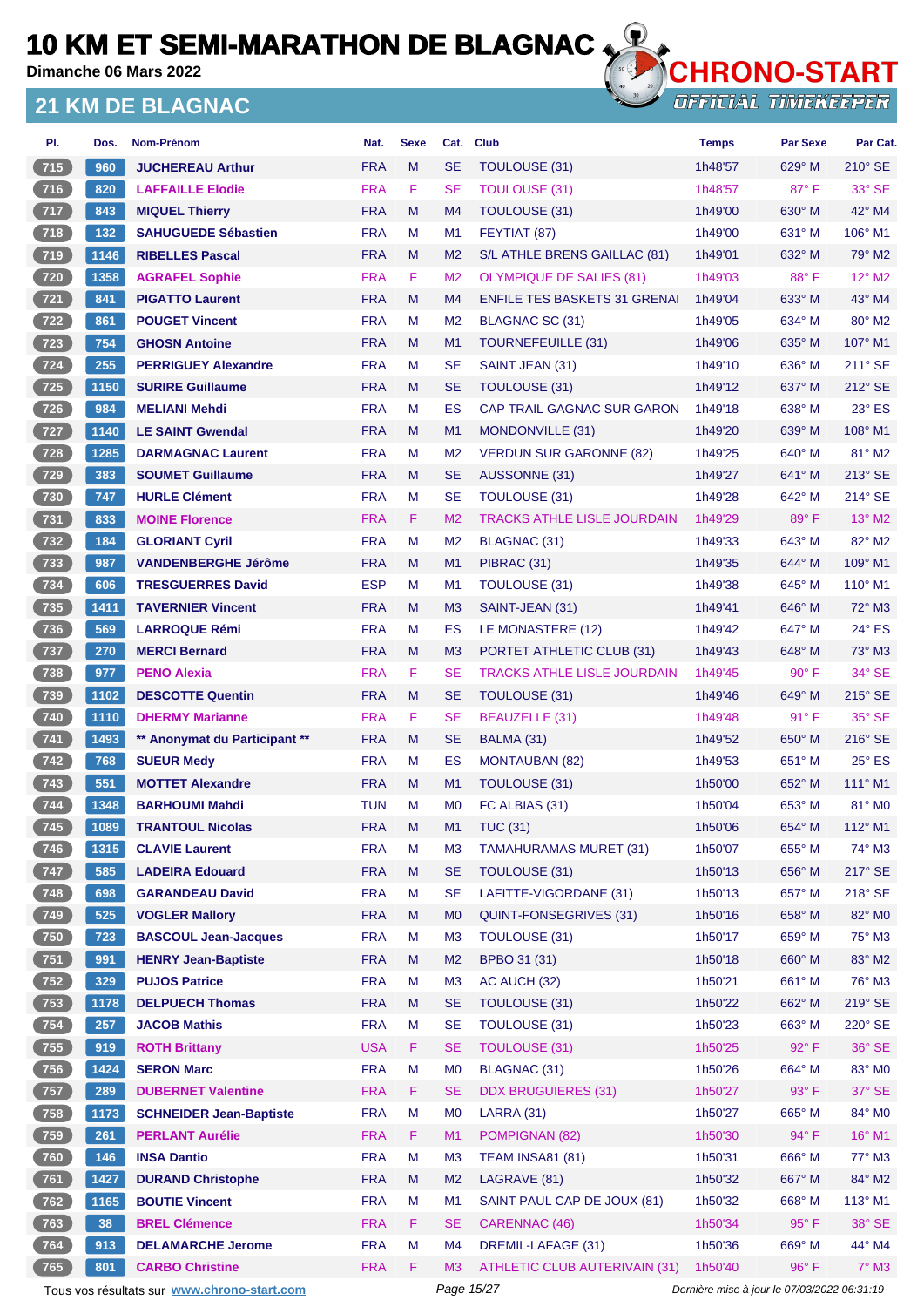# 10 KM ET SEMI-MARATHON DE BLAGNAC

Dimanche 06 Mars 2022

## 21 KM DE BLAGNAC

| Pl. | Dos. | Nom-Prénom | Nat. | Sexe | Cat. | Club | Temps | Par Sexe | Par Cat. |
|---|---|---|---|---|---|---|---|---|---|
| 715 | 960 | JUCHEREAU Arthur | FRA | M | SE | TOULOUSE (31) | 1h48'57 | 629° M | 210° SE |
| 716 | 820 | LAFFAILLE Elodie | FRA | F | SE | TOULOUSE (31) | 1h48'57 | 87° F | 33° SE |
| 717 | 843 | MIQUEL Thierry | FRA | M | M4 | TOULOUSE (31) | 1h49'00 | 630° M | 42° M4 |
| 718 | 132 | SAHUGUEDE Sébastien | FRA | M | M1 | FEYTIAT (87) | 1h49'00 | 631° M | 106° M1 |
| 719 | 1146 | RIBELLES Pascal | FRA | M | M2 | S/L ATHLE BRENS GAILLAC (81) | 1h49'01 | 632° M | 79° M2 |
| 720 | 1358 | AGRAFEL Sophie | FRA | F | M2 | OLYMPIQUE DE SALIES (81) | 1h49'03 | 88° F | 12° M2 |
| 721 | 841 | PIGATTO Laurent | FRA | M | M4 | ENFILE TES BASKETS 31 GRENA | 1h49'04 | 633° M | 43° M4 |
| 722 | 861 | POUGET Vincent | FRA | M | M2 | BLAGNAC SC (31) | 1h49'05 | 634° M | 80° M2 |
| 723 | 754 | GHOSN Antoine | FRA | M | M1 | TOURNEFEUILLE (31) | 1h49'06 | 635° M | 107° M1 |
| 724 | 255 | PERRIGUEY Alexandre | FRA | M | SE | SAINT JEAN (31) | 1h49'10 | 636° M | 211° SE |
| 725 | 1150 | SURIRE Guillaume | FRA | M | SE | TOULOUSE (31) | 1h49'12 | 637° M | 212° SE |
| 726 | 984 | MELIANI Mehdi | FRA | M | ES | CAP TRAIL GAGNAC SUR GARON | 1h49'18 | 638° M | 23° ES |
| 727 | 1140 | LE SAINT Gwendal | FRA | M | M1 | MONDONVILLE (31) | 1h49'20 | 639° M | 108° M1 |
| 728 | 1285 | DARMAGNAC Laurent | FRA | M | M2 | VERDUN SUR GARONNE (82) | 1h49'25 | 640° M | 81° M2 |
| 729 | 383 | SOUMET Guillaume | FRA | M | SE | AUSSONNE (31) | 1h49'27 | 641° M | 213° SE |
| 730 | 747 | HURLE Clément | FRA | M | SE | TOULOUSE (31) | 1h49'28 | 642° M | 214° SE |
| 731 | 833 | MOINE Florence | FRA | F | M2 | TRACKS ATHLE LISLE JOURDAIN | 1h49'29 | 89° F | 13° M2 |
| 732 | 184 | GLORIANT Cyril | FRA | M | M2 | BLAGNAC (31) | 1h49'33 | 643° M | 82° M2 |
| 733 | 987 | VANDENBERGHE Jérôme | FRA | M | M1 | PIBRAC (31) | 1h49'35 | 644° M | 109° M1 |
| 734 | 606 | TRESGUERRES David | ESP | M | M1 | TOULOUSE (31) | 1h49'38 | 645° M | 110° M1 |
| 735 | 1411 | TAVERNIER Vincent | FRA | M | M3 | SAINT-JEAN (31) | 1h49'41 | 646° M | 72° M3 |
| 736 | 569 | LARROQUE Rémi | FRA | M | ES | LE MONASTERE (12) | 1h49'42 | 647° M | 24° ES |
| 737 | 270 | MERCI Bernard | FRA | M | M3 | PORTET ATHLETIC CLUB (31) | 1h49'43 | 648° M | 73° M3 |
| 738 | 977 | PENO Alexia | FRA | F | SE | TRACKS ATHLE LISLE JOURDAIN | 1h49'45 | 90° F | 34° SE |
| 739 | 1102 | DESCOTTE Quentin | FRA | M | SE | TOULOUSE (31) | 1h49'46 | 649° M | 215° SE |
| 740 | 1110 | DHERMY Marianne | FRA | F | SE | BEAUZELLE (31) | 1h49'48 | 91° F | 35° SE |
| 741 | 1493 | ** Anonymat du Participant ** | FRA | M | SE | BALMA (31) | 1h49'52 | 650° M | 216° SE |
| 742 | 768 | SUEUR Medy | FRA | M | ES | MONTAUBAN (82) | 1h49'53 | 651° M | 25° ES |
| 743 | 551 | MOTTET Alexandre | FRA | M | M1 | TOULOUSE (31) | 1h50'00 | 652° M | 111° M1 |
| 744 | 1348 | BARHOUMI Mahdi | TUN | M | M0 | FC ALBIAS (31) | 1h50'04 | 653° M | 81° M0 |
| 745 | 1089 | TRANTOUL Nicolas | FRA | M | M1 | TUC (31) | 1h50'06 | 654° M | 112° M1 |
| 746 | 1315 | CLAVIE Laurent | FRA | M | M3 | TAMAHURAMAS MURET (31) | 1h50'07 | 655° M | 74° M3 |
| 747 | 585 | LADEIRA Edouard | FRA | M | SE | TOULOUSE (31) | 1h50'13 | 656° M | 217° SE |
| 748 | 698 | GARANDEAU David | FRA | M | SE | LAFITTE-VIGORDANE (31) | 1h50'13 | 657° M | 218° SE |
| 749 | 525 | VOGLER Mallory | FRA | M | M0 | QUINT-FONSEGRIVES (31) | 1h50'16 | 658° M | 82° M0 |
| 750 | 723 | BASCOUL Jean-Jacques | FRA | M | M3 | TOULOUSE (31) | 1h50'17 | 659° M | 75° M3 |
| 751 | 991 | HENRY Jean-Baptiste | FRA | M | M2 | BPBO 31 (31) | 1h50'18 | 660° M | 83° M2 |
| 752 | 329 | PUJOS Patrice | FRA | M | M3 | AC AUCH (32) | 1h50'21 | 661° M | 76° M3 |
| 753 | 1178 | DELPUECH Thomas | FRA | M | SE | TOULOUSE (31) | 1h50'22 | 662° M | 219° SE |
| 754 | 257 | JACOB Mathis | FRA | M | SE | TOULOUSE (31) | 1h50'23 | 663° M | 220° SE |
| 755 | 919 | ROTH Brittany | USA | F | SE | TOULOUSE (31) | 1h50'25 | 92° F | 36° SE |
| 756 | 1424 | SERON Marc | FRA | M | M0 | BLAGNAC (31) | 1h50'26 | 664° M | 83° M0 |
| 757 | 289 | DUBERNET Valentine | FRA | F | SE | DDX BRUGUIERES (31) | 1h50'27 | 93° F | 37° SE |
| 758 | 1173 | SCHNEIDER Jean-Baptiste | FRA | M | M0 | LARRA (31) | 1h50'27 | 665° M | 84° M0 |
| 759 | 261 | PERLANT Aurélie | FRA | F | M1 | POMPIGNAN (82) | 1h50'30 | 94° F | 16° M1 |
| 760 | 146 | INSA Dantio | FRA | M | M3 | TEAM INSA81 (81) | 1h50'31 | 666° M | 77° M3 |
| 761 | 1427 | DURAND Christophe | FRA | M | M2 | LAGRAVE (81) | 1h50'32 | 667° M | 84° M2 |
| 762 | 1165 | BOUTIE Vincent | FRA | M | M1 | SAINT PAUL CAP DE JOUX (81) | 1h50'32 | 668° M | 113° M1 |
| 763 | 38 | BREL Clémence | FRA | F | SE | CARENNAC (46) | 1h50'34 | 95° F | 38° SE |
| 764 | 913 | DELAMARCHE Jerome | FRA | M | M4 | DREMIL-LAFAGE (31) | 1h50'36 | 669° M | 44° M4 |
| 765 | 801 | CARBO Christine | FRA | F | M3 | ATHLETIC CLUB AUTERIVAIN (31) | 1h50'40 | 96° F | 7° M3 |

Tous vos résultats sur www.chrono-start.com — Dernière mise à jour le 07/03/2022 06:31:19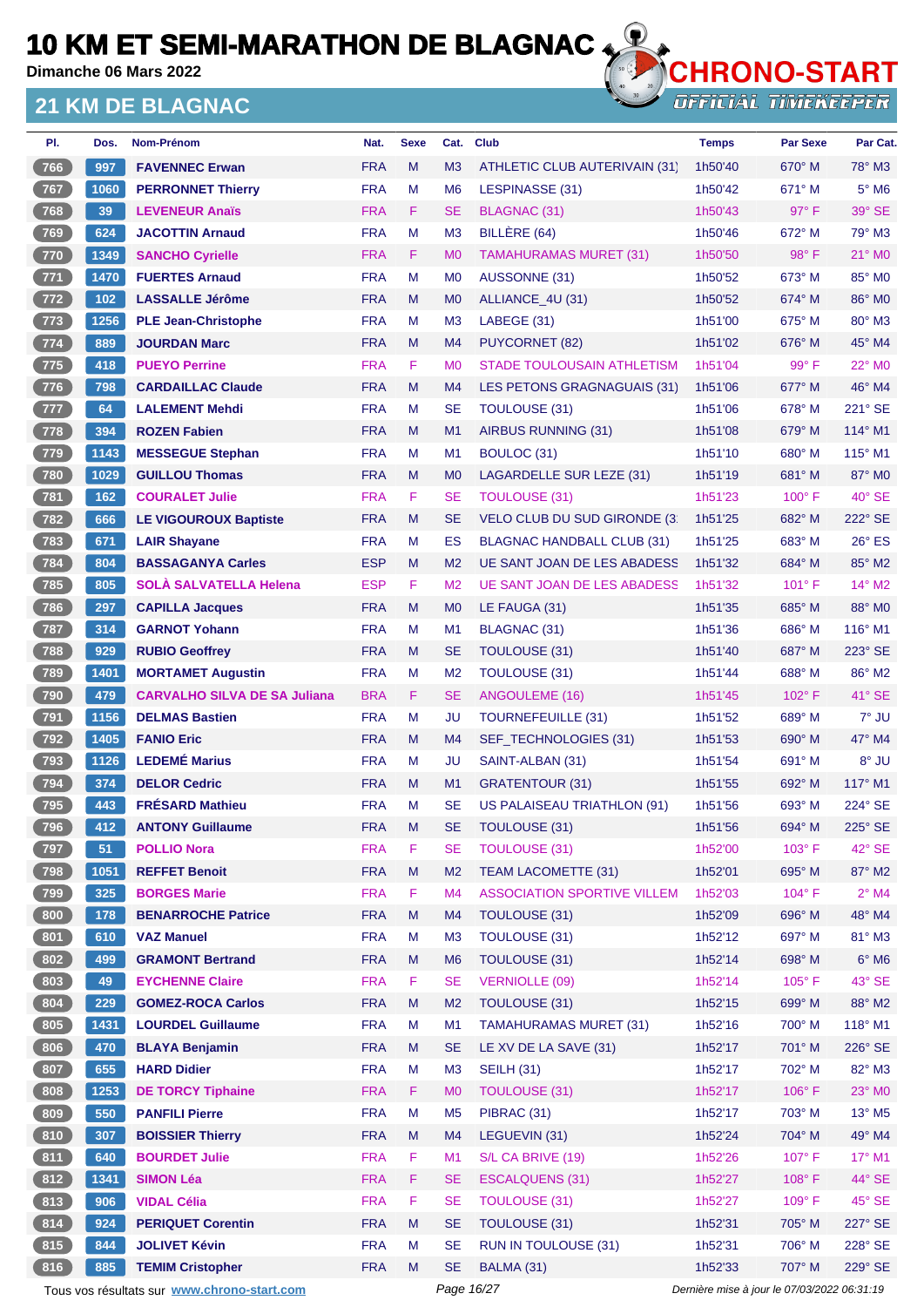# 10 KM ET SEMI-MARATHON DE BLAGNAC

**Dimanche 06 Mars 2022**

## 21 KM DE BLAGNAC

CHRONO-START OFFICIAL TIMEKEEPER

| Pl. | Dos. | Nom-Prénom | Nat. | Sexe | Cat. | Club | Temps | Par Sexe | Par Cat. |
|---|---|---|---|---|---|---|---|---|---|
| 766 | 997 | FAVENNEC Erwan | FRA | M | M3 | ATHLETIC CLUB AUTERIVAIN (31) | 1h50'40 | 670° M | 78° M3 |
| 767 | 1060 | PERRONNET Thierry | FRA | M | M6 | LESPINASSE (31) | 1h50'42 | 671° M | 5° M6 |
| 768 | 39 | LEVENEUR Anaïs | FRA | F | SE | BLAGNAC (31) | 1h50'43 | 97° F | 39° SE |
| 769 | 624 | JACOTTIN Arnaud | FRA | M | M3 | BILLÈRE (64) | 1h50'46 | 672° M | 79° M3 |
| 770 | 1349 | SANCHO Cyrielle | FRA | F | M0 | TAMAHURAMAS MURET (31) | 1h50'50 | 98° F | 21° M0 |
| 771 | 1470 | FUERTES Arnaud | FRA | M | M0 | AUSSONNE (31) | 1h50'52 | 673° M | 85° M0 |
| 772 | 102 | LASSALLE Jérôme | FRA | M | M0 | ALLIANCE_4U (31) | 1h50'52 | 674° M | 86° M0 |
| 773 | 1256 | PLE Jean-Christophe | FRA | M | M3 | LABEGE (31) | 1h51'00 | 675° M | 80° M3 |
| 774 | 889 | JOURDAN Marc | FRA | M | M4 | PUYCORNET (82) | 1h51'02 | 676° M | 45° M4 |
| 775 | 418 | PUEYO Perrine | FRA | F | M0 | STADE TOULOUSAIN ATHLETISM | 1h51'04 | 99° F | 22° M0 |
| 776 | 798 | CARDAILLAC Claude | FRA | M | M4 | LES PETONS GRAGNAGUAIS (31) | 1h51'06 | 677° M | 46° M4 |
| 777 | 64 | LALEMENT Mehdi | FRA | M | SE | TOULOUSE (31) | 1h51'06 | 678° M | 221° SE |
| 778 | 394 | ROZEN Fabien | FRA | M | M1 | AIRBUS RUNNING (31) | 1h51'08 | 679° M | 114° M1 |
| 779 | 1143 | MESSEGUE Stephan | FRA | M | M1 | BOULOC (31) | 1h51'10 | 680° M | 115° M1 |
| 780 | 1029 | GUILLOU Thomas | FRA | M | M0 | LAGARDELLE SUR LEZE (31) | 1h51'19 | 681° M | 87° M0 |
| 781 | 162 | COURALET Julie | FRA | F | SE | TOULOUSE (31) | 1h51'23 | 100° F | 40° SE |
| 782 | 666 | LE VIGOUROUX Baptiste | FRA | M | SE | VELO CLUB DU SUD GIRONDE (3 | 1h51'25 | 682° M | 222° SE |
| 783 | 671 | LAIR Shayane | FRA | M | ES | BLAGNAC HANDBALL CLUB (31) | 1h51'25 | 683° M | 26° ES |
| 784 | 804 | BASSAGANYA Carles | ESP | M | M2 | UE SANT JOAN DE LES ABADESS | 1h51'32 | 684° M | 85° M2 |
| 785 | 805 | SOLÀ SALVATELLA Helena | ESP | F | M2 | UE SANT JOAN DE LES ABADESS | 1h51'32 | 101° F | 14° M2 |
| 786 | 297 | CAPILLA Jacques | FRA | M | M0 | LE FAUGA (31) | 1h51'35 | 685° M | 88° M0 |
| 787 | 314 | GARNOT Yohann | FRA | M | M1 | BLAGNAC (31) | 1h51'36 | 686° M | 116° M1 |
| 788 | 929 | RUBIO Geoffrey | FRA | M | SE | TOULOUSE (31) | 1h51'40 | 687° M | 223° SE |
| 789 | 1401 | MORTAMET Augustin | FRA | M | M2 | TOULOUSE (31) | 1h51'44 | 688° M | 86° M2 |
| 790 | 479 | CARVALHO SILVA DE SA Juliana | BRA | F | SE | ANGOULEME (16) | 1h51'45 | 102° F | 41° SE |
| 791 | 1156 | DELMAS Bastien | FRA | M | JU | TOURNEFEUILLE (31) | 1h51'52 | 689° M | 7° JU |
| 792 | 1405 | FANIO Eric | FRA | M | M4 | SEF_TECHNOLOGIES (31) | 1h51'53 | 690° M | 47° M4 |
| 793 | 1126 | LEDEMÉ Marius | FRA | M | JU | SAINT-ALBAN (31) | 1h51'54 | 691° M | 8° JU |
| 794 | 374 | DELOR Cedric | FRA | M | M1 | GRATENTOUR (31) | 1h51'55 | 692° M | 117° M1 |
| 795 | 443 | FRÉSARD Mathieu | FRA | M | SE | US PALAISEAU TRIATHLON (91) | 1h51'56 | 693° M | 224° SE |
| 796 | 412 | ANTONY Guillaume | FRA | M | SE | TOULOUSE (31) | 1h51'56 | 694° M | 225° SE |
| 797 | 51 | POLLIO Nora | FRA | F | SE | TOULOUSE (31) | 1h52'00 | 103° F | 42° SE |
| 798 | 1051 | REFFET Benoit | FRA | M | M2 | TEAM LACOMETTE (31) | 1h52'01 | 695° M | 87° M2 |
| 799 | 325 | BORGES Marie | FRA | F | M4 | ASSOCIATION SPORTIVE VILLEM | 1h52'03 | 104° F | 2° M4 |
| 800 | 178 | BENARROCHE Patrice | FRA | M | M4 | TOULOUSE (31) | 1h52'09 | 696° M | 48° M4 |
| 801 | 610 | VAZ Manuel | FRA | M | M3 | TOULOUSE (31) | 1h52'12 | 697° M | 81° M3 |
| 802 | 499 | GRAMONT Bertrand | FRA | M | M6 | TOULOUSE (31) | 1h52'14 | 698° M | 6° M6 |
| 803 | 49 | EYCHENNE Claire | FRA | F | SE | VERNIOLLE (09) | 1h52'14 | 105° F | 43° SE |
| 804 | 229 | GOMEZ-ROCA Carlos | FRA | M | M2 | TOULOUSE (31) | 1h52'15 | 699° M | 88° M2 |
| 805 | 1431 | LOURDEL Guillaume | FRA | M | M1 | TAMAHURAMAS MURET (31) | 1h52'16 | 700° M | 118° M1 |
| 806 | 470 | BLAYA Benjamin | FRA | M | SE | LE XV DE LA SAVE (31) | 1h52'17 | 701° M | 226° SE |
| 807 | 655 | HARD Didier | FRA | M | M3 | SEILH (31) | 1h52'17 | 702° M | 82° M3 |
| 808 | 1253 | DE TORCY Tiphaine | FRA | F | M0 | TOULOUSE (31) | 1h52'17 | 106° F | 23° M0 |
| 809 | 550 | PANFILI Pierre | FRA | M | M5 | PIBRAC (31) | 1h52'17 | 703° M | 13° M5 |
| 810 | 307 | BOISSIER Thierry | FRA | M | M4 | LEGUEVIN (31) | 1h52'24 | 704° M | 49° M4 |
| 811 | 640 | BOURDET Julie | FRA | F | M1 | S/L CA BRIVE (19) | 1h52'26 | 107° F | 17° M1 |
| 812 | 1341 | SIMON Léa | FRA | F | SE | ESCALQUENS (31) | 1h52'27 | 108° F | 44° SE |
| 813 | 906 | VIDAL Célia | FRA | F | SE | TOULOUSE (31) | 1h52'27 | 109° F | 45° SE |
| 814 | 924 | PERIQUET Corentin | FRA | M | SE | TOULOUSE (31) | 1h52'31 | 705° M | 227° SE |
| 815 | 844 | JOLIVET Kévin | FRA | M | SE | RUN IN TOULOUSE (31) | 1h52'31 | 706° M | 228° SE |
| 816 | 885 | TEMIM Cristopher | FRA | M | SE | BALMA (31) | 1h52'33 | 707° M | 229° SE |

Tous vos résultats sur www.chrono-start.com

Dernière mise à jour le 07/03/2022 06:31:19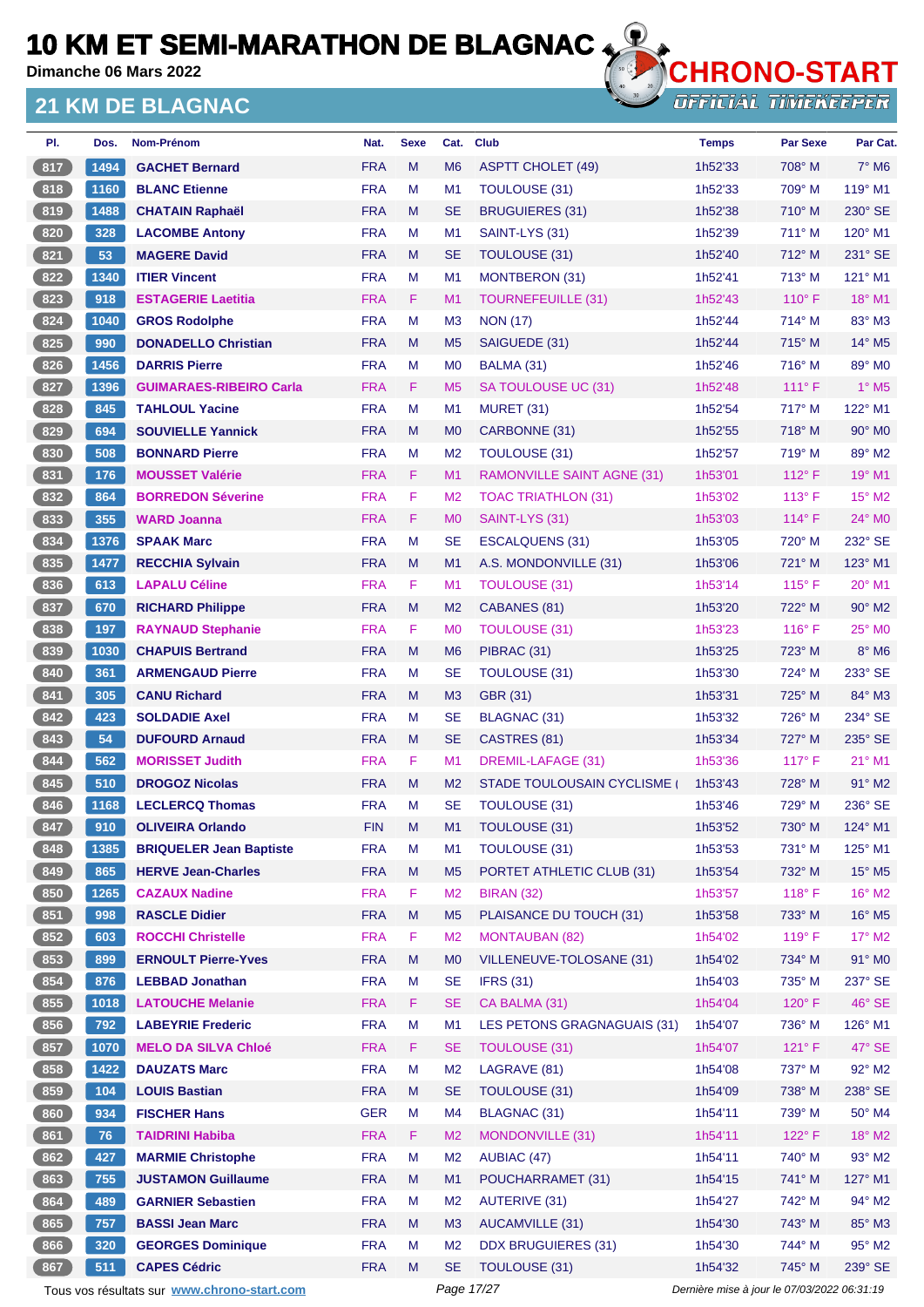# 10 KM ET SEMI-MARATHON DE BLAGNAC

Dimanche 06 Mars 2022

## 21 KM DE BLAGNAC

| Pl. | Dos. | Nom-Prénom | Nat. | Sexe | Cat. | Club | Temps | Par Sexe | Par Cat. |
|---|---|---|---|---|---|---|---|---|---|
| 817 | 1494 | GACHET Bernard | FRA | M | M6 | ASPTT CHOLET (49) | 1h52'33 | 708° M | 7° M6 |
| 818 | 1160 | BLANC Etienne | FRA | M | M1 | TOULOUSE (31) | 1h52'33 | 709° M | 119° M1 |
| 819 | 1488 | CHATAIN Raphaël | FRA | M | SE | BRUGUIERES (31) | 1h52'38 | 710° M | 230° SE |
| 820 | 328 | LACOMBE Antony | FRA | M | M1 | SAINT-LYS (31) | 1h52'39 | 711° M | 120° M1 |
| 821 | 53 | MAGERE David | FRA | M | SE | TOULOUSE (31) | 1h52'40 | 712° M | 231° SE |
| 822 | 1340 | ITIER Vincent | FRA | M | M1 | MONTBERON (31) | 1h52'41 | 713° M | 121° M1 |
| 823 | 918 | ESTAGERIE Laetitia | FRA | F | M1 | TOURNEFEUILLE (31) | 1h52'43 | 110° F | 18° M1 |
| 824 | 1040 | GROS Rodolphe | FRA | M | M3 | NON (17) | 1h52'44 | 714° M | 83° M3 |
| 825 | 990 | DONADELLO Christian | FRA | M | M5 | SAIGUEDE (31) | 1h52'44 | 715° M | 14° M5 |
| 826 | 1456 | DARRIS Pierre | FRA | M | M0 | BALMA (31) | 1h52'46 | 716° M | 89° M0 |
| 827 | 1396 | GUIMARAES-RIBEIRO Carla | FRA | F | M5 | SA TOULOUSE UC (31) | 1h52'48 | 111° F | 1° M5 |
| 828 | 845 | TAHLOUL Yacine | FRA | M | M1 | MURET (31) | 1h52'54 | 717° M | 122° M1 |
| 829 | 694 | SOUVIELLE Yannick | FRA | M | M0 | CARBONNE (31) | 1h52'55 | 718° M | 90° M0 |
| 830 | 508 | BONNARD Pierre | FRA | M | M2 | TOULOUSE (31) | 1h52'57 | 719° M | 89° M2 |
| 831 | 176 | MOUSSET Valérie | FRA | F | M1 | RAMONVILLE SAINT AGNE (31) | 1h53'01 | 112° F | 19° M1 |
| 832 | 864 | BORREDON Séverine | FRA | F | M2 | TOAC TRIATHLON (31) | 1h53'02 | 113° F | 15° M2 |
| 833 | 355 | WARD Joanna | FRA | F | M0 | SAINT-LYS (31) | 1h53'03 | 114° F | 24° M0 |
| 834 | 1376 | SPAAK Marc | FRA | M | SE | ESCALQUENS (31) | 1h53'05 | 720° M | 232° SE |
| 835 | 1477 | RECCHIA Sylvain | FRA | M | M1 | A.S. MONDONVILLE (31) | 1h53'06 | 721° M | 123° M1 |
| 836 | 613 | LAPALU Céline | FRA | F | M1 | TOULOUSE (31) | 1h53'14 | 115° F | 20° M1 |
| 837 | 670 | RICHARD Philippe | FRA | M | M2 | CABANES (81) | 1h53'20 | 722° M | 90° M2 |
| 838 | 197 | RAYNAUD Stephanie | FRA | F | M0 | TOULOUSE (31) | 1h53'23 | 116° F | 25° M0 |
| 839 | 1030 | CHAPUIS Bertrand | FRA | M | M6 | PIBRAC (31) | 1h53'25 | 723° M | 8° M6 |
| 840 | 361 | ARMENGAUD Pierre | FRA | M | SE | TOULOUSE (31) | 1h53'30 | 724° M | 233° SE |
| 841 | 305 | CANU Richard | FRA | M | M3 | GBR (31) | 1h53'31 | 725° M | 84° M3 |
| 842 | 423 | SOLDADIE Axel | FRA | M | SE | BLAGNAC (31) | 1h53'32 | 726° M | 234° SE |
| 843 | 54 | DUFOURD Arnaud | FRA | M | SE | CASTRES (81) | 1h53'34 | 727° M | 235° SE |
| 844 | 562 | MORISSET Judith | FRA | F | M1 | DREMIL-LAFAGE (31) | 1h53'36 | 117° F | 21° M1 |
| 845 | 510 | DROGOZ Nicolas | FRA | M | M2 | STADE TOULOUSAIN CYCLISME ( | 1h53'43 | 728° M | 91° M2 |
| 846 | 1168 | LECLERCQ Thomas | FRA | M | SE | TOULOUSE (31) | 1h53'46 | 729° M | 236° SE |
| 847 | 910 | OLIVEIRA Orlando | FIN | M | M1 | TOULOUSE (31) | 1h53'52 | 730° M | 124° M1 |
| 848 | 1385 | BRIQUELER Jean Baptiste | FRA | M | M1 | TOULOUSE (31) | 1h53'53 | 731° M | 125° M1 |
| 849 | 865 | HERVE Jean-Charles | FRA | M | M5 | PORTET ATHLETIC CLUB (31) | 1h53'54 | 732° M | 15° M5 |
| 850 | 1265 | CAZAUX Nadine | FRA | F | M2 | BIRAN (32) | 1h53'57 | 118° F | 16° M2 |
| 851 | 998 | RASCLE Didier | FRA | M | M5 | PLAISANCE DU TOUCH (31) | 1h53'58 | 733° M | 16° M5 |
| 852 | 603 | ROCCHI Christelle | FRA | F | M2 | MONTAUBAN (82) | 1h54'02 | 119° F | 17° M2 |
| 853 | 899 | ERNOULT Pierre-Yves | FRA | M | M0 | VILLENEUVE-TOLOSANE (31) | 1h54'02 | 734° M | 91° M0 |
| 854 | 876 | LEBBAD Jonathan | FRA | M | SE | IFRS (31) | 1h54'03 | 735° M | 237° SE |
| 855 | 1018 | LATOUCHE Melanie | FRA | F | SE | CA BALMA (31) | 1h54'04 | 120° F | 46° SE |
| 856 | 792 | LABEYRIE Frederic | FRA | M | M1 | LES PETONS GRAGNAGUAIS (31) | 1h54'07 | 736° M | 126° M1 |
| 857 | 1070 | MELO DA SILVA Chloé | FRA | F | SE | TOULOUSE (31) | 1h54'07 | 121° F | 47° SE |
| 858 | 1422 | DAUZATS Marc | FRA | M | M2 | LAGRAVE (81) | 1h54'08 | 737° M | 92° M2 |
| 859 | 104 | LOUIS Bastian | FRA | M | SE | TOULOUSE (31) | 1h54'09 | 738° M | 238° SE |
| 860 | 934 | FISCHER Hans | GER | M | M4 | BLAGNAC (31) | 1h54'11 | 739° M | 50° M4 |
| 861 | 76 | TAIDRINI Habiba | FRA | F | M2 | MONDONVILLE (31) | 1h54'11 | 122° F | 18° M2 |
| 862 | 427 | MARMIE Christophe | FRA | M | M2 | AUBIAC (47) | 1h54'11 | 740° M | 93° M2 |
| 863 | 755 | JUSTAMON Guillaume | FRA | M | M1 | POUCHARRAMET (31) | 1h54'15 | 741° M | 127° M1 |
| 864 | 489 | GARNIER Sebastien | FRA | M | M2 | AUTERIVE (31) | 1h54'27 | 742° M | 94° M2 |
| 865 | 757 | BASSI Jean Marc | FRA | M | M3 | AUCAMVILLE (31) | 1h54'30 | 743° M | 85° M3 |
| 866 | 320 | GEORGES Dominique | FRA | M | M2 | DDX BRUGUIERES (31) | 1h54'30 | 744° M | 95° M2 |
| 867 | 511 | CAPES Cédric | FRA | M | SE | TOULOUSE (31) | 1h54'32 | 745° M | 239° SE |

Tous vos résultats sur www.chrono-start.com

Dernière mise à jour le 07/03/2022 06:31:19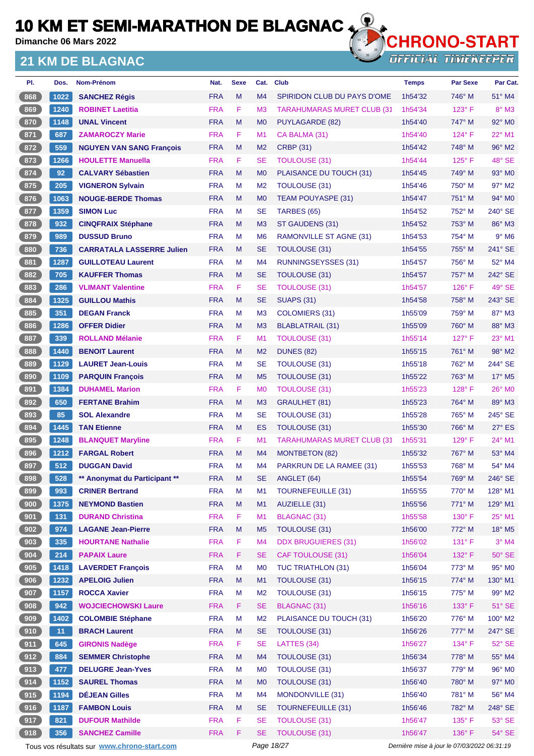# 10 KM ET SEMI-MARATHON DE BLAGNAC

Dimanche 06 Mars 2022

## 21 KM DE BLAGNAC

CHRONO-START OFFICIAL TIMEKEEPER

| Pl. | Dos. | Nom-Prénom | Nat. | Sexe | Cat. | Club | Temps | Par Sexe | Par Cat. |
|---|---|---|---|---|---|---|---|---|---|
| 868 | 1022 | SANCHEZ Régis | FRA | M | M4 | SPIRIDON CLUB DU PAYS D'OME | 1h54'32 | 746° M | 51° M4 |
| 869 | 1240 | ROBINET Laetitia | FRA | F | M3 | TARAHUMARAS MURET CLUB (31 | 1h54'34 | 123° F | 8° M3 |
| 870 | 1148 | UNAL Vincent | FRA | M | M0 | PUYLAGARDE (82) | 1h54'40 | 747° M | 92° M0 |
| 871 | 687 | ZAMAROCZY Marie | FRA | F | M1 | CA BALMA (31) | 1h54'40 | 124° F | 22° M1 |
| 872 | 559 | NGUYEN VAN SANG François | FRA | M | M2 | CRBP (31) | 1h54'42 | 748° M | 96° M2 |
| 873 | 1266 | HOULETTE Manuella | FRA | F | SE | TOULOUSE (31) | 1h54'44 | 125° F | 48° SE |
| 874 | 92 | CALVARY Sébastien | FRA | M | M0 | PLAISANCE DU TOUCH (31) | 1h54'45 | 749° M | 93° M0 |
| 875 | 205 | VIGNERON Sylvain | FRA | M | M2 | TOULOUSE (31) | 1h54'46 | 750° M | 97° M2 |
| 876 | 1063 | NOUGE-BERDE Thomas | FRA | M | M0 | TEAM POUYASPE (31) | 1h54'47 | 751° M | 94° M0 |
| 877 | 1359 | SIMON Luc | FRA | M | SE | TARBES (65) | 1h54'52 | 752° M | 240° SE |
| 878 | 932 | CINQFRAIX Stéphane | FRA | M | M3 | ST GAUDENS (31) | 1h54'52 | 753° M | 86° M3 |
| 879 | 989 | DUSSUD Bruno | FRA | M | M6 | RAMONVILLE ST AGNE (31) | 1h54'53 | 754° M | 9° M6 |
| 880 | 736 | CARRATALA LASSERRE Julien | FRA | M | SE | TOULOUSE (31) | 1h54'55 | 755° M | 241° SE |
| 881 | 1287 | GUILLOTEAU Laurent | FRA | M | M4 | RUNNINGSEYSSES (31) | 1h54'57 | 756° M | 52° M4 |
| 882 | 705 | KAUFFER Thomas | FRA | M | SE | TOULOUSE (31) | 1h54'57 | 757° M | 242° SE |
| 883 | 286 | VLIMANT Valentine | FRA | F | SE | TOULOUSE (31) | 1h54'57 | 126° F | 49° SE |
| 884 | 1325 | GUILLOU Mathis | FRA | M | SE | SUAPS (31) | 1h54'58 | 758° M | 243° SE |
| 885 | 351 | DEGAN Franck | FRA | M | M3 | COLOMIERS (31) | 1h55'09 | 759° M | 87° M3 |
| 886 | 1286 | OFFER Didier | FRA | M | M3 | BLABLATRAIL (31) | 1h55'09 | 760° M | 88° M3 |
| 887 | 339 | ROLLAND Mélanie | FRA | F | M1 | TOULOUSE (31) | 1h55'14 | 127° F | 23° M1 |
| 888 | 1440 | BENOIT Laurent | FRA | M | M2 | DUNES (82) | 1h55'15 | 761° M | 98° M2 |
| 889 | 1129 | LAURET Jean-Louis | FRA | M | SE | TOULOUSE (31) | 1h55'18 | 762° M | 244° SE |
| 890 | 1109 | PARQUIN François | FRA | M | M5 | TOULOUSE (31) | 1h55'22 | 763° M | 17° M5 |
| 891 | 1384 | DUHAMEL Marion | FRA | F | M0 | TOULOUSE (31) | 1h55'23 | 128° F | 26° M0 |
| 892 | 650 | FERTANE Brahim | FRA | M | M3 | GRAULHET (81) | 1h55'23 | 764° M | 89° M3 |
| 893 | 85 | SOL Alexandre | FRA | M | SE | TOULOUSE (31) | 1h55'28 | 765° M | 245° SE |
| 894 | 1445 | TAN Etienne | FRA | M | ES | TOULOUSE (31) | 1h55'30 | 766° M | 27° ES |
| 895 | 1248 | BLANQUET Maryline | FRA | F | M1 | TARAHUMARAS MURET CLUB (31 | 1h55'31 | 129° F | 24° M1 |
| 896 | 1212 | FARGAL Robert | FRA | M | M4 | MONTBETON (82) | 1h55'32 | 767° M | 53° M4 |
| 897 | 512 | DUGGAN David | FRA | M | M4 | PARKRUN DE LA RAMEE (31) | 1h55'53 | 768° M | 54° M4 |
| 898 | 528 | ** Anonymat du Participant ** | FRA | M | SE | ANGLET (64) | 1h55'54 | 769° M | 246° SE |
| 899 | 993 | CRINER Bertrand | FRA | M | M1 | TOURNEFEUILLE (31) | 1h55'55 | 770° M | 128° M1 |
| 900 | 1375 | NEYMOND Bastien | FRA | M | M1 | AUZIELLE (31) | 1h55'56 | 771° M | 129° M1 |
| 901 | 131 | DURAND Christina | FRA | F | M1 | BLAGNAC (31) | 1h55'58 | 130° F | 25° M1 |
| 902 | 974 | LAGANE Jean-Pierre | FRA | M | M5 | TOULOUSE (31) | 1h56'00 | 772° M | 18° M5 |
| 903 | 335 | HOURTANE Nathalie | FRA | F | M4 | DDX BRUGUIERES (31) | 1h56'02 | 131° F | 3° M4 |
| 904 | 214 | PAPAIX Laure | FRA | F | SE | CAF TOULOUSE (31) | 1h56'04 | 132° F | 50° SE |
| 905 | 1418 | LAVERDET François | FRA | M | M0 | TUC TRIATHLON (31) | 1h56'04 | 773° M | 95° M0 |
| 906 | 1232 | APELOIG Julien | FRA | M | M1 | TOULOUSE (31) | 1h56'15 | 774° M | 130° M1 |
| 907 | 1157 | ROCCA Xavier | FRA | M | M2 | TOULOUSE (31) | 1h56'15 | 775° M | 99° M2 |
| 908 | 942 | WOJCIECHOWSKI Laure | FRA | F | SE | BLAGNAC (31) | 1h56'16 | 133° F | 51° SE |
| 909 | 1402 | COLOMBIE Stéphane | FRA | M | M2 | PLAISANCE DU TOUCH (31) | 1h56'20 | 776° M | 100° M2 |
| 910 | 11 | BRACH Laurent | FRA | M | SE | TOULOUSE (31) | 1h56'26 | 777° M | 247° SE |
| 911 | 645 | GIRONIS Nadège | FRA | F | SE | LATTES (34) | 1h56'27 | 134° F | 52° SE |
| 912 | 884 | SEMMER Christophe | FRA | M | M4 | TOULOUSE (31) | 1h56'34 | 778° M | 55° M4 |
| 913 | 477 | DELUGRE Jean-Yves | FRA | M | M0 | TOULOUSE (31) | 1h56'37 | 779° M | 96° M0 |
| 914 | 1152 | SAUREL Thomas | FRA | M | M0 | TOULOUSE (31) | 1h56'40 | 780° M | 97° M0 |
| 915 | 1194 | DÉJEAN Gilles | FRA | M | M4 | MONDONVILLE (31) | 1h56'40 | 781° M | 56° M4 |
| 916 | 1187 | FAMBON Louis | FRA | M | SE | TOURNEFEUILLE (31) | 1h56'46 | 782° M | 248° SE |
| 917 | 821 | DUFOUR Mathilde | FRA | F | SE | TOULOUSE (31) | 1h56'47 | 135° F | 53° SE |
| 918 | 356 | SANCHEZ Camille | FRA | F | SE | TOULOUSE (31) | 1h56'47 | 136° F | 54° SE |

Tous vos résultats sur www.chrono-start.com — Dernière mise à jour le 07/03/2022 06:31:19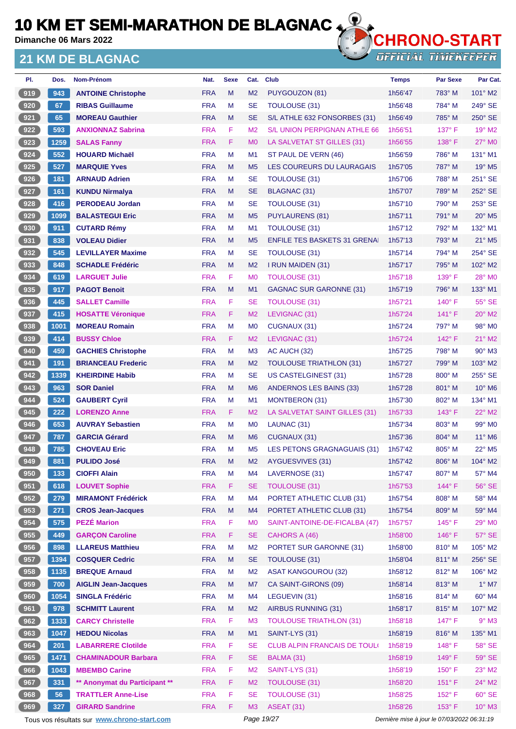# 10 KM ET SEMI-MARATHON DE BLAGNAC

Dimanche 06 Mars 2022

## 21 KM DE BLAGNAC

CHRONO-START OFFICIAL TIMEKEEPER

| Pl. | Dos. | Nom-Prénom | Nat. | Sexe | Cat. | Club | Temps | Par Sexe | Par Cat. |
|---|---|---|---|---|---|---|---|---|---|
| 919 | 943 | ANTOINE Christophe | FRA | M | M2 | PUYGOUZON (81) | 1h56'47 | 783° M | 101° M2 |
| 920 | 67 | RIBAS Guillaume | FRA | M | SE | TOULOUSE (31) | 1h56'48 | 784° M | 249° SE |
| 921 | 65 | MOREAU Gauthier | FRA | M | SE | S/L ATHLE 632 FONSORBES (31) | 1h56'49 | 785° M | 250° SE |
| 922 | 593 | ANXIONNAZ Sabrina | FRA | F | M2 | S/L UNION PERPIGNAN ATHLE 66 | 1h56'51 | 137° F | 19° M2 |
| 923 | 1259 | SALAS Fanny | FRA | F | M0 | LA SALVETAT ST GILLES (31) | 1h56'55 | 138° F | 27° M0 |
| 924 | 552 | HOUARD Michaël | FRA | M | M1 | ST PAUL DE VERN (46) | 1h56'59 | 786° M | 131° M1 |
| 925 | 527 | MARQUIE Yves | FRA | M | M5 | LES COUREURS DU LAURAGAIS | 1h57'05 | 787° M | 19° M5 |
| 926 | 181 | ARNAUD Adrien | FRA | M | SE | TOULOUSE (31) | 1h57'06 | 788° M | 251° SE |
| 927 | 161 | KUNDU Nirmalya | FRA | M | SE | BLAGNAC (31) | 1h57'07 | 789° M | 252° SE |
| 928 | 416 | PERODEAU Jordan | FRA | M | SE | TOULOUSE (31) | 1h57'10 | 790° M | 253° SE |
| 929 | 1099 | BALASTEGUI Eric | FRA | M | M5 | PUYLAURENS (81) | 1h57'11 | 791° M | 20° M5 |
| 930 | 911 | CUTARD Rémy | FRA | M | M1 | TOULOUSE (31) | 1h57'12 | 792° M | 132° M1 |
| 931 | 838 | VOLEAU Didier | FRA | M | M5 | ENFILE TES BASKETS 31 GRENAI | 1h57'13 | 793° M | 21° M5 |
| 932 | 545 | LEVILLAYER Maxime | FRA | M | SE | TOULOUSE (31) | 1h57'14 | 794° M | 254° SE |
| 933 | 848 | SCHADLE Frédéric | FRA | M | M2 | I RUN MAIDEN (31) | 1h57'17 | 795° M | 102° M2 |
| 934 | 619 | LARGUET Julie | FRA | F | M0 | TOULOUSE (31) | 1h57'18 | 139° F | 28° M0 |
| 935 | 917 | PAGOT Benoit | FRA | M | M1 | GAGNAC SUR GARONNE (31) | 1h57'19 | 796° M | 133° M1 |
| 936 | 445 | SALLET Camille | FRA | F | SE | TOULOUSE (31) | 1h57'21 | 140° F | 55° SE |
| 937 | 415 | HOSATTE Véronique | FRA | F | M2 | LEVIGNAC (31) | 1h57'24 | 141° F | 20° M2 |
| 938 | 1001 | MOREAU Romain | FRA | M | M0 | CUGNAUX (31) | 1h57'24 | 797° M | 98° M0 |
| 939 | 414 | BUSSY Chloe | FRA | F | M2 | LEVIGNAC (31) | 1h57'24 | 142° F | 21° M2 |
| 940 | 459 | GACHIES Christophe | FRA | M | M3 | AC AUCH (32) | 1h57'25 | 798° M | 90° M3 |
| 941 | 191 | BRIANCEAU Frederic | FRA | M | M2 | TOULOUSE TRIATHLON (31) | 1h57'27 | 799° M | 103° M2 |
| 942 | 1339 | KHEIRDINE Habib | FRA | M | SE | US CASTELGINEST (31) | 1h57'28 | 800° M | 255° SE |
| 943 | 963 | SOR Daniel | FRA | M | M6 | ANDERNOS LES BAINS (33) | 1h57'28 | 801° M | 10° M6 |
| 944 | 524 | GAUBERT Cyril | FRA | M | M1 | MONTBERON (31) | 1h57'30 | 802° M | 134° M1 |
| 945 | 222 | LORENZO Anne | FRA | F | M2 | LA SALVETAT SAINT GILLES (31) | 1h57'33 | 143° F | 22° M2 |
| 946 | 653 | AUVRAY Sebastien | FRA | M | M0 | LAUNAC (31) | 1h57'34 | 803° M | 99° M0 |
| 947 | 787 | GARCIA Gérard | FRA | M | M6 | CUGNAUX (31) | 1h57'36 | 804° M | 11° M6 |
| 948 | 785 | CHOVEAU Eric | FRA | M | M5 | LES PETONS GRAGNAGUAIS (31) | 1h57'42 | 805° M | 22° M5 |
| 949 | 881 | PULIDO José | FRA | M | M2 | AYGUESVIVES (31) | 1h57'42 | 806° M | 104° M2 |
| 950 | 133 | CIOFFI Alain | FRA | M | M4 | LAVERNOSE (31) | 1h57'47 | 807° M | 57° M4 |
| 951 | 618 | LOUVET Sophie | FRA | F | SE | TOULOUSE (31) | 1h57'53 | 144° F | 56° SE |
| 952 | 279 | MIRAMONT Frédérick | FRA | M | M4 | PORTET ATHLETIC CLUB (31) | 1h57'54 | 808° M | 58° M4 |
| 953 | 271 | CROS Jean-Jacques | FRA | M | M4 | PORTET ATHLETIC CLUB (31) | 1h57'54 | 809° M | 59° M4 |
| 954 | 575 | PEZÉ Marion | FRA | F | M0 | SAINT-ANTOINE-DE-FICALBA (47) | 1h57'57 | 145° F | 29° M0 |
| 955 | 449 | GARÇON Caroline | FRA | F | SE | CAHORS A (46) | 1h58'00 | 146° F | 57° SE |
| 956 | 898 | LLAREUS Matthieu | FRA | M | M2 | PORTET SUR GARONNE (31) | 1h58'00 | 810° M | 105° M2 |
| 957 | 1394 | COSQUER Cedric | FRA | M | SE | TOULOUSE (31) | 1h58'04 | 811° M | 256° SE |
| 958 | 1135 | BREQUE Arnaud | FRA | M | M2 | ASAT KANGOUROU (32) | 1h58'12 | 812° M | 106° M2 |
| 959 | 700 | AIGLIN Jean-Jacques | FRA | M | M7 | CA SAINT-GIRONS (09) | 1h58'14 | 813° M | 1° M7 |
| 960 | 1054 | SINGLA Frédéric | FRA | M | M4 | LEGUEVIN (31) | 1h58'16 | 814° M | 60° M4 |
| 961 | 978 | SCHMITT Laurent | FRA | M | M2 | AIRBUS RUNNING (31) | 1h58'17 | 815° M | 107° M2 |
| 962 | 1333 | CARCY Christelle | FRA | F | M3 | TOULOUSE TRIATHLON (31) | 1h58'18 | 147° F | 9° M3 |
| 963 | 1047 | HEDOU Nicolas | FRA | M | M1 | SAINT-LYS (31) | 1h58'19 | 816° M | 135° M1 |
| 964 | 201 | LABARRERE Clotilde | FRA | F | SE | CLUB ALPIN FRANCAIS DE TOUL( | 1h58'19 | 148° F | 58° SE |
| 965 | 1471 | CHAMINADOUR Barbara | FRA | F | SE | BALMA (31) | 1h58'19 | 149° F | 59° SE |
| 966 | 1043 | MBEMBO Carine | FRA | F | M2 | SAINT-LYS (31) | 1h58'19 | 150° F | 23° M2 |
| 967 | 331 | ** Anonymat du Participant ** | FRA | F | M2 | TOULOUSE (31) | 1h58'20 | 151° F | 24° M2 |
| 968 | 56 | TRATTLER Anne-Lise | FRA | F | SE | TOULOUSE (31) | 1h58'25 | 152° F | 60° SE |
| 969 | 327 | GIRARD Sandrine | FRA | F | M3 | ASEAT (31) | 1h58'26 | 153° F | 10° M3 |

Tous vos résultats sur www.chrono-start.com

Dernière mise à jour le 07/03/2022 06:31:19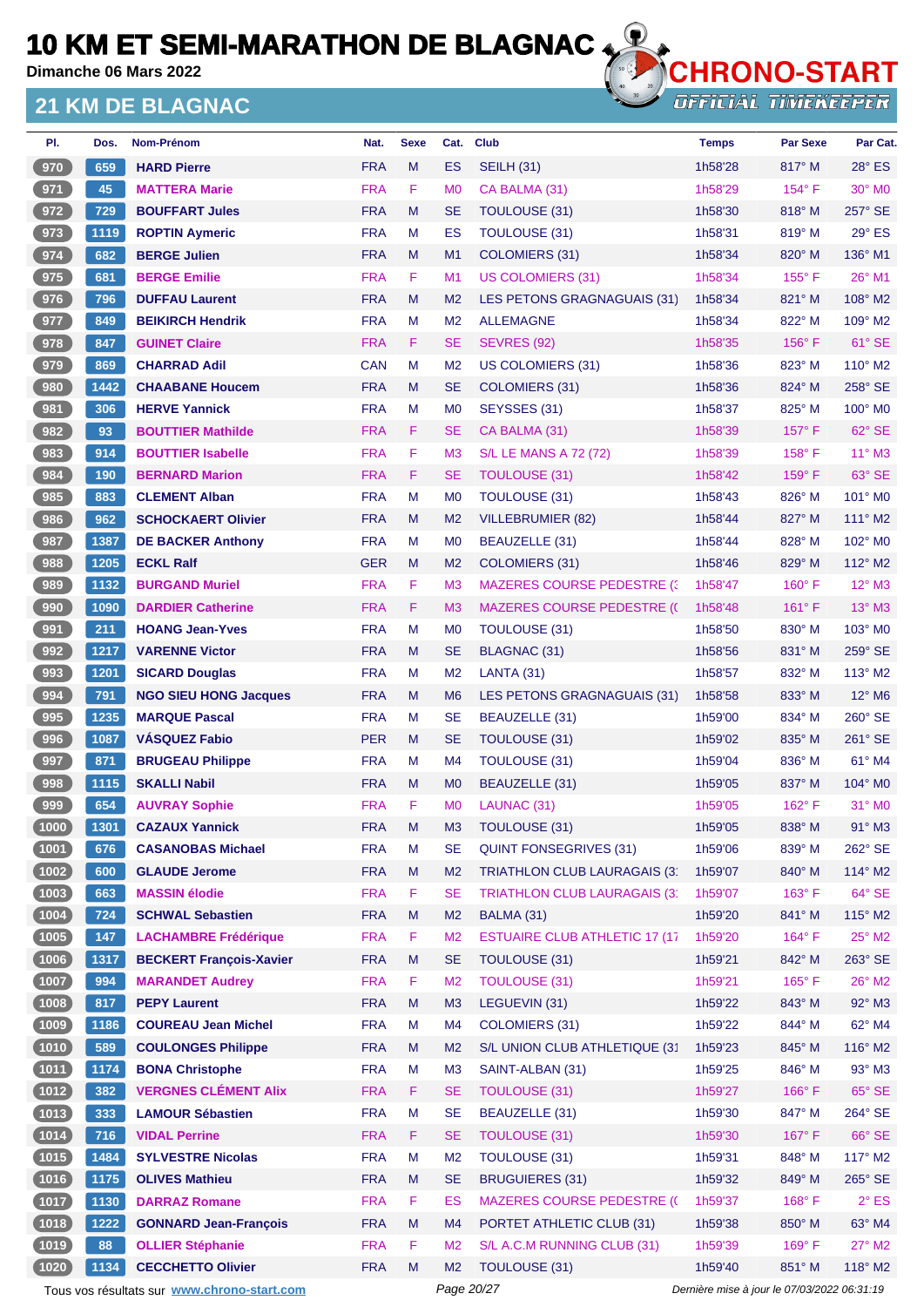# 10 KM ET SEMI-MARATHON DE BLAGNAC

**Dimanche 06 Mars 2022**

## 21 KM DE BLAGNAC

CHRONO-START OFFICIAL TIMEKEEPER

| Pl. | Dos. | Nom-Prénom | Nat. | Sexe | Cat. | Club | Temps | Par Sexe | Par Cat. |
|---|---|---|---|---|---|---|---|---|---|
| 970 | 659 | HARD Pierre | FRA | M | ES | SEILH (31) | 1h58'28 | 817° M | 28° ES |
| 971 | 45 | MATTERA Marie | FRA | F | M0 | CA BALMA (31) | 1h58'29 | 154° F | 30° M0 |
| 972 | 729 | BOUFFART Jules | FRA | M | SE | TOULOUSE (31) | 1h58'30 | 818° M | 257° SE |
| 973 | 1119 | ROPTIN Aymeric | FRA | M | ES | TOULOUSE (31) | 1h58'31 | 819° M | 29° ES |
| 974 | 682 | BERGE Julien | FRA | M | M1 | COLOMIERS (31) | 1h58'34 | 820° M | 136° M1 |
| 975 | 681 | BERGE Emilie | FRA | F | M1 | US COLOMIERS (31) | 1h58'34 | 155° F | 26° M1 |
| 976 | 796 | DUFFAU Laurent | FRA | M | M2 | LES PETONS GRAGNAGUAIS (31) | 1h58'34 | 821° M | 108° M2 |
| 977 | 849 | BEIKIRCH Hendrik | FRA | M | M2 | ALLEMAGNE | 1h58'34 | 822° M | 109° M2 |
| 978 | 847 | GUINET Claire | FRA | F | SE | SEVRES (92) | 1h58'35 | 156° F | 61° SE |
| 979 | 869 | CHARRAD Adil | CAN | M | M2 | US COLOMIERS (31) | 1h58'36 | 823° M | 110° M2 |
| 980 | 1442 | CHAABANE Houcem | FRA | M | SE | COLOMIERS (31) | 1h58'36 | 824° M | 258° SE |
| 981 | 306 | HERVE Yannick | FRA | M | M0 | SEYSSES (31) | 1h58'37 | 825° M | 100° M0 |
| 982 | 93 | BOUTTIER Mathilde | FRA | F | SE | CA BALMA (31) | 1h58'39 | 157° F | 62° SE |
| 983 | 914 | BOUTTIER Isabelle | FRA | F | M3 | S/L LE MANS A 72 (72) | 1h58'39 | 158° F | 11° M3 |
| 984 | 190 | BERNARD Marion | FRA | F | SE | TOULOUSE (31) | 1h58'42 | 159° F | 63° SE |
| 985 | 883 | CLEMENT Alban | FRA | M | M0 | TOULOUSE (31) | 1h58'43 | 826° M | 101° M0 |
| 986 | 962 | SCHOCKAERT Olivier | FRA | M | M2 | VILLEBRUMIER (82) | 1h58'44 | 827° M | 111° M2 |
| 987 | 1387 | DE BACKER Anthony | FRA | M | M0 | BEAUZELLE (31) | 1h58'44 | 828° M | 102° M0 |
| 988 | 1205 | ECKL Ralf | GER | M | M2 | COLOMIERS (31) | 1h58'46 | 829° M | 112° M2 |
| 989 | 1132 | BURGAND Muriel | FRA | F | M3 | MAZERES COURSE PEDESTRE (3 | 1h58'47 | 160° F | 12° M3 |
| 990 | 1090 | DARDIER Catherine | FRA | F | M3 | MAZERES COURSE PEDESTRE (( | 1h58'48 | 161° F | 13° M3 |
| 991 | 211 | HOANG Jean-Yves | FRA | M | M0 | TOULOUSE (31) | 1h58'50 | 830° M | 103° M0 |
| 992 | 1217 | VARENNE Victor | FRA | M | SE | BLAGNAC (31) | 1h58'56 | 831° M | 259° SE |
| 993 | 1201 | SICARD Douglas | FRA | M | M2 | LANTA (31) | 1h58'57 | 832° M | 113° M2 |
| 994 | 791 | NGO SIEU HONG Jacques | FRA | M | M6 | LES PETONS GRAGNAGUAIS (31) | 1h58'58 | 833° M | 12° M6 |
| 995 | 1235 | MARQUE Pascal | FRA | M | SE | BEAUZELLE (31) | 1h59'00 | 834° M | 260° SE |
| 996 | 1087 | VÁSQUEZ Fabio | PER | M | SE | TOULOUSE (31) | 1h59'02 | 835° M | 261° SE |
| 997 | 871 | BRUGEAU Philippe | FRA | M | M4 | TOULOUSE (31) | 1h59'04 | 836° M | 61° M4 |
| 998 | 1115 | SKALLI Nabil | FRA | M | M0 | BEAUZELLE (31) | 1h59'05 | 837° M | 104° M0 |
| 999 | 654 | AUVRAY Sophie | FRA | F | M0 | LAUNAC (31) | 1h59'05 | 162° F | 31° M0 |
| 1000 | 1301 | CAZAUX Yannick | FRA | M | M3 | TOULOUSE (31) | 1h59'05 | 838° M | 91° M3 |
| 1001 | 676 | CASANOBAS Michael | FRA | M | SE | QUINT FONSEGRIVES (31) | 1h59'06 | 839° M | 262° SE |
| 1002 | 600 | GLAUDE Jerome | FRA | M | M2 | TRIATHLON CLUB LAURAGAIS (3 | 1h59'07 | 840° M | 114° M2 |
| 1003 | 663 | MASSIN élodie | FRA | F | SE | TRIATHLON CLUB LAURAGAIS (3 | 1h59'07 | 163° F | 64° SE |
| 1004 | 724 | SCHWAL Sebastien | FRA | M | M2 | BALMA (31) | 1h59'20 | 841° M | 115° M2 |
| 1005 | 147 | LACHAMBRE Frédérique | FRA | F | M2 | ESTUAIRE CLUB ATHLETIC 17 (17 | 1h59'20 | 164° F | 25° M2 |
| 1006 | 1317 | BECKERT François-Xavier | FRA | M | SE | TOULOUSE (31) | 1h59'21 | 842° M | 263° SE |
| 1007 | 994 | MARANDET Audrey | FRA | F | M2 | TOULOUSE (31) | 1h59'21 | 165° F | 26° M2 |
| 1008 | 817 | PEPY Laurent | FRA | M | M3 | LEGUEVIN (31) | 1h59'22 | 843° M | 92° M3 |
| 1009 | 1186 | COUREAU Jean Michel | FRA | M | M4 | COLOMIERS (31) | 1h59'22 | 844° M | 62° M4 |
| 1010 | 589 | COULONGES Philippe | FRA | M | M2 | S/L UNION CLUB ATHLETIQUE (31 | 1h59'23 | 845° M | 116° M2 |
| 1011 | 1174 | BONA Christophe | FRA | M | M3 | SAINT-ALBAN (31) | 1h59'25 | 846° M | 93° M3 |
| 1012 | 382 | VERGNES CLÉMENT Alix | FRA | F | SE | TOULOUSE (31) | 1h59'27 | 166° F | 65° SE |
| 1013 | 333 | LAMOUR Sébastien | FRA | M | SE | BEAUZELLE (31) | 1h59'30 | 847° M | 264° SE |
| 1014 | 716 | VIDAL Perrine | FRA | F | SE | TOULOUSE (31) | 1h59'30 | 167° F | 66° SE |
| 1015 | 1484 | SYLVESTRE Nicolas | FRA | M | M2 | TOULOUSE (31) | 1h59'31 | 848° M | 117° M2 |
| 1016 | 1175 | OLIVES Mathieu | FRA | M | SE | BRUGUIERES (31) | 1h59'32 | 849° M | 265° SE |
| 1017 | 1130 | DARRAZ Romane | FRA | F | ES | MAZERES COURSE PEDESTRE (( | 1h59'37 | 168° F | 2° ES |
| 1018 | 1222 | GONNARD Jean-François | FRA | M | M4 | PORTET ATHLETIC CLUB (31) | 1h59'38 | 850° M | 63° M4 |
| 1019 | 88 | OLLIER Stéphanie | FRA | F | M2 | S/L A.C.M RUNNING CLUB (31) | 1h59'39 | 169° F | 27° M2 |
| 1020 | 1134 | CECCHETTO Olivier | FRA | M | M2 | TOULOUSE (31) | 1h59'40 | 851° M | 118° M2 |

Tous vos résultats sur www.chrono-start.com — Dernière mise à jour le 07/03/2022 06:31:19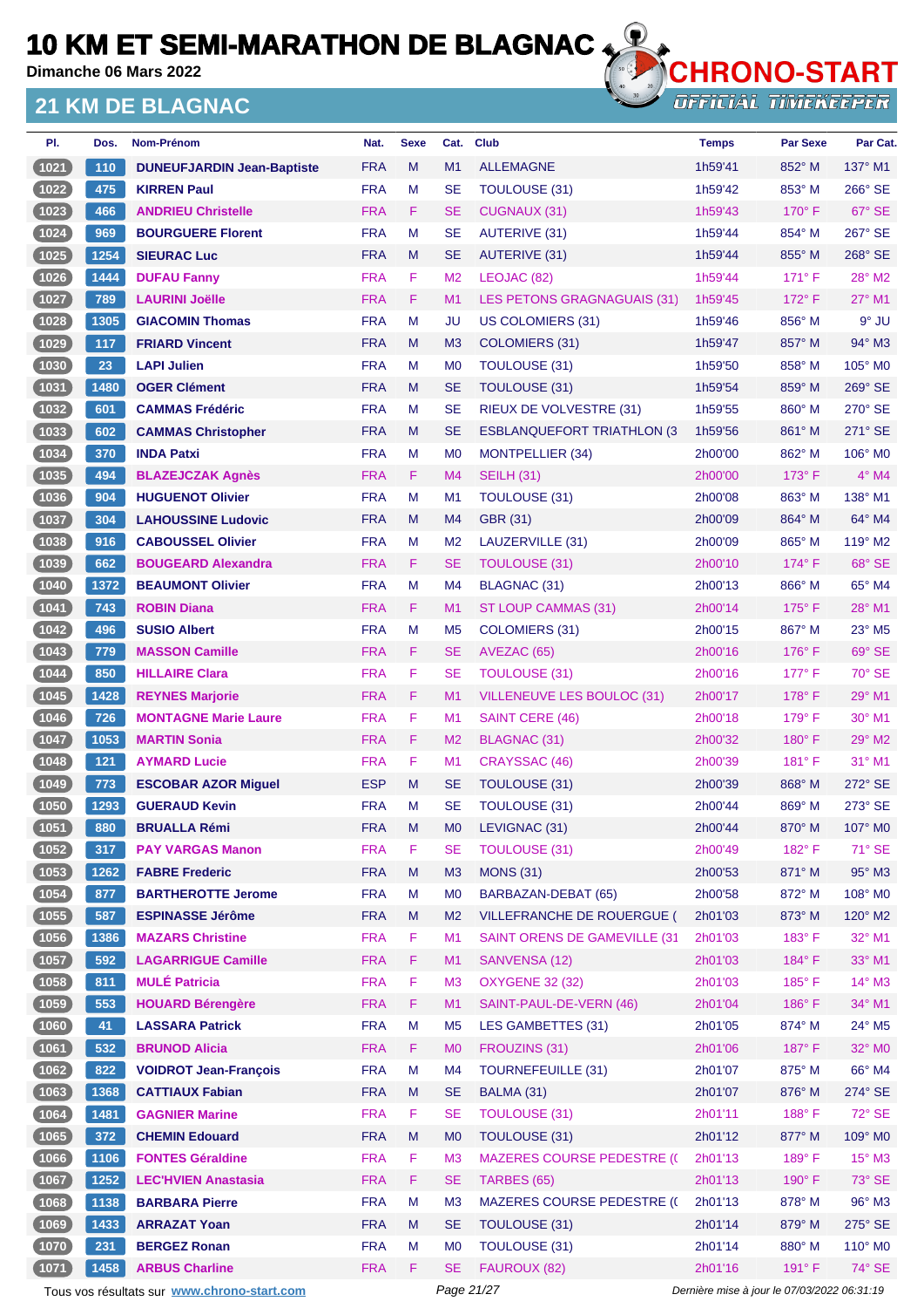# 10 KM ET SEMI-MARATHON DE BLAGNAC

Dimanche 06 Mars 2022

## 21 KM DE BLAGNAC

| Pl. | Dos. | Nom-Prénom | Nat. | Sexe | Cat. | Club | Temps | Par Sexe | Par Cat. |
|---|---|---|---|---|---|---|---|---|---|
| 1021 | 110 | DUNEUFJARDIN Jean-Baptiste | FRA | M | M1 | ALLEMAGNE | 1h59'41 | 852° M | 137° M1 |
| 1022 | 475 | KIRREN Paul | FRA | M | SE | TOULOUSE (31) | 1h59'42 | 853° M | 266° SE |
| 1023 | 466 | ANDRIEU Christelle | FRA | F | SE | CUGNAUX (31) | 1h59'43 | 170° F | 67° SE |
| 1024 | 969 | BOURGUERE Florent | FRA | M | SE | AUTERIVE (31) | 1h59'44 | 854° M | 267° SE |
| 1025 | 1254 | SIEURAC Luc | FRA | M | SE | AUTERIVE (31) | 1h59'44 | 855° M | 268° SE |
| 1026 | 1444 | DUFAU Fanny | FRA | F | M2 | LEOJAC (82) | 1h59'44 | 171° F | 28° M2 |
| 1027 | 789 | LAURINI Joëlle | FRA | F | M1 | LES PETONS GRAGNAGUAIS (31) | 1h59'45 | 172° F | 27° M1 |
| 1028 | 1305 | GIACOMIN Thomas | FRA | M | JU | US COLOMIERS (31) | 1h59'46 | 856° M | 9° JU |
| 1029 | 117 | FRIARD Vincent | FRA | M | M3 | COLOMIERS (31) | 1h59'47 | 857° M | 94° M3 |
| 1030 | 23 | LAPI Julien | FRA | M | M0 | TOULOUSE (31) | 1h59'50 | 858° M | 105° M0 |
| 1031 | 1480 | OGER Clément | FRA | M | SE | TOULOUSE (31) | 1h59'54 | 859° M | 269° SE |
| 1032 | 601 | CAMMAS Frédéric | FRA | M | SE | RIEUX DE VOLVESTRE (31) | 1h59'55 | 860° M | 270° SE |
| 1033 | 602 | CAMMAS Christopher | FRA | M | SE | ESBLANQUEFORT TRIATHLON (3 | 1h59'56 | 861° M | 271° SE |
| 1034 | 370 | INDA Patxi | FRA | M | M0 | MONTPELLIER (34) | 2h00'00 | 862° M | 106° M0 |
| 1035 | 494 | BLAZEJCZAK Agnès | FRA | F | M4 | SEILH (31) | 2h00'00 | 173° F | 4° M4 |
| 1036 | 904 | HUGUENOT Olivier | FRA | M | M1 | TOULOUSE (31) | 2h00'08 | 863° M | 138° M1 |
| 1037 | 304 | LAHOUSSINE Ludovic | FRA | M | M4 | GBR (31) | 2h00'09 | 864° M | 64° M4 |
| 1038 | 916 | CABOUSSEL Olivier | FRA | M | M2 | LAUZERVILLE (31) | 2h00'09 | 865° M | 119° M2 |
| 1039 | 662 | BOUGEARD Alexandra | FRA | F | SE | TOULOUSE (31) | 2h00'10 | 174° F | 68° SE |
| 1040 | 1372 | BEAUMONT Olivier | FRA | M | M4 | BLAGNAC (31) | 2h00'13 | 866° M | 65° M4 |
| 1041 | 743 | ROBIN Diana | FRA | F | M1 | ST LOUP CAMMAS (31) | 2h00'14 | 175° F | 28° M1 |
| 1042 | 496 | SUSIO Albert | FRA | M | M5 | COLOMIERS (31) | 2h00'15 | 867° M | 23° M5 |
| 1043 | 779 | MASSON Camille | FRA | F | SE | AVEZAC (65) | 2h00'16 | 176° F | 69° SE |
| 1044 | 850 | HILLAIRE Clara | FRA | F | SE | TOULOUSE (31) | 2h00'16 | 177° F | 70° SE |
| 1045 | 1428 | REYNES Marjorie | FRA | F | M1 | VILLENEUVE LES BOULOC (31) | 2h00'17 | 178° F | 29° M1 |
| 1046 | 726 | MONTAGNE Marie Laure | FRA | F | M1 | SAINT CERE (46) | 2h00'18 | 179° F | 30° M1 |
| 1047 | 1053 | MARTIN Sonia | FRA | F | M2 | BLAGNAC (31) | 2h00'32 | 180° F | 29° M2 |
| 1048 | 121 | AYMARD Lucie | FRA | F | M1 | CRAYSSAC (46) | 2h00'39 | 181° F | 31° M1 |
| 1049 | 773 | ESCOBAR AZOR Miguel | ESP | M | SE | TOULOUSE (31) | 2h00'39 | 868° M | 272° SE |
| 1050 | 1293 | GUERAUD Kevin | FRA | M | SE | TOULOUSE (31) | 2h00'44 | 869° M | 273° SE |
| 1051 | 880 | BRUALLA Rémi | FRA | M | M0 | LEVIGNAC (31) | 2h00'44 | 870° M | 107° M0 |
| 1052 | 317 | PAY VARGAS Manon | FRA | F | SE | TOULOUSE (31) | 2h00'49 | 182° F | 71° SE |
| 1053 | 1262 | FABRE Frederic | FRA | M | M3 | MONS (31) | 2h00'53 | 871° M | 95° M3 |
| 1054 | 877 | BARTHEROTTE Jerome | FRA | M | M0 | BARBAZAN-DEBAT (65) | 2h00'58 | 872° M | 108° M0 |
| 1055 | 587 | ESPINASSE Jérôme | FRA | M | M2 | VILLEFRANCHE DE ROUERGUE ( | 2h01'03 | 873° M | 120° M2 |
| 1056 | 1386 | MAZARS Christine | FRA | F | M1 | SAINT ORENS DE GAMEVILLE (31 | 2h01'03 | 183° F | 32° M1 |
| 1057 | 592 | LAGARRIGUE Camille | FRA | F | M1 | SANVENSA (12) | 2h01'03 | 184° F | 33° M1 |
| 1058 | 811 | MULÉ Patricia | FRA | F | M3 | OXYGENE 32 (32) | 2h01'03 | 185° F | 14° M3 |
| 1059 | 553 | HOUARD Bérengère | FRA | F | M1 | SAINT-PAUL-DE-VERN (46) | 2h01'04 | 186° F | 34° M1 |
| 1060 | 41 | LASSARA Patrick | FRA | M | M5 | LES GAMBETTES (31) | 2h01'05 | 874° M | 24° M5 |
| 1061 | 532 | BRUNOD Alicia | FRA | F | M0 | FROUZINS (31) | 2h01'06 | 187° F | 32° M0 |
| 1062 | 822 | VOIDROT Jean-François | FRA | M | M4 | TOURNEFEUILLE (31) | 2h01'07 | 875° M | 66° M4 |
| 1063 | 1368 | CATTIAUX Fabian | FRA | M | SE | BALMA (31) | 2h01'07 | 876° M | 274° SE |
| 1064 | 1481 | GAGNIER Marine | FRA | F | SE | TOULOUSE (31) | 2h01'11 | 188° F | 72° SE |
| 1065 | 372 | CHEMIN Edouard | FRA | M | M0 | TOULOUSE (31) | 2h01'12 | 877° M | 109° M0 |
| 1066 | 1106 | FONTES Géraldine | FRA | F | M3 | MAZERES COURSE PEDESTRE (( | 2h01'13 | 189° F | 15° M3 |
| 1067 | 1252 | LEC'HVIEN Anastasia | FRA | F | SE | TARBES (65) | 2h01'13 | 190° F | 73° SE |
| 1068 | 1138 | BARBARA Pierre | FRA | M | M3 | MAZERES COURSE PEDESTRE (( | 2h01'13 | 878° M | 96° M3 |
| 1069 | 1433 | ARRAZAT Yoan | FRA | M | SE | TOULOUSE (31) | 2h01'14 | 879° M | 275° SE |
| 1070 | 231 | BERGEZ Ronan | FRA | M | M0 | TOULOUSE (31) | 2h01'14 | 880° M | 110° M0 |
| 1071 | 1458 | ARBUS Charline | FRA | F | SE | FAUROUX (82) | 2h01'16 | 191° F | 74° SE |

Tous vos résultats sur www.chrono-start.com — Dernière mise à jour le 07/03/2022 06:31:19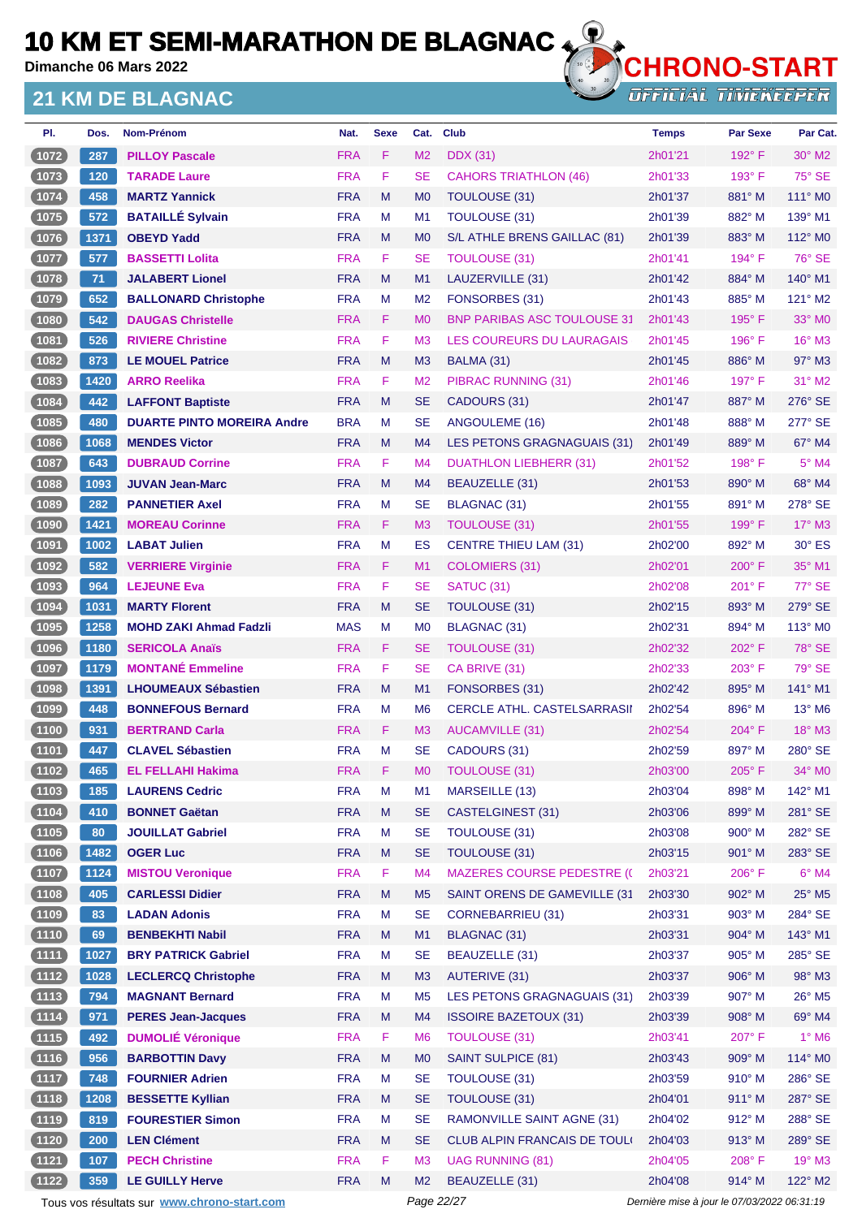# 10 KM ET SEMI-MARATHON DE BLAGNAC

Dimanche 06 Mars 2022

## 21 KM DE BLAGNAC

| Pl. | Dos. | Nom-Prénom | Nat. | Sexe | Cat. | Club | Temps | Par Sexe | Par Cat. |
|---|---|---|---|---|---|---|---|---|---|
| 1072 | 287 | PILLOY Pascale | FRA | F | M2 | DDX (31) | 2h01'21 | 192° F | 30° M2 |
| 1073 | 120 | TARADE Laure | FRA | F | SE | CAHORS TRIATHLON (46) | 2h01'33 | 193° F | 75° SE |
| 1074 | 458 | MARTZ Yannick | FRA | M | M0 | TOULOUSE (31) | 2h01'37 | 881° M | 111° M0 |
| 1075 | 572 | BATAILLÉ Sylvain | FRA | M | M1 | TOULOUSE (31) | 2h01'39 | 882° M | 139° M1 |
| 1076 | 1371 | OBEYD Yadd | FRA | M | M0 | S/L ATHLE BRENS GAILLAC (81) | 2h01'39 | 883° M | 112° M0 |
| 1077 | 577 | BASSETTI Lolita | FRA | F | SE | TOULOUSE (31) | 2h01'41 | 194° F | 76° SE |
| 1078 | 71 | JALABERT Lionel | FRA | M | M1 | LAUZERVILLE (31) | 2h01'42 | 884° M | 140° M1 |
| 1079 | 652 | BALLONARD Christophe | FRA | M | M2 | FONSORBES (31) | 2h01'43 | 885° M | 121° M2 |
| 1080 | 542 | DAUGAS Christelle | FRA | F | M0 | BNP PARIBAS ASC TOULOUSE 31 | 2h01'43 | 195° F | 33° M0 |
| 1081 | 526 | RIVIERE Christine | FRA | F | M3 | LES COUREURS DU LAURAGAIS | 2h01'45 | 196° F | 16° M3 |
| 1082 | 873 | LE MOUEL Patrice | FRA | M | M3 | BALMA (31) | 2h01'45 | 886° M | 97° M3 |
| 1083 | 1420 | ARRO Reelika | FRA | F | M2 | PIBRAC RUNNING (31) | 2h01'46 | 197° F | 31° M2 |
| 1084 | 442 | LAFFONT Baptiste | FRA | M | SE | CADOURS (31) | 2h01'47 | 887° M | 276° SE |
| 1085 | 480 | DUARTE PINTO MOREIRA Andre | BRA | M | SE | ANGOULEME (16) | 2h01'48 | 888° M | 277° SE |
| 1086 | 1068 | MENDES Victor | FRA | M | M4 | LES PETONS GRAGNAGUAIS (31) | 2h01'49 | 889° M | 67° M4 |
| 1087 | 643 | DUBRAUD Corrine | FRA | F | M4 | DUATHLON LIEBHERR (31) | 2h01'52 | 198° F | 5° M4 |
| 1088 | 1093 | JUVAN Jean-Marc | FRA | M | M4 | BEAUZELLE (31) | 2h01'53 | 890° M | 68° M4 |
| 1089 | 282 | PANNETIER Axel | FRA | M | SE | BLAGNAC (31) | 2h01'55 | 891° M | 278° SE |
| 1090 | 1421 | MOREAU Corinne | FRA | F | M3 | TOULOUSE (31) | 2h01'55 | 199° F | 17° M3 |
| 1091 | 1002 | LABAT Julien | FRA | M | ES | CENTRE THIEU LAM (31) | 2h02'00 | 892° M | 30° ES |
| 1092 | 582 | VERRIERE Virginie | FRA | F | M1 | COLOMIERS (31) | 2h02'01 | 200° F | 35° M1 |
| 1093 | 964 | LEJEUNE Eva | FRA | F | SE | SATUC (31) | 2h02'08 | 201° F | 77° SE |
| 1094 | 1031 | MARTY Florent | FRA | M | SE | TOULOUSE (31) | 2h02'15 | 893° M | 279° SE |
| 1095 | 1258 | MOHD ZAKI Ahmad Fadzli | MAS | M | M0 | BLAGNAC (31) | 2h02'31 | 894° M | 113° M0 |
| 1096 | 1180 | SERICOLA Anaïs | FRA | F | SE | TOULOUSE (31) | 2h02'32 | 202° F | 78° SE |
| 1097 | 1179 | MONTANÉ Emmeline | FRA | F | SE | CA BRIVE (31) | 2h02'33 | 203° F | 79° SE |
| 1098 | 1391 | LHOUMEAUX Sébastien | FRA | M | M1 | FONSORBES (31) | 2h02'42 | 895° M | 141° M1 |
| 1099 | 448 | BONNEFOUS Bernard | FRA | M | M6 | CERCLE ATHL. CASTELSARRASII | 2h02'54 | 896° M | 13° M6 |
| 1100 | 931 | BERTRAND Carla | FRA | F | M3 | AUCAMVILLE (31) | 2h02'54 | 204° F | 18° M3 |
| 1101 | 447 | CLAVEL Sébastien | FRA | M | SE | CADOURS (31) | 2h02'59 | 897° M | 280° SE |
| 1102 | 465 | EL FELLAHI Hakima | FRA | F | M0 | TOULOUSE (31) | 2h03'00 | 205° F | 34° M0 |
| 1103 | 185 | LAURENS Cedric | FRA | M | M1 | MARSEILLE (13) | 2h03'04 | 898° M | 142° M1 |
| 1104 | 410 | BONNET Gaëtan | FRA | M | SE | CASTELGINEST (31) | 2h03'06 | 899° M | 281° SE |
| 1105 | 80 | JOUILLAT Gabriel | FRA | M | SE | TOULOUSE (31) | 2h03'08 | 900° M | 282° SE |
| 1106 | 1482 | OGER Luc | FRA | M | SE | TOULOUSE (31) | 2h03'15 | 901° M | 283° SE |
| 1107 | 1124 | MISTOU Veronique | FRA | F | M4 | MAZERES COURSE PEDESTRE (( | 2h03'21 | 206° F | 6° M4 |
| 1108 | 405 | CARLESSI Didier | FRA | M | M5 | SAINT ORENS DE GAMEVILLE (31 | 2h03'30 | 902° M | 25° M5 |
| 1109 | 83 | LADAN Adonis | FRA | M | SE | CORNEBARRIEU (31) | 2h03'31 | 903° M | 284° SE |
| 1110 | 69 | BENBEKHTI Nabil | FRA | M | M1 | BLAGNAC (31) | 2h03'31 | 904° M | 143° M1 |
| 1111 | 1027 | BRY PATRICK Gabriel | FRA | M | SE | BEAUZELLE (31) | 2h03'37 | 905° M | 285° SE |
| 1112 | 1028 | LECLERCQ Christophe | FRA | M | M3 | AUTERIVE (31) | 2h03'37 | 906° M | 98° M3 |
| 1113 | 794 | MAGNANT Bernard | FRA | M | M5 | LES PETONS GRAGNAGUAIS (31) | 2h03'39 | 907° M | 26° M5 |
| 1114 | 971 | PERES Jean-Jacques | FRA | M | M4 | ISSOIRE BAZETOUX (31) | 2h03'39 | 908° M | 69° M4 |
| 1115 | 492 | DUMOLIÉ Véronique | FRA | F | M6 | TOULOUSE (31) | 2h03'41 | 207° F | 1° M6 |
| 1116 | 956 | BARBOTTIN Davy | FRA | M | M0 | SAINT SULPICE (81) | 2h03'43 | 909° M | 114° M0 |
| 1117 | 748 | FOURNIER Adrien | FRA | M | SE | TOULOUSE (31) | 2h03'59 | 910° M | 286° SE |
| 1118 | 1208 | BESSETTE Kyllian | FRA | M | SE | TOULOUSE (31) | 2h04'01 | 911° M | 287° SE |
| 1119 | 819 | FOURESTIER Simon | FRA | M | SE | RAMONVILLE SAINT AGNE (31) | 2h04'02 | 912° M | 288° SE |
| 1120 | 200 | LEN Clément | FRA | M | SE | CLUB ALPIN FRANCAIS DE TOUL( | 2h04'03 | 913° M | 289° SE |
| 1121 | 107 | PECH Christine | FRA | F | M3 | UAG RUNNING (81) | 2h04'05 | 208° F | 19° M3 |
| 1122 | 359 | LE GUILLY Herve | FRA | M | M2 | BEAUZELLE (31) | 2h04'08 | 914° M | 122° M2 |

Tous vos résultats sur www.chrono-start.com

Dernière mise à jour le 07/03/2022 06:31:19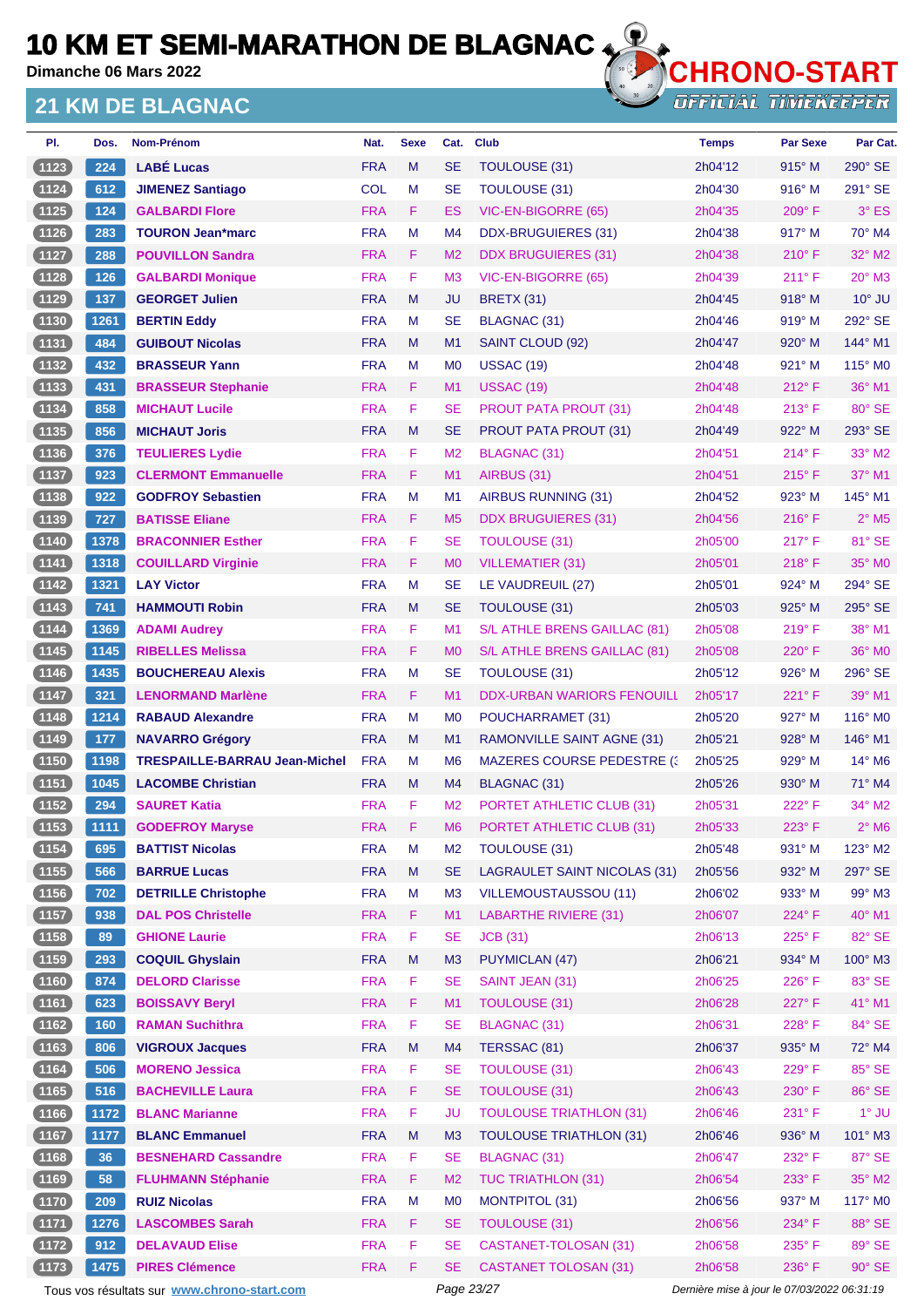# 10 KM ET SEMI-MARATHON DE BLAGNAC

**Dimanche 06 Mars 2022**

## 21 KM DE BLAGNAC

CHRONO-START OFFICIAL TIMEKEEPER

| Pl. | Dos. | Nom-Prénom | Nat. | Sexe | Cat. | Club | Temps | Par Sexe | Par Cat. |
|---|---|---|---|---|---|---|---|---|---|
| 1123 | 224 | LABÉ Lucas | FRA | M | SE | TOULOUSE (31) | 2h04'12 | 915° M | 290° SE |
| 1124 | 612 | JIMENEZ Santiago | COL | M | SE | TOULOUSE (31) | 2h04'30 | 916° M | 291° SE |
| 1125 | 124 | GALBARDI Flore | FRA | F | ES | VIC-EN-BIGORRE (65) | 2h04'35 | 209° F | 3° ES |
| 1126 | 283 | TOURON Jean*marc | FRA | M | M4 | DDX-BRUGUIERES (31) | 2h04'38 | 917° M | 70° M4 |
| 1127 | 288 | POUVILLON Sandra | FRA | F | M2 | DDX BRUGUIERES (31) | 2h04'38 | 210° F | 32° M2 |
| 1128 | 126 | GALBARDI Monique | FRA | F | M3 | VIC-EN-BIGORRE (65) | 2h04'39 | 211° F | 20° M3 |
| 1129 | 137 | GEORGET Julien | FRA | M | JU | BRETX (31) | 2h04'45 | 918° M | 10° JU |
| 1130 | 1261 | BERTIN Eddy | FRA | M | SE | BLAGNAC (31) | 2h04'46 | 919° M | 292° SE |
| 1131 | 484 | GUIBOUT Nicolas | FRA | M | M1 | SAINT CLOUD (92) | 2h04'47 | 920° M | 144° M1 |
| 1132 | 432 | BRASSEUR Yann | FRA | M | M0 | USSAC (19) | 2h04'48 | 921° M | 115° M0 |
| 1133 | 431 | BRASSEUR Stephanie | FRA | F | M1 | USSAC (19) | 2h04'48 | 212° F | 36° M1 |
| 1134 | 858 | MICHAUT Lucile | FRA | F | SE | PROUT PATA PROUT (31) | 2h04'48 | 213° F | 80° SE |
| 1135 | 856 | MICHAUT Joris | FRA | M | SE | PROUT PATA PROUT (31) | 2h04'49 | 922° M | 293° SE |
| 1136 | 376 | TEULIERES Lydie | FRA | F | M2 | BLAGNAC (31) | 2h04'51 | 214° F | 33° M2 |
| 1137 | 923 | CLERMONT Emmanuelle | FRA | F | M1 | AIRBUS (31) | 2h04'51 | 215° F | 37° M1 |
| 1138 | 922 | GODFROY Sebastien | FRA | M | M1 | AIRBUS RUNNING (31) | 2h04'52 | 923° M | 145° M1 |
| 1139 | 727 | BATISSE Eliane | FRA | F | M5 | DDX BRUGUIERES (31) | 2h04'56 | 216° F | 2° M5 |
| 1140 | 1378 | BRACONNIER Esther | FRA | F | SE | TOULOUSE (31) | 2h05'00 | 217° F | 81° SE |
| 1141 | 1318 | COUILLARD Virginie | FRA | F | M0 | VILLEMATIER (31) | 2h05'01 | 218° F | 35° M0 |
| 1142 | 1321 | LAY Victor | FRA | M | SE | LE VAUDREUIL (27) | 2h05'01 | 924° M | 294° SE |
| 1143 | 741 | HAMMOUTI Robin | FRA | M | SE | TOULOUSE (31) | 2h05'03 | 925° M | 295° SE |
| 1144 | 1369 | ADAMI Audrey | FRA | F | M1 | S/L ATHLE BRENS GAILLAC (81) | 2h05'08 | 219° F | 38° M1 |
| 1145 | 1145 | RIBELLES Melissa | FRA | F | M0 | S/L ATHLE BRENS GAILLAC (81) | 2h05'08 | 220° F | 36° M0 |
| 1146 | 1435 | BOUCHEREAU Alexis | FRA | M | SE | TOULOUSE (31) | 2h05'12 | 926° M | 296° SE |
| 1147 | 321 | LENORMAND Marlène | FRA | F | M1 | DDX-URBAN WARIORS FENOUILL | 2h05'17 | 221° F | 39° M1 |
| 1148 | 1214 | RABAUD Alexandre | FRA | M | M0 | POUCHARRAMET (31) | 2h05'20 | 927° M | 116° M0 |
| 1149 | 177 | NAVARRO Grégory | FRA | M | M1 | RAMONVILLE SAINT AGNE (31) | 2h05'21 | 928° M | 146° M1 |
| 1150 | 1198 | TRESPAILLE-BARRAU Jean-Michel | FRA | M | M6 | MAZERES COURSE PEDESTRE (3 | 2h05'25 | 929° M | 14° M6 |
| 1151 | 1045 | LACOMBE Christian | FRA | M | M4 | BLAGNAC (31) | 2h05'26 | 930° M | 71° M4 |
| 1152 | 294 | SAURET Katia | FRA | F | M2 | PORTET ATHLETIC CLUB (31) | 2h05'31 | 222° F | 34° M2 |
| 1153 | 1111 | GODEFROY Maryse | FRA | F | M6 | PORTET ATHLETIC CLUB (31) | 2h05'33 | 223° F | 2° M6 |
| 1154 | 695 | BATTIST Nicolas | FRA | M | M2 | TOULOUSE (31) | 2h05'48 | 931° M | 123° M2 |
| 1155 | 566 | BARRUE Lucas | FRA | M | SE | LAGRAULET SAINT NICOLAS (31) | 2h05'56 | 932° M | 297° SE |
| 1156 | 702 | DETRILLE Christophe | FRA | M | M3 | VILLEMOUSTAUSSOU (11) | 2h06'02 | 933° M | 99° M3 |
| 1157 | 938 | DAL POS Christelle | FRA | F | M1 | LABARTHE RIVIERE (31) | 2h06'07 | 224° F | 40° M1 |
| 1158 | 89 | GHIONE Laurie | FRA | F | SE | JCB (31) | 2h06'13 | 225° F | 82° SE |
| 1159 | 293 | COQUIL Ghyslain | FRA | M | M3 | PUYMICLAN (47) | 2h06'21 | 934° M | 100° M3 |
| 1160 | 874 | DELORD Clarisse | FRA | F | SE | SAINT JEAN (31) | 2h06'25 | 226° F | 83° SE |
| 1161 | 623 | BOISSAVY Beryl | FRA | F | M1 | TOULOUSE (31) | 2h06'28 | 227° F | 41° M1 |
| 1162 | 160 | RAMAN Suchithra | FRA | F | SE | BLAGNAC (31) | 2h06'31 | 228° F | 84° SE |
| 1163 | 806 | VIGROUX Jacques | FRA | M | M4 | TERSSAC (81) | 2h06'37 | 935° M | 72° M4 |
| 1164 | 506 | MORENO Jessica | FRA | F | SE | TOULOUSE (31) | 2h06'43 | 229° F | 85° SE |
| 1165 | 516 | BACHEVILLE Laura | FRA | F | SE | TOULOUSE (31) | 2h06'43 | 230° F | 86° SE |
| 1166 | 1172 | BLANC Marianne | FRA | F | JU | TOULOUSE TRIATHLON (31) | 2h06'46 | 231° F | 1° JU |
| 1167 | 1177 | BLANC Emmanuel | FRA | M | M3 | TOULOUSE TRIATHLON (31) | 2h06'46 | 936° M | 101° M3 |
| 1168 | 36 | BESNEHARD Cassandre | FRA | F | SE | BLAGNAC (31) | 2h06'47 | 232° F | 87° SE |
| 1169 | 58 | FLUHMANN Stéphanie | FRA | F | M2 | TUC TRIATHLON (31) | 2h06'54 | 233° F | 35° M2 |
| 1170 | 209 | RUIZ Nicolas | FRA | M | M0 | MONTPITOL (31) | 2h06'56 | 937° M | 117° M0 |
| 1171 | 1276 | LASCOMBES Sarah | FRA | F | SE | TOULOUSE (31) | 2h06'56 | 234° F | 88° SE |
| 1172 | 912 | DELAVAUD Elise | FRA | F | SE | CASTANET-TOLOSAN (31) | 2h06'58 | 235° F | 89° SE |
| 1173 | 1475 | PIRES Clémence | FRA | F | SE | CASTANET TOLOSAN (31) | 2h06'58 | 236° F | 90° SE |

Tous vos résultats sur www.chrono-start.com — Dernière mise à jour le 07/03/2022 06:31:19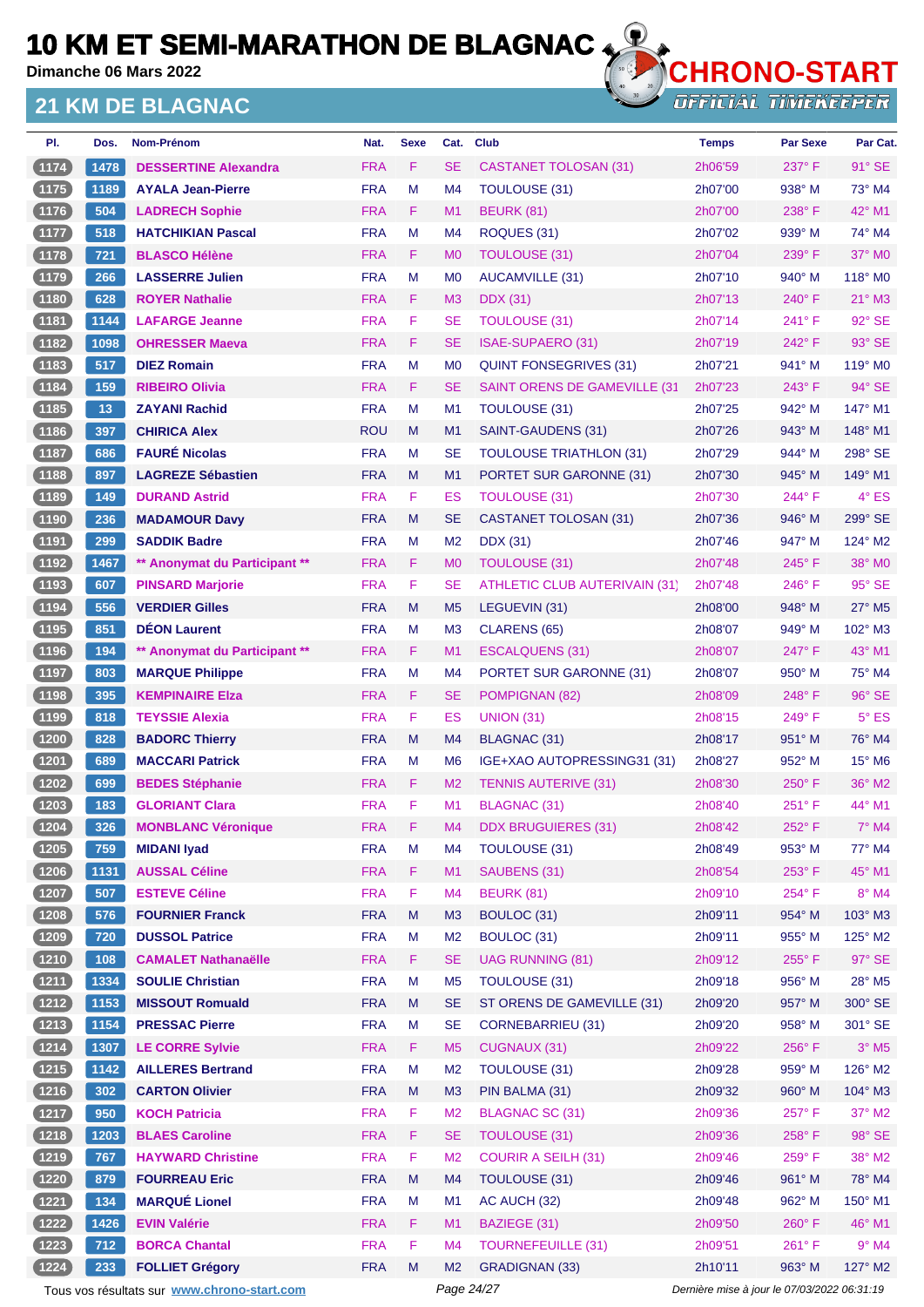# 10 KM ET SEMI-MARATHON DE BLAGNAC

Dimanche 06 Mars 2022

## 21 KM DE BLAGNAC

CHRONO-START
OFFICIAL TIMEKEEPER

| Pl. | Dos. | Nom-Prénom | Nat. | Sexe | Cat. | Club | Temps | Par Sexe | Par Cat. |
|---|---|---|---|---|---|---|---|---|---|
| 1174 | 1478 | DESSERTINE Alexandra | FRA | F | SE | CASTANET TOLOSAN (31) | 2h06'59 | 237° F | 91° SE |
| 1175 | 1189 | AYALA Jean-Pierre | FRA | M | M4 | TOULOUSE (31) | 2h07'00 | 938° M | 73° M4 |
| 1176 | 504 | LADRECH Sophie | FRA | F | M1 | BEURK (81) | 2h07'00 | 238° F | 42° M1 |
| 1177 | 518 | HATCHIKIAN Pascal | FRA | M | M4 | ROQUES (31) | 2h07'02 | 939° M | 74° M4 |
| 1178 | 721 | BLASCO Hélène | FRA | F | M0 | TOULOUSE (31) | 2h07'04 | 239° F | 37° M0 |
| 1179 | 266 | LASSERRE Julien | FRA | M | M0 | AUCAMVILLE (31) | 2h07'10 | 940° M | 118° M0 |
| 1180 | 628 | ROYER Nathalie | FRA | F | M3 | DDX (31) | 2h07'13 | 240° F | 21° M3 |
| 1181 | 1144 | LAFARGE Jeanne | FRA | F | SE | TOULOUSE (31) | 2h07'14 | 241° F | 92° SE |
| 1182 | 1098 | OHRESSER Maeva | FRA | F | SE | ISAE-SUPAERO (31) | 2h07'19 | 242° F | 93° SE |
| 1183 | 517 | DIEZ Romain | FRA | M | M0 | QUINT FONSEGRIVES (31) | 2h07'21 | 941° M | 119° M0 |
| 1184 | 159 | RIBEIRO Olivia | FRA | F | SE | SAINT ORENS DE GAMEVILLE (31 | 2h07'23 | 243° F | 94° SE |
| 1185 | 13 | ZAYANI Rachid | FRA | M | M1 | TOULOUSE (31) | 2h07'25 | 942° M | 147° M1 |
| 1186 | 397 | CHIRICA Alex | ROU | M | M1 | SAINT-GAUDENS (31) | 2h07'26 | 943° M | 148° M1 |
| 1187 | 686 | FAURÉ Nicolas | FRA | M | SE | TOULOUSE TRIATHLON (31) | 2h07'29 | 944° M | 298° SE |
| 1188 | 897 | LAGREZE Sébastien | FRA | M | M1 | PORTET SUR GARONNE (31) | 2h07'30 | 945° M | 149° M1 |
| 1189 | 149 | DURAND Astrid | FRA | F | ES | TOULOUSE (31) | 2h07'30 | 244° F | 4° ES |
| 1190 | 236 | MADAMOUR Davy | FRA | M | SE | CASTANET TOLOSAN (31) | 2h07'36 | 946° M | 299° SE |
| 1191 | 299 | SADDIK Badre | FRA | M | M2 | DDX (31) | 2h07'46 | 947° M | 124° M2 |
| 1192 | 1467 | ** Anonymat du Participant ** | FRA | F | M0 | TOULOUSE (31) | 2h07'48 | 245° F | 38° M0 |
| 1193 | 607 | PINSARD Marjorie | FRA | F | SE | ATHLETIC CLUB AUTERIVAIN (31) | 2h07'48 | 246° F | 95° SE |
| 1194 | 556 | VERDIER Gilles | FRA | M | M5 | LEGUEVIN (31) | 2h08'00 | 948° M | 27° M5 |
| 1195 | 851 | DÉON Laurent | FRA | M | M3 | CLARENS (65) | 2h08'07 | 949° M | 102° M3 |
| 1196 | 194 | ** Anonymat du Participant ** | FRA | F | M1 | ESCALQUENS (31) | 2h08'07 | 247° F | 43° M1 |
| 1197 | 803 | MARQUE Philippe | FRA | M | M4 | PORTET SUR GARONNE (31) | 2h08'07 | 950° M | 75° M4 |
| 1198 | 395 | KEMPINAIRE Elza | FRA | F | SE | POMPIGNAN (82) | 2h08'09 | 248° F | 96° SE |
| 1199 | 818 | TEYSSIE Alexia | FRA | F | ES | UNION (31) | 2h08'15 | 249° F | 5° ES |
| 1200 | 828 | BADORC Thierry | FRA | M | M4 | BLAGNAC (31) | 2h08'17 | 951° M | 76° M4 |
| 1201 | 689 | MACCARI Patrick | FRA | M | M6 | IGE+XAO AUTOPRESSING31 (31) | 2h08'27 | 952° M | 15° M6 |
| 1202 | 699 | BEDES Stéphanie | FRA | F | M2 | TENNIS AUTERIVE (31) | 2h08'30 | 250° F | 36° M2 |
| 1203 | 183 | GLORIANT Clara | FRA | F | M1 | BLAGNAC (31) | 2h08'40 | 251° F | 44° M1 |
| 1204 | 326 | MONBLANC Véronique | FRA | F | M4 | DDX BRUGUIERES (31) | 2h08'42 | 252° F | 7° M4 |
| 1205 | 759 | MIDANI Iyad | FRA | M | M4 | TOULOUSE (31) | 2h08'49 | 953° M | 77° M4 |
| 1206 | 1131 | AUSSAL Céline | FRA | F | M1 | SAUBENS (31) | 2h08'54 | 253° F | 45° M1 |
| 1207 | 507 | ESTEVE Céline | FRA | F | M4 | BEURK (81) | 2h09'10 | 254° F | 8° M4 |
| 1208 | 576 | FOURNIER Franck | FRA | M | M3 | BOULOC (31) | 2h09'11 | 954° M | 103° M3 |
| 1209 | 720 | DUSSOL Patrice | FRA | M | M2 | BOULOC (31) | 2h09'11 | 955° M | 125° M2 |
| 1210 | 108 | CAMALET Nathanaëlle | FRA | F | SE | UAG RUNNING (81) | 2h09'12 | 255° F | 97° SE |
| 1211 | 1334 | SOULIE Christian | FRA | M | M5 | TOULOUSE (31) | 2h09'18 | 956° M | 28° M5 |
| 1212 | 1153 | MISSOUT Romuald | FRA | M | SE | ST ORENS DE GAMEVILLE (31) | 2h09'20 | 957° M | 300° SE |
| 1213 | 1154 | PRESSAC Pierre | FRA | M | SE | CORNEBARRIEU (31) | 2h09'20 | 958° M | 301° SE |
| 1214 | 1307 | LE CORRE Sylvie | FRA | F | M5 | CUGNAUX (31) | 2h09'22 | 256° F | 3° M5 |
| 1215 | 1142 | AILLERES Bertrand | FRA | M | M2 | TOULOUSE (31) | 2h09'28 | 959° M | 126° M2 |
| 1216 | 302 | CARTON Olivier | FRA | M | M3 | PIN BALMA (31) | 2h09'32 | 960° M | 104° M3 |
| 1217 | 950 | KOCH Patricia | FRA | F | M2 | BLAGNAC SC (31) | 2h09'36 | 257° F | 37° M2 |
| 1218 | 1203 | BLAES Caroline | FRA | F | SE | TOULOUSE (31) | 2h09'36 | 258° F | 98° SE |
| 1219 | 767 | HAYWARD Christine | FRA | F | M2 | COURIR A SEILH (31) | 2h09'46 | 259° F | 38° M2 |
| 1220 | 879 | FOURREAU Eric | FRA | M | M4 | TOULOUSE (31) | 2h09'46 | 961° M | 78° M4 |
| 1221 | 134 | MARQUÉ Lionel | FRA | M | M1 | AC AUCH (32) | 2h09'48 | 962° M | 150° M1 |
| 1222 | 1426 | EVIN Valérie | FRA | F | M1 | BAZIEGE (31) | 2h09'50 | 260° F | 46° M1 |
| 1223 | 712 | BORCA Chantal | FRA | F | M4 | TOURNEFEUILLE (31) | 2h09'51 | 261° F | 9° M4 |
| 1224 | 233 | FOLLIET Grégory | FRA | M | M2 | GRADIGNAN (33) | 2h10'11 | 963° M | 127° M2 |

Tous vos résultats sur www.chrono-start.com — Dernière mise à jour le 07/03/2022 06:31:19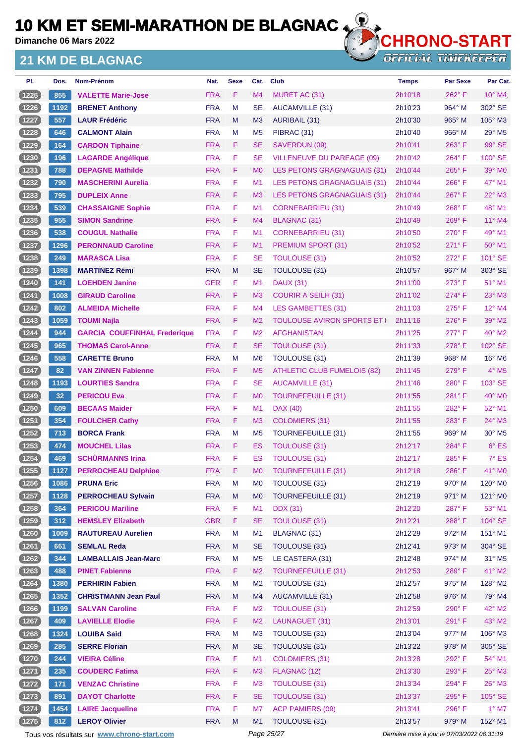# 10 KM ET SEMI-MARATHON DE BLAGNAC

Dimanche 06 Mars 2022

## 21 KM DE BLAGNAC

| Pl. | Dos. | Nom-Prénom | Nat. | Sexe | Cat. | Club | Temps | Par Sexe | Par Cat. |
|---|---|---|---|---|---|---|---|---|---|
| 1225 | 855 | VALETTE Marie-Jose | FRA | F | M4 | MURET AC (31) | 2h10'18 | 262° F | 10° M4 |
| 1226 | 1192 | BRENET Anthony | FRA | M | SE | AUCAMVILLE (31) | 2h10'23 | 964° M | 302° SE |
| 1227 | 557 | LAUR Frédéric | FRA | M | M3 | AURIBAIL (31) | 2h10'30 | 965° M | 105° M3 |
| 1228 | 646 | CALMONT Alain | FRA | M | M5 | PIBRAC (31) | 2h10'40 | 966° M | 29° M5 |
| 1229 | 164 | CARDON Tiphaine | FRA | F | SE | SAVERDUN (09) | 2h10'41 | 263° F | 99° SE |
| 1230 | 196 | LAGARDE Angélique | FRA | F | SE | VILLENEUVE DU PAREAGE (09) | 2h10'42 | 264° F | 100° SE |
| 1231 | 788 | DEPAGNE Mathilde | FRA | F | M0 | LES PETONS GRAGNAGUAIS (31) | 2h10'44 | 265° F | 39° M0 |
| 1232 | 790 | MASCHERINI Aurelia | FRA | F | M1 | LES PETONS GRAGNAGUAIS (31) | 2h10'44 | 266° F | 47° M1 |
| 1233 | 795 | DUPLEIX Anne | FRA | F | M3 | LES PETONS GRAGNAGUAIS (31) | 2h10'44 | 267° F | 22° M3 |
| 1234 | 539 | CHASSAIGNE Sophie | FRA | F | M1 | CORNEBARRIEU (31) | 2h10'49 | 268° F | 48° M1 |
| 1235 | 955 | SIMON Sandrine | FRA | F | M4 | BLAGNAC (31) | 2h10'49 | 269° F | 11° M4 |
| 1236 | 538 | COUGUL Nathalie | FRA | F | M1 | CORNEBARRIEU (31) | 2h10'50 | 270° F | 49° M1 |
| 1237 | 1296 | PERONNAUD Caroline | FRA | F | M1 | PREMIUM SPORT (31) | 2h10'52 | 271° F | 50° M1 |
| 1238 | 249 | MARASCA Lisa | FRA | F | SE | TOULOUSE (31) | 2h10'52 | 272° F | 101° SE |
| 1239 | 1398 | MARTINEZ Rémi | FRA | M | SE | TOULOUSE (31) | 2h10'57 | 967° M | 303° SE |
| 1240 | 141 | LOEHDEN Janine | GER | F | M1 | DAUX (31) | 2h11'00 | 273° F | 51° M1 |
| 1241 | 1008 | GIRAUD Caroline | FRA | F | M3 | COURIR A SEILH (31) | 2h11'02 | 274° F | 23° M3 |
| 1242 | 802 | ALMEIDA Michelle | FRA | F | M4 | LES GAMBETTES (31) | 2h11'03 | 275° F | 12° M4 |
| 1243 | 1059 | TOUMI Najla | FRA | F | M2 | TOULOUSE AVIRON SPORTS ET I | 2h11'16 | 276° F | 39° M2 |
| 1244 | 944 | GARCIA COUFFINHAL Frederique | FRA | F | M2 | AFGHANISTAN | 2h11'25 | 277° F | 40° M2 |
| 1245 | 965 | THOMAS Carol-Anne | FRA | F | SE | TOULOUSE (31) | 2h11'33 | 278° F | 102° SE |
| 1246 | 558 | CARETTE Bruno | FRA | M | M6 | TOULOUSE (31) | 2h11'39 | 968° M | 16° M6 |
| 1247 | 82 | VAN ZINNEN Fabienne | FRA | F | M5 | ATHLETIC CLUB FUMELOIS (82) | 2h11'45 | 279° F | 4° M5 |
| 1248 | 1193 | LOURTIES Sandra | FRA | F | SE | AUCAMVILLE (31) | 2h11'46 | 280° F | 103° SE |
| 1249 | 32 | PERICOU Eva | FRA | F | M0 | TOURNEFEUILLE (31) | 2h11'55 | 281° F | 40° M0 |
| 1250 | 609 | BECAAS Maider | FRA | F | M1 | DAX (40) | 2h11'55 | 282° F | 52° M1 |
| 1251 | 354 | FOULCHER Cathy | FRA | F | M3 | COLOMIERS (31) | 2h11'55 | 283° F | 24° M3 |
| 1252 | 713 | BORCA Frank | FRA | M | M5 | TOURNEFEUILLE (31) | 2h11'55 | 969° M | 30° M5 |
| 1253 | 474 | MOUCHEL Lilas | FRA | F | ES | TOULOUSE (31) | 2h12'17 | 284° F | 6° ES |
| 1254 | 469 | SCHÜRMANNS Irina | FRA | F | ES | TOULOUSE (31) | 2h12'17 | 285° F | 7° ES |
| 1255 | 1127 | PERROCHEAU Delphine | FRA | F | M0 | TOURNEFEUILLE (31) | 2h12'18 | 286° F | 41° M0 |
| 1256 | 1086 | PRUNA Eric | FRA | M | M0 | TOULOUSE (31) | 2h12'19 | 970° M | 120° M0 |
| 1257 | 1128 | PERROCHEAU Sylvain | FRA | M | M0 | TOURNEFEUILLE (31) | 2h12'19 | 971° M | 121° M0 |
| 1258 | 364 | PERICOU Mariline | FRA | F | M1 | DDX (31) | 2h12'20 | 287° F | 53° M1 |
| 1259 | 312 | HEMSLEY Elizabeth | GBR | F | SE | TOULOUSE (31) | 2h12'21 | 288° F | 104° SE |
| 1260 | 1009 | RAUTUREAU Aurelien | FRA | M | M1 | BLAGNAC (31) | 2h12'29 | 972° M | 151° M1 |
| 1261 | 661 | SEMLAL Reda | FRA | M | SE | TOULOUSE (31) | 2h12'41 | 973° M | 304° SE |
| 1262 | 344 | LAMBALLAIS Jean-Marc | FRA | M | M5 | LE CASTERA (31) | 2h12'48 | 974° M | 31° M5 |
| 1263 | 488 | PINET Fabienne | FRA | F | M2 | TOURNEFEUILLE (31) | 2h12'53 | 289° F | 41° M2 |
| 1264 | 1380 | PERHIRIN Fabien | FRA | M | M2 | TOULOUSE (31) | 2h12'57 | 975° M | 128° M2 |
| 1265 | 1352 | CHRISTMANN Jean Paul | FRA | M | M4 | AUCAMVILLE (31) | 2h12'58 | 976° M | 79° M4 |
| 1266 | 1199 | SALVAN Caroline | FRA | F | M2 | TOULOUSE (31) | 2h12'59 | 290° F | 42° M2 |
| 1267 | 409 | LAVIELLE Elodie | FRA | F | M2 | LAUNAGUET (31) | 2h13'01 | 291° F | 43° M2 |
| 1268 | 1324 | LOUIBA Said | FRA | M | M3 | TOULOUSE (31) | 2h13'04 | 977° M | 106° M3 |
| 1269 | 285 | SERRE Florian | FRA | M | SE | TOULOUSE (31) | 2h13'22 | 978° M | 305° SE |
| 1270 | 244 | VIEIRA Céline | FRA | F | M1 | COLOMIERS (31) | 2h13'28 | 292° F | 54° M1 |
| 1271 | 235 | COUDERC Fatima | FRA | F | M3 | FLAGNAC (12) | 2h13'30 | 293° F | 25° M3 |
| 1272 | 171 | VENZAC Christine | FRA | F | M3 | TOULOUSE (31) | 2h13'34 | 294° F | 26° M3 |
| 1273 | 891 | DAYOT Charlotte | FRA | F | SE | TOULOUSE (31) | 2h13'37 | 295° F | 105° SE |
| 1274 | 1454 | LAIRE Jacqueline | FRA | F | M7 | ACP PAMIERS (09) | 2h13'41 | 296° F | 1° M7 |
| 1275 | 812 | LEROY Olivier | FRA | M | M1 | TOULOUSE (31) | 2h13'57 | 979° M | 152° M1 |

Tous vos résultats sur www.chrono-start.com

Dernière mise à jour le 07/03/2022 06:31:19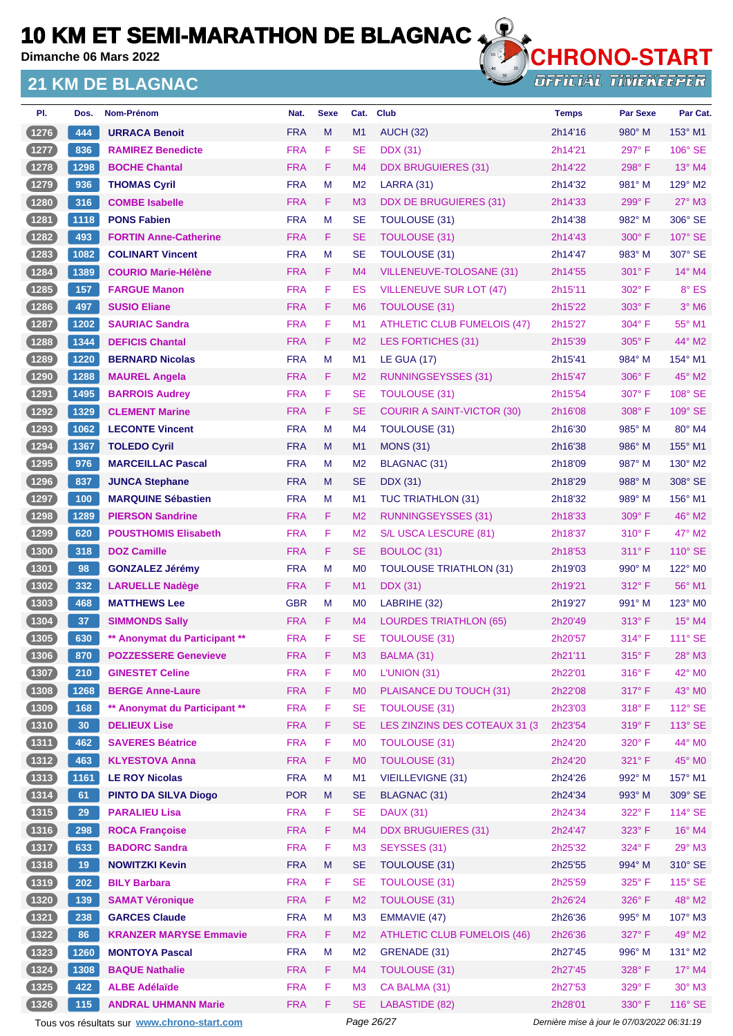# 10 KM ET SEMI-MARATHON DE BLAGNAC

Dimanche 06 Mars 2022

## 21 KM DE BLAGNAC

| Pl. | Dos. | Nom-Prénom | Nat. | Sexe | Cat. | Club | Temps | Par Sexe | Par Cat. |
|---|---|---|---|---|---|---|---|---|---|
| 1276 | 444 | URRACA Benoit | FRA | M | M1 | AUCH (32) | 2h14'16 | 980° M | 153° M1 |
| 1277 | 836 | RAMIREZ Benedicte | FRA | F | SE | DDX (31) | 2h14'21 | 297° F | 106° SE |
| 1278 | 1298 | BOCHE Chantal | FRA | F | M4 | DDX BRUGUIERES (31) | 2h14'22 | 298° F | 13° M4 |
| 1279 | 936 | THOMAS Cyril | FRA | M | M2 | LARRA (31) | 2h14'32 | 981° M | 129° M2 |
| 1280 | 316 | COMBE Isabelle | FRA | F | M3 | DDX DE BRUGUIERES (31) | 2h14'33 | 299° F | 27° M3 |
| 1281 | 1118 | PONS Fabien | FRA | M | SE | TOULOUSE (31) | 2h14'38 | 982° M | 306° SE |
| 1282 | 493 | FORTIN Anne-Catherine | FRA | F | SE | TOULOUSE (31) | 2h14'43 | 300° F | 107° SE |
| 1283 | 1082 | COLINART Vincent | FRA | M | SE | TOULOUSE (31) | 2h14'47 | 983° M | 307° SE |
| 1284 | 1389 | COURIO Marie-Hélène | FRA | F | M4 | VILLENEUVE-TOLOSANE (31) | 2h14'55 | 301° F | 14° M4 |
| 1285 | 157 | FARGUE Manon | FRA | F | ES | VILLENEUVE SUR LOT (47) | 2h15'11 | 302° F | 8° ES |
| 1286 | 497 | SUSIO Eliane | FRA | F | M6 | TOULOUSE (31) | 2h15'22 | 303° F | 3° M6 |
| 1287 | 1202 | SAURIAC Sandra | FRA | F | M1 | ATHLETIC CLUB FUMELOIS (47) | 2h15'27 | 304° F | 55° M1 |
| 1288 | 1344 | DEFICIS Chantal | FRA | F | M2 | LES FORTICHES (31) | 2h15'39 | 305° F | 44° M2 |
| 1289 | 1220 | BERNARD Nicolas | FRA | M | M1 | LE GUA (17) | 2h15'41 | 984° M | 154° M1 |
| 1290 | 1288 | MAUREL Angela | FRA | F | M2 | RUNNINGSEYSSES (31) | 2h15'47 | 306° F | 45° M2 |
| 1291 | 1495 | BARROIS Audrey | FRA | F | SE | TOULOUSE (31) | 2h15'54 | 307° F | 108° SE |
| 1292 | 1329 | CLEMENT Marine | FRA | F | SE | COURIR A SAINT-VICTOR (30) | 2h16'08 | 308° F | 109° SE |
| 1293 | 1062 | LECONTE Vincent | FRA | M | M4 | TOULOUSE (31) | 2h16'30 | 985° M | 80° M4 |
| 1294 | 1367 | TOLEDO Cyril | FRA | M | M1 | MONS (31) | 2h16'38 | 986° M | 155° M1 |
| 1295 | 976 | MARCEILLAC Pascal | FRA | M | M2 | BLAGNAC (31) | 2h18'09 | 987° M | 130° M2 |
| 1296 | 837 | JUNCA Stephane | FRA | M | SE | DDX (31) | 2h18'29 | 988° M | 308° SE |
| 1297 | 100 | MARQUINE Sébastien | FRA | M | M1 | TUC TRIATHLON (31) | 2h18'32 | 989° M | 156° M1 |
| 1298 | 1289 | PIERSON Sandrine | FRA | F | M2 | RUNNINGSEYSSES (31) | 2h18'33 | 309° F | 46° M2 |
| 1299 | 620 | POUSTHOMIS Elisabeth | FRA | F | M2 | S/L USCA LESCURE (81) | 2h18'37 | 310° F | 47° M2 |
| 1300 | 318 | DOZ Camille | FRA | F | SE | BOULOC (31) | 2h18'53 | 311° F | 110° SE |
| 1301 | 98 | GONZALEZ Jérémy | FRA | M | M0 | TOULOUSE TRIATHLON (31) | 2h19'03 | 990° M | 122° M0 |
| 1302 | 332 | LARUELLE Nadège | FRA | F | M1 | DDX (31) | 2h19'21 | 312° F | 56° M1 |
| 1303 | 468 | MATTHEWS Lee | GBR | M | M0 | LABRIHE (32) | 2h19'27 | 991° M | 123° M0 |
| 1304 | 37 | SIMMONDS Sally | FRA | F | M4 | LOURDES TRIATHLON (65) | 2h20'49 | 313° F | 15° M4 |
| 1305 | 630 | ** Anonymat du Participant ** | FRA | F | SE | TOULOUSE (31) | 2h20'57 | 314° F | 111° SE |
| 1306 | 870 | POZZESSERE Genevieve | FRA | F | M3 | BALMA (31) | 2h21'11 | 315° F | 28° M3 |
| 1307 | 210 | GINESTET Celine | FRA | F | M0 | L'UNION (31) | 2h22'01 | 316° F | 42° M0 |
| 1308 | 1268 | BERGE Anne-Laure | FRA | F | M0 | PLAISANCE DU TOUCH (31) | 2h22'08 | 317° F | 43° M0 |
| 1309 | 168 | ** Anonymat du Participant ** | FRA | F | SE | TOULOUSE (31) | 2h23'03 | 318° F | 112° SE |
| 1310 | 30 | DELIEUX Lise | FRA | F | SE | LES ZINZINS DES COTEAUX 31 (3 | 2h23'54 | 319° F | 113° SE |
| 1311 | 462 | SAVERES Béatrice | FRA | F | M0 | TOULOUSE (31) | 2h24'20 | 320° F | 44° M0 |
| 1312 | 463 | KLYESTOVA Anna | FRA | F | M0 | TOULOUSE (31) | 2h24'20 | 321° F | 45° M0 |
| 1313 | 1161 | LE ROY Nicolas | FRA | M | M1 | VIEILLEVIGNE (31) | 2h24'26 | 992° M | 157° M1 |
| 1314 | 61 | PINTO DA SILVA Diogo | POR | M | SE | BLAGNAC (31) | 2h24'34 | 993° M | 309° SE |
| 1315 | 29 | PARALIEU Lisa | FRA | F | SE | DAUX (31) | 2h24'34 | 322° F | 114° SE |
| 1316 | 298 | ROCA Françoise | FRA | F | M4 | DDX BRUGUIERES (31) | 2h24'47 | 323° F | 16° M4 |
| 1317 | 633 | BADORC Sandra | FRA | F | M3 | SEYSSES (31) | 2h25'32 | 324° F | 29° M3 |
| 1318 | 19 | NOWITZKI Kevin | FRA | M | SE | TOULOUSE (31) | 2h25'55 | 994° M | 310° SE |
| 1319 | 202 | BILY Barbara | FRA | F | SE | TOULOUSE (31) | 2h25'59 | 325° F | 115° SE |
| 1320 | 139 | SAMAT Véronique | FRA | F | M2 | TOULOUSE (31) | 2h26'24 | 326° F | 48° M2 |
| 1321 | 238 | GARCES Claude | FRA | M | M3 | EMMAVIE (47) | 2h26'36 | 995° M | 107° M3 |
| 1322 | 86 | KRANZER MARYSE Emmavie | FRA | F | M2 | ATHLETIC CLUB FUMELOIS (46) | 2h26'36 | 327° F | 49° M2 |
| 1323 | 1260 | MONTOYA Pascal | FRA | M | M2 | GRENADE (31) | 2h27'45 | 996° M | 131° M2 |
| 1324 | 1308 | BAQUE Nathalie | FRA | F | M4 | TOULOUSE (31) | 2h27'45 | 328° F | 17° M4 |
| 1325 | 422 | ALBE Adélaïde | FRA | F | M3 | CA BALMA (31) | 2h27'53 | 329° F | 30° M3 |
| 1326 | 115 | ANDRAL UHMANN Marie | FRA | F | SE | LABASTIDE (82) | 2h28'01 | 330° F | 116° SE |

Tous vos résultats sur www.chrono-start.com — Dernière mise à jour le 07/03/2022 06:31:19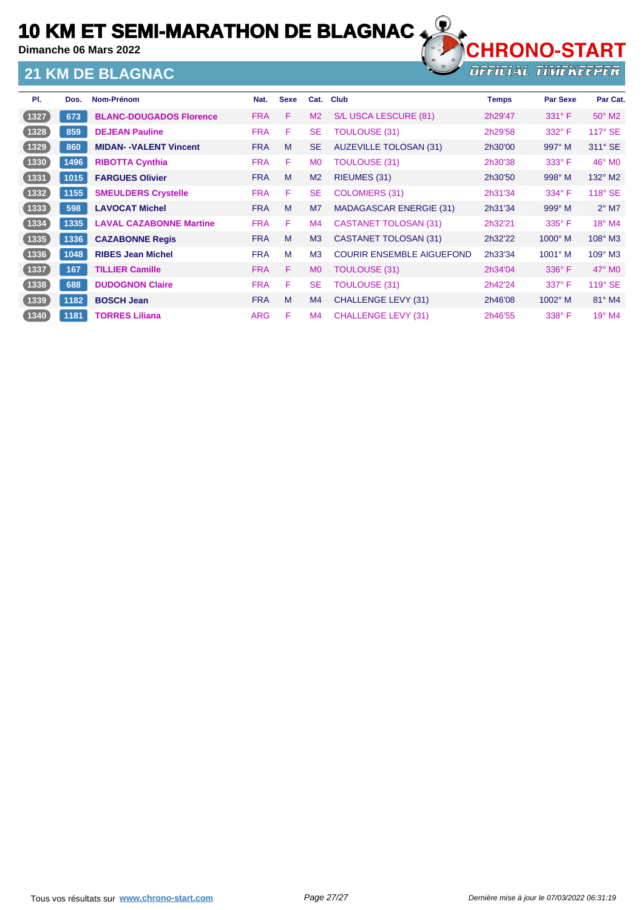# 10 KM ET SEMI-MARATHON DE BLAGNAC

**Dimanche 06 Mars 2022**

## 21 KM DE BLAGNAC

CHRONO-START
OFFICIAL TIMEKEEPER

| Pl. | Dos. | Nom-Prénom | Nat. | Sexe | Cat. | Club | Temps | Par Sexe | Par Cat. |
|---|---|---|---|---|---|---|---|---|---|
| 1327 | 673 | **BLANC-DOUGADOS Florence** | FRA | F | M2 | S/L USCA LESCURE (81) | 2h29'47 | 331° F | 50° M2 |
| 1328 | 859 | **DEJEAN Pauline** | FRA | F | SE | TOULOUSE (31) | 2h29'58 | 332° F | 117° SE |
| 1329 | 860 | **MIDAN- -VALENT Vincent** | FRA | M | SE | AUZEVILLE TOLOSAN (31) | 2h30'00 | 997° M | 311° SE |
| 1330 | 1496 | **RIBOTTA Cynthia** | FRA | F | M0 | TOULOUSE (31) | 2h30'38 | 333° F | 46° M0 |
| 1331 | 1015 | **FARGUES Olivier** | FRA | M | M2 | RIEUMES (31) | 2h30'50 | 998° M | 132° M2 |
| 1332 | 1155 | **SMEULDERS Crystelle** | FRA | F | SE | COLOMIERS (31) | 2h31'34 | 334° F | 118° SE |
| 1333 | 598 | **LAVOCAT Michel** | FRA | M | M7 | MADAGASCAR ENERGIE (31) | 2h31'34 | 999° M | 2° M7 |
| 1334 | 1335 | **LAVAL CAZABONNE Martine** | FRA | F | M4 | CASTANET TOLOSAN (31) | 2h32'21 | 335° F | 18° M4 |
| 1335 | 1336 | **CAZABONNE Regis** | FRA | M | M3 | CASTANET TOLOSAN (31) | 2h32'22 | 1000° M | 108° M3 |
| 1336 | 1048 | **RIBES Jean Michel** | FRA | M | M3 | COURIR ENSEMBLE AIGUEFOND | 2h33'34 | 1001° M | 109° M3 |
| 1337 | 167 | **TILLIER Camille** | FRA | F | M0 | TOULOUSE (31) | 2h34'04 | 336° F | 47° M0 |
| 1338 | 688 | **DUDOGNON Claire** | FRA | F | SE | TOULOUSE (31) | 2h42'24 | 337° F | 119° SE |
| 1339 | 1182 | **BOSCH Jean** | FRA | M | M4 | CHALLENGE LEVY (31) | 2h46'08 | 1002° M | 81° M4 |
| 1340 | 1181 | **TORRES Liliana** | ARG | F | M4 | CHALLENGE LEVY (31) | 2h46'55 | 338° F | 19° M4 |

Tous vos résultats sur www.chrono-start.com

*Dernière mise à jour le 07/03/2022 06:31:19*